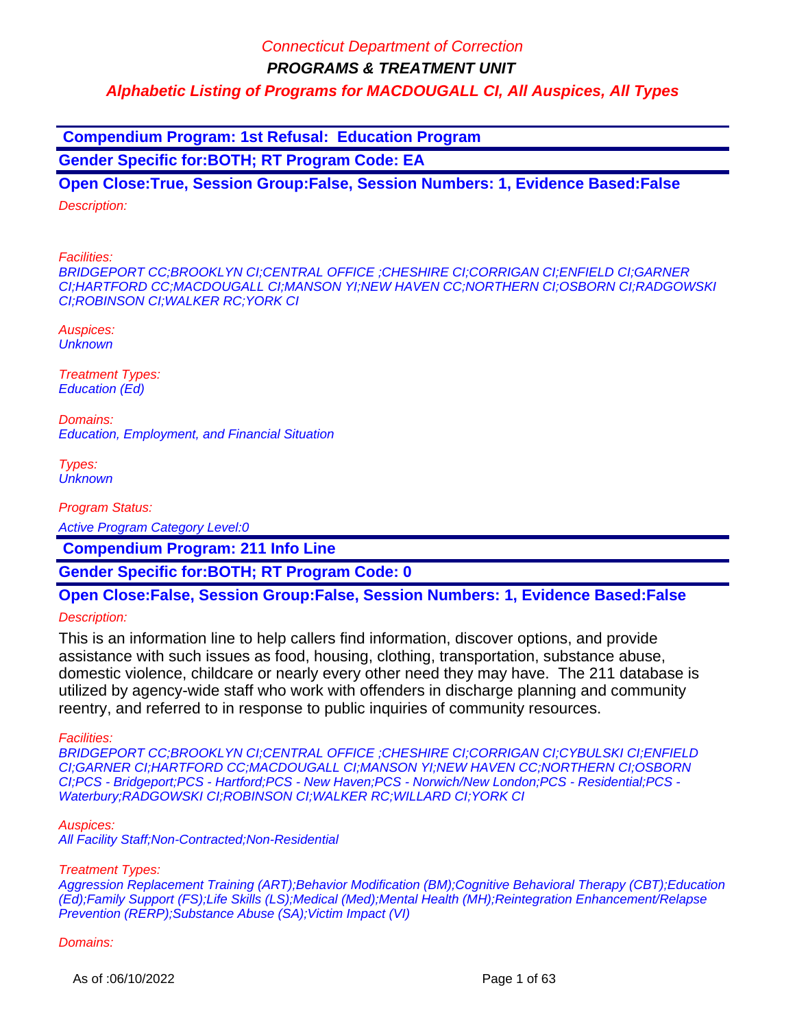Connecticut Department of Correction

**PROGRAMS & TREATMENT UNIT**

***Alphabetic Listing of Programs for MACDOUGALL CI, All Auspices, All Types***

## Compendium Program: 1st Refusal: Education Program

**Gender Specific for:BOTH; RT Program Code: EA**

**Open Close:True, Session Group:False, Session Numbers: 1, Evidence Based:False**

*Description:*

*Facilities:*
*BRIDGEPORT CC;BROOKLYN CI;CENTRAL OFFICE ;CHESHIRE CI;CORRIGAN CI;ENFIELD CI;GARNER CI;HARTFORD CC;MACDOUGALL CI;MANSON YI;NEW HAVEN CC;NORTHERN CI;OSBORN CI;RADGOWSKI CI;ROBINSON CI;WALKER RC;YORK CI*

*Auspices:*
*Unknown*

*Treatment Types:*
*Education (Ed)*

*Domains:*
*Education, Employment, and Financial Situation*

*Types:*
*Unknown*

*Program Status:*

*Active Program Category Level:0*

## Compendium Program: 211 Info Line

**Gender Specific for:BOTH; RT Program Code: 0**

**Open Close:False, Session Group:False, Session Numbers: 1, Evidence Based:False**

*Description:*

This is an information line to help callers find information, discover options, and provide assistance with such issues as food, housing, clothing, transportation, substance abuse, domestic violence, childcare or nearly every other need they may have. The 211 database is utilized by agency-wide staff who work with offenders in discharge planning and community reentry, and referred to in response to public inquiries of community resources.

*Facilities:*
*BRIDGEPORT CC;BROOKLYN CI;CENTRAL OFFICE ;CHESHIRE CI;CORRIGAN CI;CYBULSKI CI;ENFIELD CI;GARNER CI;HARTFORD CC;MACDOUGALL CI;MANSON YI;NEW HAVEN CC;NORTHERN CI;OSBORN CI;PCS - Bridgeport;PCS - Hartford;PCS - New Haven;PCS - Norwich/New London;PCS - Residential;PCS - Waterbury;RADGOWSKI CI;ROBINSON CI;WALKER RC;WILLARD CI;YORK CI*

*Auspices:*
*All Facility Staff;Non-Contracted;Non-Residential*

*Treatment Types:*
*Aggression Replacement Training (ART);Behavior Modification (BM);Cognitive Behavioral Therapy (CBT);Education (Ed);Family Support (FS);Life Skills (LS);Medical (Med);Mental Health (MH);Reintegration Enhancement/Relapse Prevention (RERP);Substance Abuse (SA);Victim Impact (VI)*

*Domains:*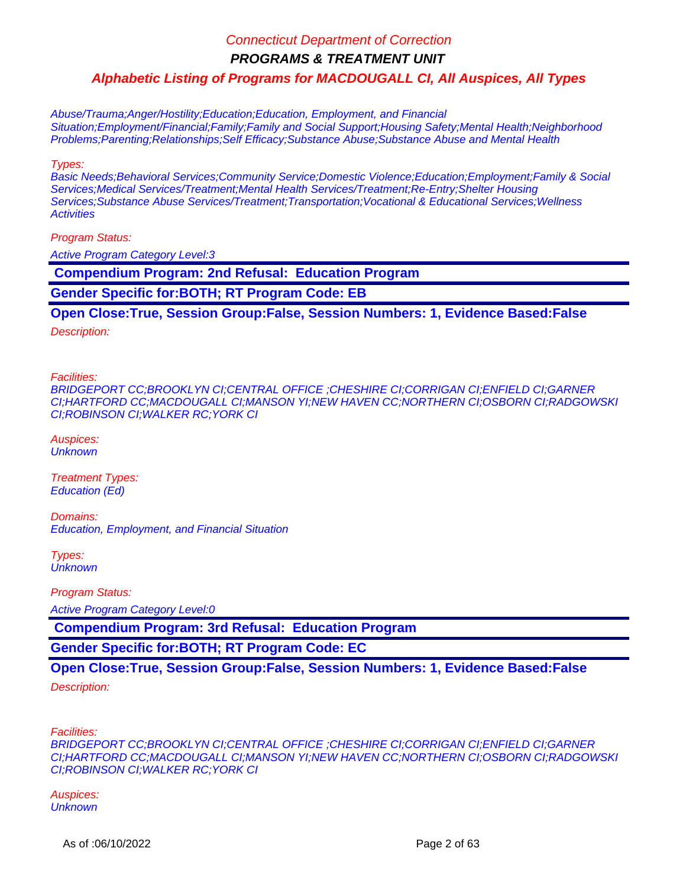Abuse/Trauma;Anger/Hostility;Education;Education, Employment, and Financial Situation;Employment/Financial;Family;Family and Social Support;Housing Safety;Mental Health;Neighborhood Problems;Parenting;Relationships;Self Efficacy;Substance Abuse;Substance Abuse and Mental Health

Types:
Basic Needs;Behavioral Services;Community Service;Domestic Violence;Education;Employment;Family & Social Services;Medical Services/Treatment;Mental Health Services/Treatment;Re-Entry;Shelter Housing Services;Substance Abuse Services/Treatment;Transportation;Vocational & Educational Services;Wellness Activities

Program Status:

Active Program Category Level:3

**Compendium Program: 2nd Refusal:  Education Program**

**Gender Specific for:BOTH; RT Program Code: EB**

**Open Close:True, Session Group:False, Session Numbers: 1, Evidence Based:False**

Description:

Facilities:
BRIDGEPORT CC;BROOKLYN CI;CENTRAL OFFICE ;CHESHIRE CI;CORRIGAN CI;ENFIELD CI;GARNER CI;HARTFORD CC;MACDOUGALL CI;MANSON YI;NEW HAVEN CC;NORTHERN CI;OSBORN CI;RADGOWSKI CI;ROBINSON CI;WALKER RC;YORK CI

Auspices:
Unknown

Treatment Types:
Education (Ed)

Domains:
Education, Employment, and Financial Situation

Types:
Unknown

Program Status:

Active Program Category Level:0

**Compendium Program: 3rd Refusal:  Education Program**

**Gender Specific for:BOTH; RT Program Code: EC**

**Open Close:True, Session Group:False, Session Numbers: 1, Evidence Based:False**

Description:

Facilities:
BRIDGEPORT CC;BROOKLYN CI;CENTRAL OFFICE ;CHESHIRE CI;CORRIGAN CI;ENFIELD CI;GARNER CI;HARTFORD CC;MACDOUGALL CI;MANSON YI;NEW HAVEN CC;NORTHERN CI;OSBORN CI;RADGOWSKI CI;ROBINSON CI;WALKER RC;YORK CI

Auspices:
Unknown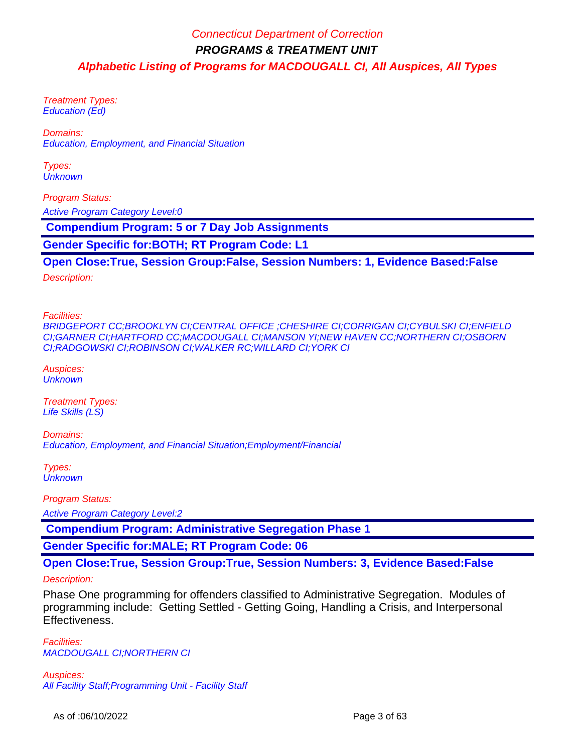Treatment Types:
Education (Ed)

Domains:
Education, Employment, and Financial Situation

Types:
Unknown

Program Status:

Active Program Category Level:0

**Compendium Program: 5 or 7 Day Job Assignments**

**Gender Specific for:BOTH; RT Program Code: L1**

**Open Close:True, Session Group:False, Session Numbers: 1, Evidence Based:False**

Description:

Facilities:
BRIDGEPORT CC;BROOKLYN CI;CENTRAL OFFICE ;CHESHIRE CI;CORRIGAN CI;CYBULSKI CI;ENFIELD CI;GARNER CI;HARTFORD CC;MACDOUGALL CI;MANSON YI;NEW HAVEN CC;NORTHERN CI;OSBORN CI;RADGOWSKI CI;ROBINSON CI;WALKER RC;WILLARD CI;YORK CI

Auspices:
Unknown

Treatment Types:
Life Skills (LS)

Domains:
Education, Employment, and Financial Situation;Employment/Financial

Types:
Unknown

Program Status:

Active Program Category Level:2

**Compendium Program: Administrative Segregation Phase 1**

**Gender Specific for:MALE; RT Program Code: 06**

**Open Close:True, Session Group:True, Session Numbers: 3, Evidence Based:False**

Description:

Phase One programming for offenders classified to Administrative Segregation. Modules of programming include: Getting Settled - Getting Going, Handling a Crisis, and Interpersonal Effectiveness.

Facilities:
MACDOUGALL CI;NORTHERN CI

Auspices:
All Facility Staff;Programming Unit - Facility Staff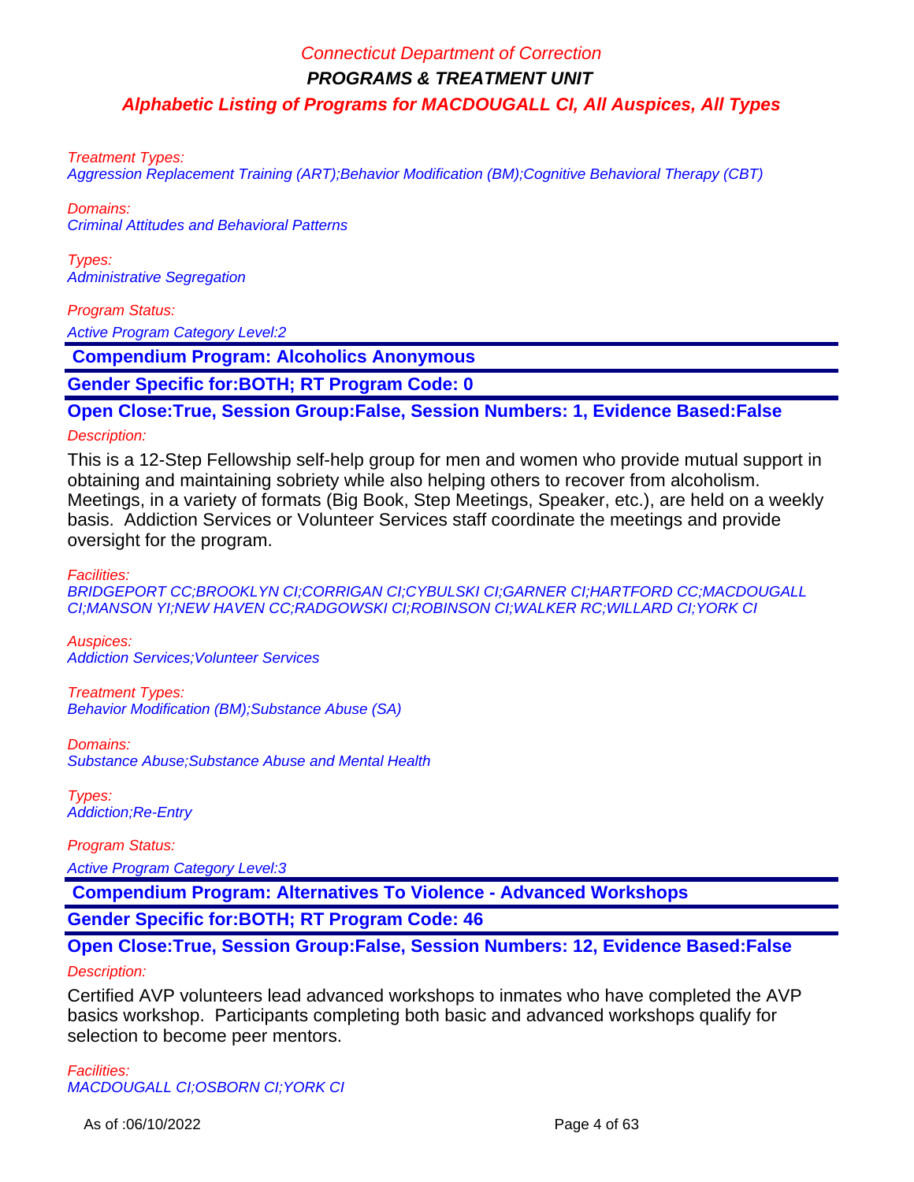Treatment Types:
Aggression Replacement Training (ART);Behavior Modification (BM);Cognitive Behavioral Therapy (CBT)

Domains:
Criminal Attitudes and Behavioral Patterns

Types:
Administrative Segregation

Program Status:
Active Program Category Level:2

**Compendium Program: Alcoholics Anonymous**

**Gender Specific for:BOTH; RT Program Code: 0**

**Open Close:True, Session Group:False, Session Numbers: 1, Evidence Based:False**

Description:

This is a 12-Step Fellowship self-help group for men and women who provide mutual support in obtaining and maintaining sobriety while also helping others to recover from alcoholism. Meetings, in a variety of formats (Big Book, Step Meetings, Speaker, etc.), are held on a weekly basis. Addiction Services or Volunteer Services staff coordinate the meetings and provide oversight for the program.

Facilities:
BRIDGEPORT CC;BROOKLYN CI;CORRIGAN CI;CYBULSKI CI;GARNER CI;HARTFORD CC;MACDOUGALL CI;MANSON YI;NEW HAVEN CC;RADGOWSKI CI;ROBINSON CI;WALKER RC;WILLARD CI;YORK CI

Auspices:
Addiction Services;Volunteer Services

Treatment Types:
Behavior Modification (BM);Substance Abuse (SA)

Domains:
Substance Abuse;Substance Abuse and Mental Health

Types:
Addiction;Re-Entry

Program Status:
Active Program Category Level:3

**Compendium Program: Alternatives To Violence - Advanced Workshops**

**Gender Specific for:BOTH; RT Program Code: 46**

**Open Close:True, Session Group:False, Session Numbers: 12, Evidence Based:False**

Description:

Certified AVP volunteers lead advanced workshops to inmates who have completed the AVP basics workshop. Participants completing both basic and advanced workshops qualify for selection to become peer mentors.

Facilities:
MACDOUGALL CI;OSBORN CI;YORK CI

As of :06/10/2022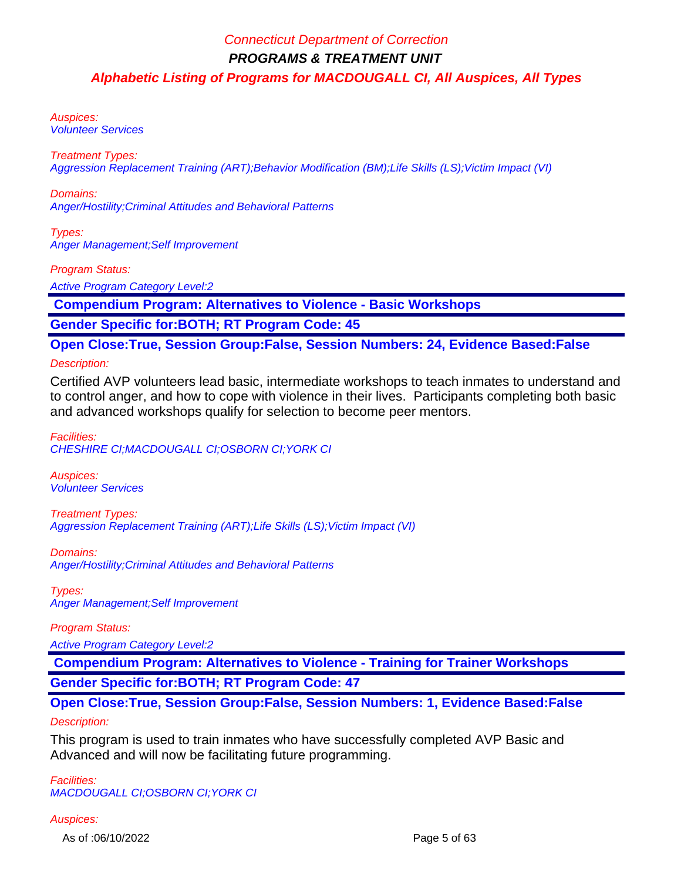Auspices:
Volunteer Services

Treatment Types:
Aggression Replacement Training (ART);Behavior Modification (BM);Life Skills (LS);Victim Impact (VI)

Domains:
Anger/Hostility;Criminal Attitudes and Behavioral Patterns

Types:
Anger Management;Self Improvement

Program Status:
Active Program Category Level:2

**Compendium Program: Alternatives to Violence - Basic Workshops**

**Gender Specific for:BOTH; RT Program Code: 45**

**Open Close:True, Session Group:False, Session Numbers: 24, Evidence Based:False**

Description:

Certified AVP volunteers lead basic, intermediate workshops to teach inmates to understand and to control anger, and how to cope with violence in their lives. Participants completing both basic and advanced workshops qualify for selection to become peer mentors.

Facilities:
CHESHIRE CI;MACDOUGALL CI;OSBORN CI;YORK CI

Auspices:
Volunteer Services

Treatment Types:
Aggression Replacement Training (ART);Life Skills (LS);Victim Impact (VI)

Domains:
Anger/Hostility;Criminal Attitudes and Behavioral Patterns

Types:
Anger Management;Self Improvement

Program Status:
Active Program Category Level:2

**Compendium Program: Alternatives to Violence - Training for Trainer Workshops**

**Gender Specific for:BOTH; RT Program Code: 47**

**Open Close:True, Session Group:False, Session Numbers: 1, Evidence Based:False**

Description:

This program is used to train inmates who have successfully completed AVP Basic and Advanced and will now be facilitating future programming.

Facilities:
MACDOUGALL CI;OSBORN CI;YORK CI

Auspices: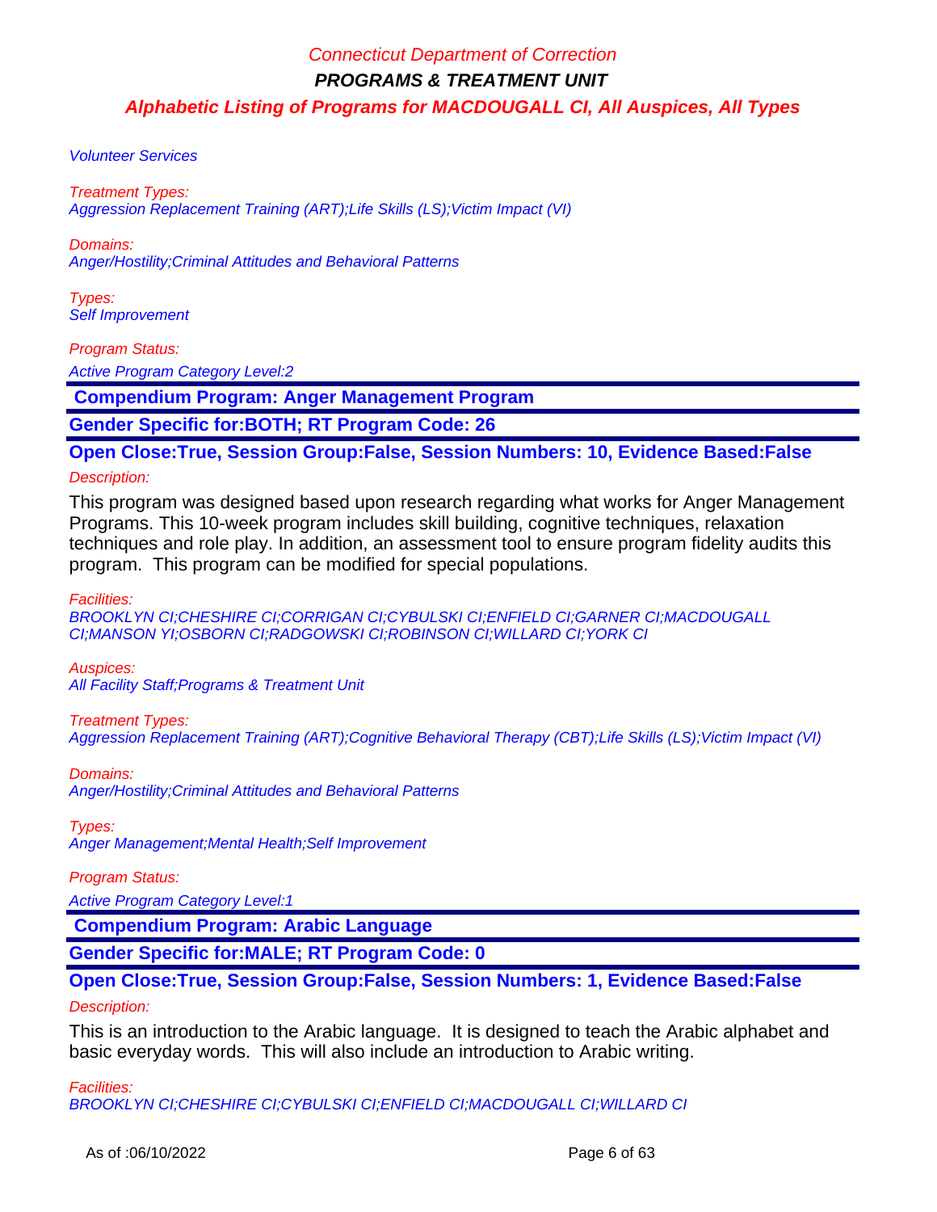Volunteer Services

*Treatment Types:*
*Aggression Replacement Training (ART);Life Skills (LS);Victim Impact (VI)*

*Domains:*
*Anger/Hostility;Criminal Attitudes and Behavioral Patterns*

*Types:*
*Self Improvement*

*Program Status:*
*Active Program Category Level:2*

## Compendium Program: Anger Management Program

**Gender Specific for:BOTH; RT Program Code: 26**

**Open Close:True, Session Group:False, Session Numbers: 10, Evidence Based:False**

*Description:*

This program was designed based upon research regarding what works for Anger Management Programs. This 10-week program includes skill building, cognitive techniques, relaxation techniques and role play. In addition, an assessment tool to ensure program fidelity audits this program. This program can be modified for special populations.

*Facilities:*
*BROOKLYN CI;CHESHIRE CI;CORRIGAN CI;CYBULSKI CI;ENFIELD CI;GARNER CI;MACDOUGALL CI;MANSON YI;OSBORN CI;RADGOWSKI CI;ROBINSON CI;WILLARD CI;YORK CI*

*Auspices:*
*All Facility Staff;Programs & Treatment Unit*

*Treatment Types:*
*Aggression Replacement Training (ART);Cognitive Behavioral Therapy (CBT);Life Skills (LS);Victim Impact (VI)*

*Domains:*
*Anger/Hostility;Criminal Attitudes and Behavioral Patterns*

*Types:*
*Anger Management;Mental Health;Self Improvement*

*Program Status:*
*Active Program Category Level:1*

## Compendium Program: Arabic Language

**Gender Specific for:MALE; RT Program Code: 0**

**Open Close:True, Session Group:False, Session Numbers: 1, Evidence Based:False**

*Description:*

This is an introduction to the Arabic language. It is designed to teach the Arabic alphabet and basic everyday words. This will also include an introduction to Arabic writing.

*Facilities:*
*BROOKLYN CI;CHESHIRE CI;CYBULSKI CI;ENFIELD CI;MACDOUGALL CI;WILLARD CI*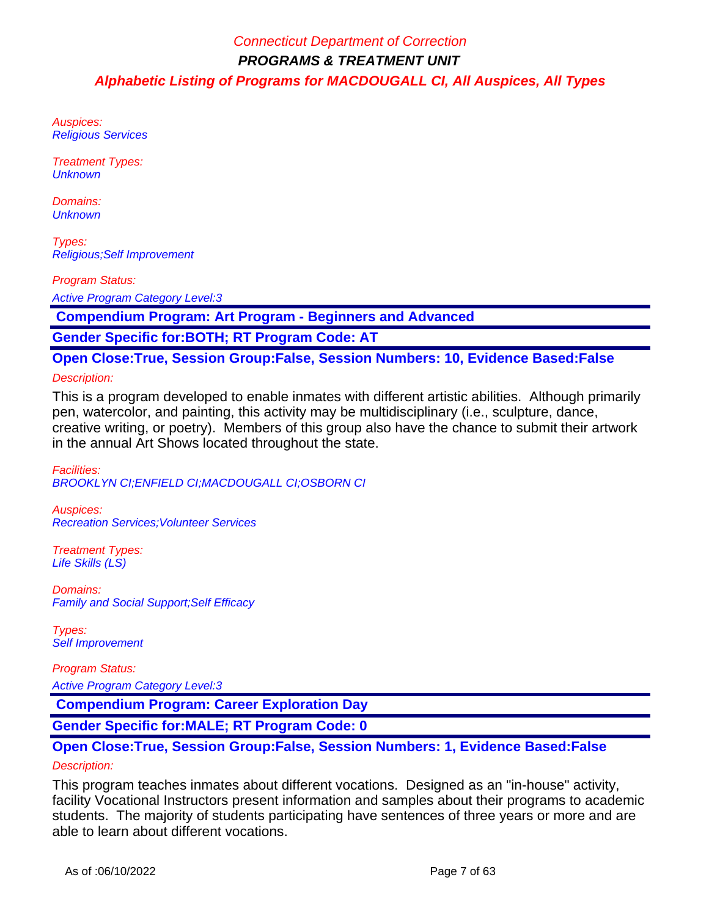Auspices:
Religious Services

Treatment Types:
Unknown

Domains:
Unknown

Types:
Religious;Self Improvement

Program Status:

Active Program Category Level:3

**Compendium Program: Art Program - Beginners and Advanced**

**Gender Specific for:BOTH; RT Program Code: AT**

**Open Close:True, Session Group:False, Session Numbers: 10, Evidence Based:False**

Description:

This is a program developed to enable inmates with different artistic abilities. Although primarily pen, watercolor, and painting, this activity may be multidisciplinary (i.e., sculpture, dance, creative writing, or poetry). Members of this group also have the chance to submit their artwork in the annual Art Shows located throughout the state.

Facilities:
BROOKLYN CI;ENFIELD CI;MACDOUGALL CI;OSBORN CI

Auspices:
Recreation Services;Volunteer Services

Treatment Types:
Life Skills (LS)

Domains:
Family and Social Support;Self Efficacy

Types:
Self Improvement

Program Status:

Active Program Category Level:3

**Compendium Program: Career Exploration Day**

**Gender Specific for:MALE; RT Program Code: 0**

**Open Close:True, Session Group:False, Session Numbers: 1, Evidence Based:False**

Description:

This program teaches inmates about different vocations. Designed as an "in-house" activity, facility Vocational Instructors present information and samples about their programs to academic students. The majority of students participating have sentences of three years or more and are able to learn about different vocations.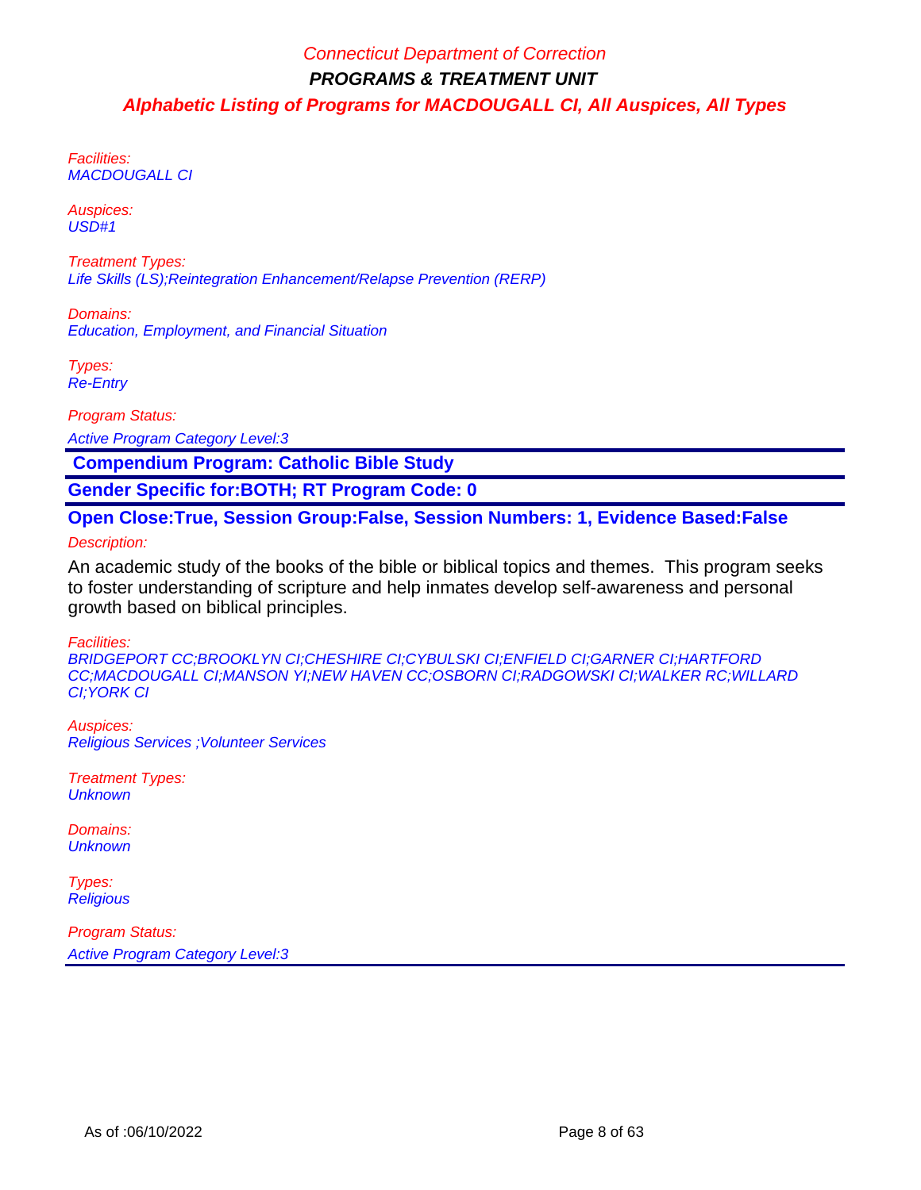Facilities:
MACDOUGALL CI

Auspices:
USD#1

Treatment Types:
Life Skills (LS);Reintegration Enhancement/Relapse Prevention (RERP)

Domains:
Education, Employment, and Financial Situation

Types:
Re-Entry

Program Status:

Active Program Category Level:3

**Compendium Program: Catholic Bible Study**

**Gender Specific for:BOTH; RT Program Code: 0**

**Open Close:True, Session Group:False, Session Numbers: 1, Evidence Based:False**

Description:

An academic study of the books of the bible or biblical topics and themes. This program seeks to foster understanding of scripture and help inmates develop self-awareness and personal growth based on biblical principles.

Facilities:
BRIDGEPORT CC;BROOKLYN CI;CHESHIRE CI;CYBULSKI CI;ENFIELD CI;GARNER CI;HARTFORD CC;MACDOUGALL CI;MANSON YI;NEW HAVEN CC;OSBORN CI;RADGOWSKI CI;WALKER RC;WILLARD CI;YORK CI

Auspices:
Religious Services ;Volunteer Services

Treatment Types:
Unknown

Domains:
Unknown

Types:
Religious

Program Status:
Active Program Category Level:3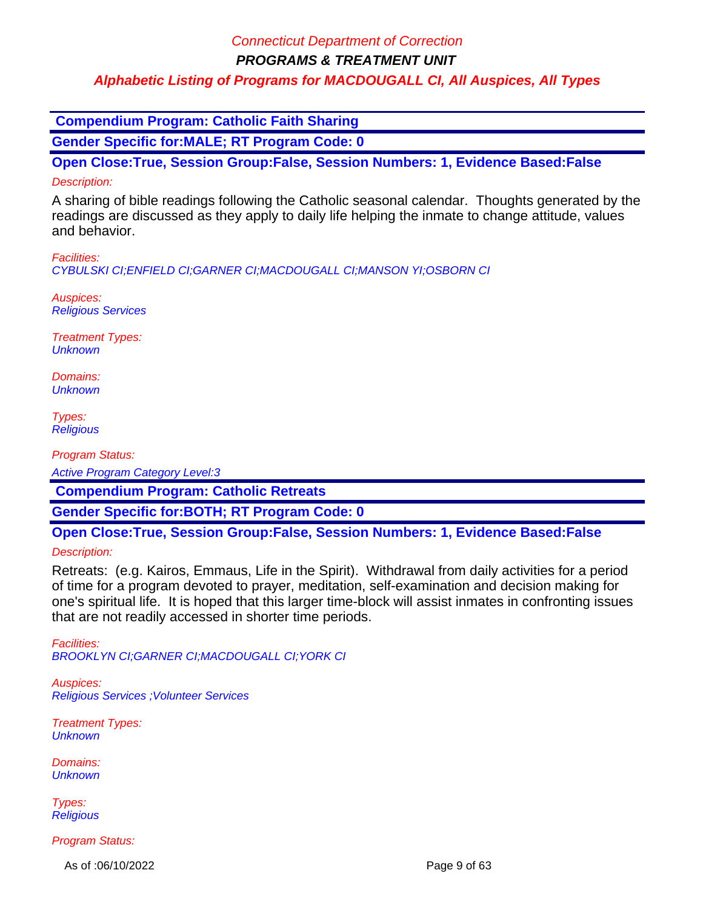**Compendium Program: Catholic Faith Sharing**

**Gender Specific for:MALE; RT Program Code: 0**

**Open Close:True, Session Group:False, Session Numbers: 1, Evidence Based:False**

*Description:*

A sharing of bible readings following the Catholic seasonal calendar. Thoughts generated by the readings are discussed as they apply to daily life helping the inmate to change attitude, values and behavior.

*Facilities:*
*CYBULSKI CI;ENFIELD CI;GARNER CI;MACDOUGALL CI;MANSON YI;OSBORN CI*

*Auspices:*
*Religious Services*

*Treatment Types:*
*Unknown*

*Domains:*
*Unknown*

*Types:*
*Religious*

*Program Status:*

*Active Program Category Level:3*

**Compendium Program: Catholic Retreats**

**Gender Specific for:BOTH; RT Program Code: 0**

**Open Close:True, Session Group:False, Session Numbers: 1, Evidence Based:False**

*Description:*

Retreats: (e.g. Kairos, Emmaus, Life in the Spirit). Withdrawal from daily activities for a period of time for a program devoted to prayer, meditation, self-examination and decision making for one's spiritual life. It is hoped that this larger time-block will assist inmates in confronting issues that are not readily accessed in shorter time periods.

*Facilities:*
*BROOKLYN CI;GARNER CI;MACDOUGALL CI;YORK CI*

*Auspices:*
*Religious Services ;Volunteer Services*

*Treatment Types:*
*Unknown*

*Domains:*
*Unknown*

*Types:*
*Religious*

*Program Status:*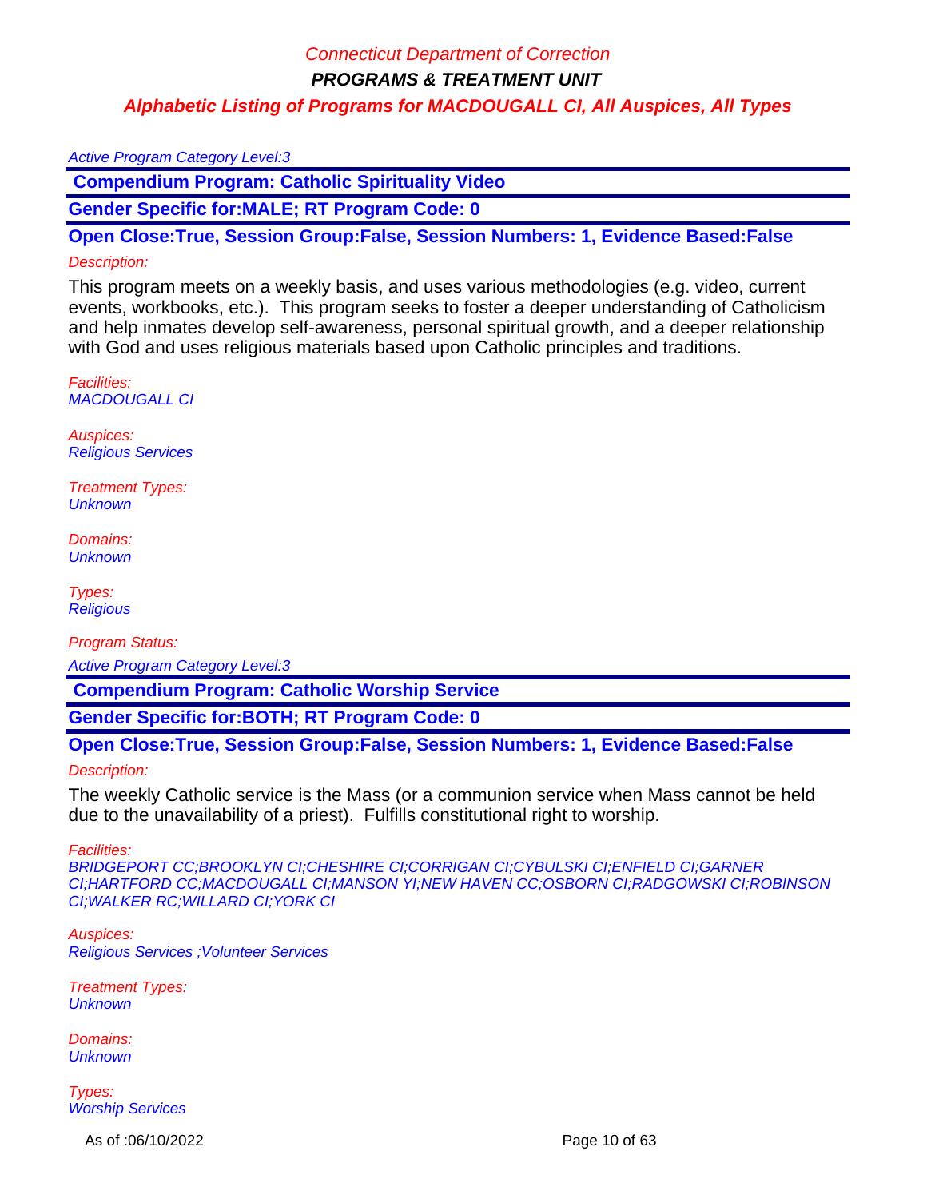Active Program Category Level:3

**Compendium Program: Catholic Spirituality Video**

**Gender Specific for:MALE; RT Program Code: 0**

**Open Close:True, Session Group:False, Session Numbers: 1, Evidence Based:False**

*Description:*

This program meets on a weekly basis, and uses various methodologies (e.g. video, current events, workbooks, etc.). This program seeks to foster a deeper understanding of Catholicism and help inmates develop self-awareness, personal spiritual growth, and a deeper relationship with God and uses religious materials based upon Catholic principles and traditions.

*Facilities:*
*MACDOUGALL CI*

*Auspices:*
*Religious Services*

*Treatment Types:*
*Unknown*

*Domains:*
*Unknown*

*Types:*
*Religious*

*Program Status:*

Active Program Category Level:3

**Compendium Program: Catholic Worship Service**

**Gender Specific for:BOTH; RT Program Code: 0**

**Open Close:True, Session Group:False, Session Numbers: 1, Evidence Based:False**

*Description:*

The weekly Catholic service is the Mass (or a communion service when Mass cannot be held due to the unavailability of a priest). Fulfills constitutional right to worship.

*Facilities:*
*BRIDGEPORT CC;BROOKLYN CI;CHESHIRE CI;CORRIGAN CI;CYBULSKI CI;ENFIELD CI;GARNER CI;HARTFORD CC;MACDOUGALL CI;MANSON YI;NEW HAVEN CC;OSBORN CI;RADGOWSKI CI;ROBINSON CI;WALKER RC;WILLARD CI;YORK CI*

*Auspices:*
*Religious Services ;Volunteer Services*

*Treatment Types:*
*Unknown*

*Domains:*
*Unknown*

*Types:*
*Worship Services*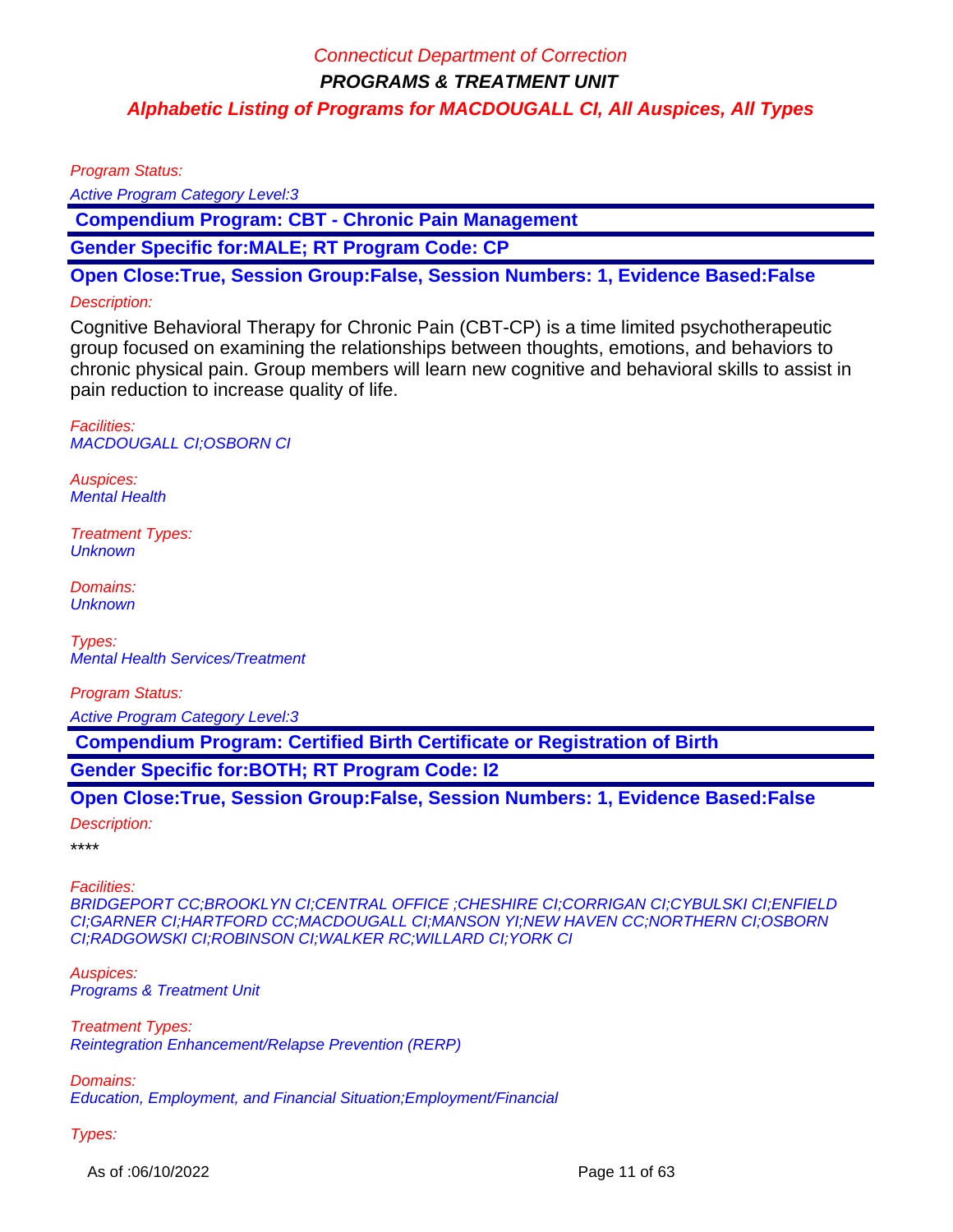Program Status:

*Active Program Category Level:3*

**Compendium Program: CBT - Chronic Pain Management**

**Gender Specific for:MALE; RT Program Code: CP**

**Open Close:True, Session Group:False, Session Numbers: 1, Evidence Based:False**

Description:

Cognitive Behavioral Therapy for Chronic Pain (CBT-CP) is a time limited psychotherapeutic group focused on examining the relationships between thoughts, emotions, and behaviors to chronic physical pain. Group members will learn new cognitive and behavioral skills to assist in pain reduction to increase quality of life.

Facilities:
*MACDOUGALL CI;OSBORN CI*

Auspices:
*Mental Health*

Treatment Types:
*Unknown*

Domains:
*Unknown*

Types:
*Mental Health Services/Treatment*

Program Status:

*Active Program Category Level:3*

**Compendium Program: Certified Birth Certificate or Registration of Birth**

**Gender Specific for:BOTH; RT Program Code: I2**

**Open Close:True, Session Group:False, Session Numbers: 1, Evidence Based:False**

Description:

****

Facilities:
*BRIDGEPORT CC;BROOKLYN CI;CENTRAL OFFICE ;CHESHIRE CI;CORRIGAN CI;CYBULSKI CI;ENFIELD CI;GARNER CI;HARTFORD CC;MACDOUGALL CI;MANSON YI;NEW HAVEN CC;NORTHERN CI;OSBORN CI;RADGOWSKI CI;ROBINSON CI;WALKER RC;WILLARD CI;YORK CI*

Auspices:
*Programs & Treatment Unit*

Treatment Types:
*Reintegration Enhancement/Relapse Prevention (RERP)*

Domains:
*Education, Employment, and Financial Situation;Employment/Financial*

Types: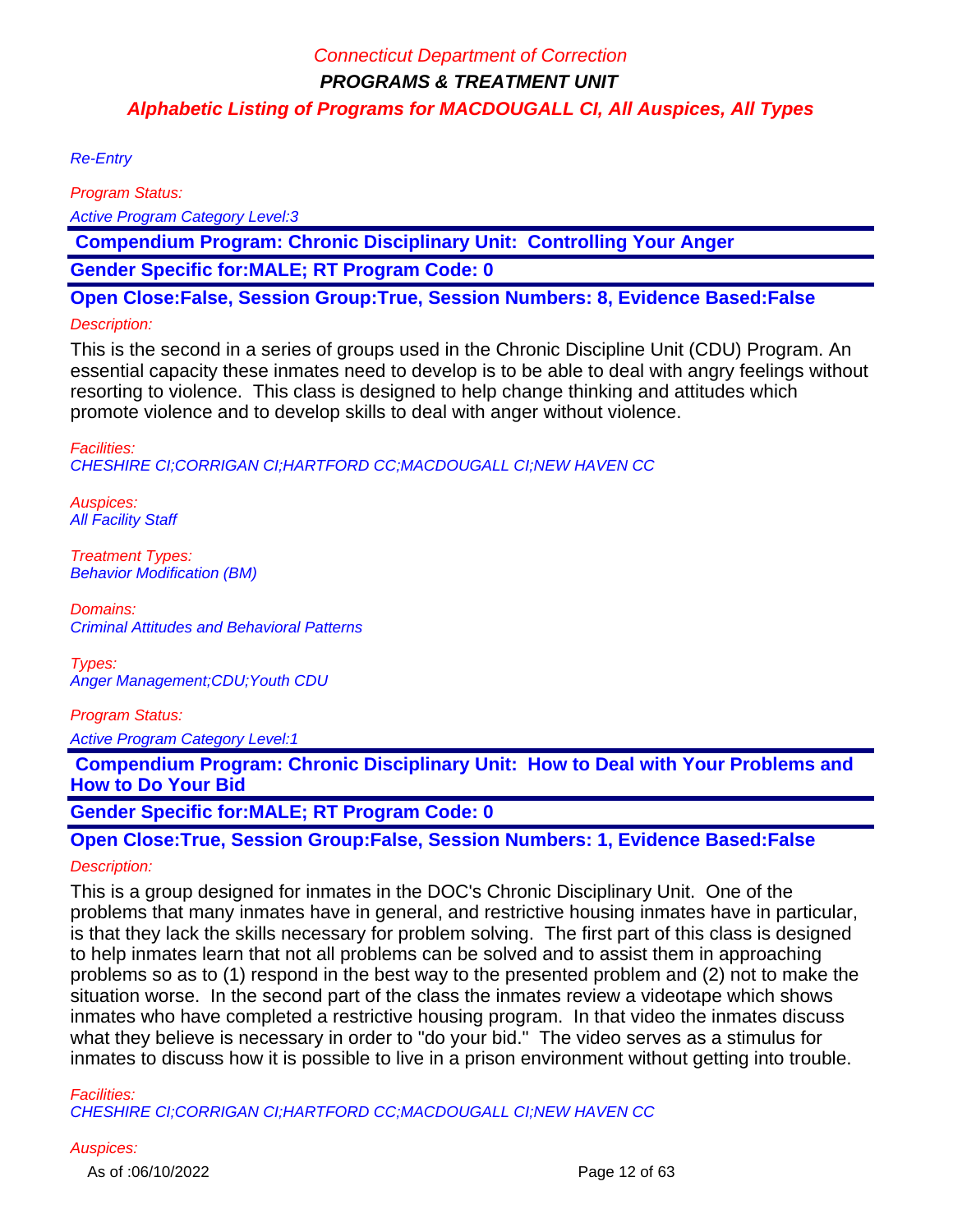Re-Entry

*Program Status:*

*Active Program Category Level:3*

**Compendium Program: Chronic Disciplinary Unit: Controlling Your Anger**

**Gender Specific for:MALE; RT Program Code: 0**

**Open Close:False, Session Group:True, Session Numbers: 8, Evidence Based:False**

*Description:*

This is the second in a series of groups used in the Chronic Discipline Unit (CDU) Program. An essential capacity these inmates need to develop is to be able to deal with angry feelings without resorting to violence. This class is designed to help change thinking and attitudes which promote violence and to develop skills to deal with anger without violence.

*Facilities:*
*CHESHIRE CI;CORRIGAN CI;HARTFORD CC;MACDOUGALL CI;NEW HAVEN CC*

*Auspices:*
*All Facility Staff*

*Treatment Types:*
*Behavior Modification (BM)*

*Domains:*
*Criminal Attitudes and Behavioral Patterns*

*Types:*
*Anger Management;CDU;Youth CDU*

*Program Status:*

*Active Program Category Level:1*

**Compendium Program: Chronic Disciplinary Unit: How to Deal with Your Problems and How to Do Your Bid**

**Gender Specific for:MALE; RT Program Code: 0**

**Open Close:True, Session Group:False, Session Numbers: 1, Evidence Based:False**

*Description:*

This is a group designed for inmates in the DOC's Chronic Disciplinary Unit. One of the problems that many inmates have in general, and restrictive housing inmates have in particular, is that they lack the skills necessary for problem solving. The first part of this class is designed to help inmates learn that not all problems can be solved and to assist them in approaching problems so as to (1) respond in the best way to the presented problem and (2) not to make the situation worse. In the second part of the class the inmates review a videotape which shows inmates who have completed a restrictive housing program. In that video the inmates discuss what they believe is necessary in order to "do your bid." The video serves as a stimulus for inmates to discuss how it is possible to live in a prison environment without getting into trouble.

*Facilities:*
*CHESHIRE CI;CORRIGAN CI;HARTFORD CC;MACDOUGALL CI;NEW HAVEN CC*

*Auspices:*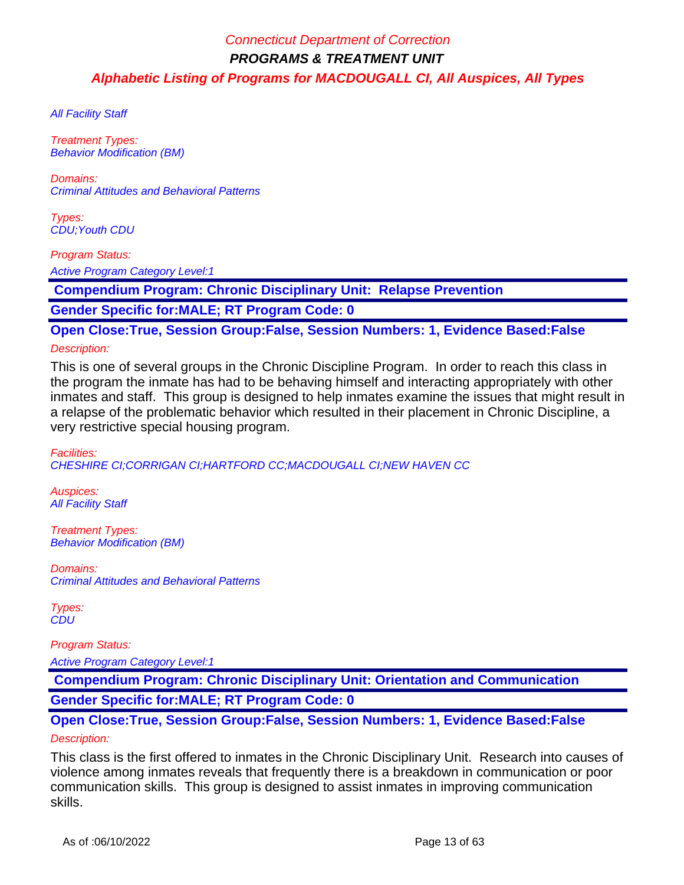All Facility Staff

*Treatment Types:*
*Behavior Modification (BM)*

*Domains:*
*Criminal Attitudes and Behavioral Patterns*

*Types:*
*CDU;Youth CDU*

*Program Status:*
*Active Program Category Level:1*

## Compendium Program: Chronic Disciplinary Unit: Relapse Prevention

**Gender Specific for:MALE; RT Program Code: 0**

**Open Close:True, Session Group:False, Session Numbers: 1, Evidence Based:False**

*Description:*

This is one of several groups in the Chronic Discipline Program. In order to reach this class in the program the inmate has had to be behaving himself and interacting appropriately with other inmates and staff. This group is designed to help inmates examine the issues that might result in a relapse of the problematic behavior which resulted in their placement in Chronic Discipline, a very restrictive special housing program.

*Facilities:*
*CHESHIRE CI;CORRIGAN CI;HARTFORD CC;MACDOUGALL CI;NEW HAVEN CC*

*Auspices:*
*All Facility Staff*

*Treatment Types:*
*Behavior Modification (BM)*

*Domains:*
*Criminal Attitudes and Behavioral Patterns*

*Types:*
*CDU*

*Program Status:*
*Active Program Category Level:1*

## Compendium Program: Chronic Disciplinary Unit: Orientation and Communication

**Gender Specific for:MALE; RT Program Code: 0**

**Open Close:True, Session Group:False, Session Numbers: 1, Evidence Based:False**

*Description:*

This class is the first offered to inmates in the Chronic Disciplinary Unit. Research into causes of violence among inmates reveals that frequently there is a breakdown in communication or poor communication skills. This group is designed to assist inmates in improving communication skills.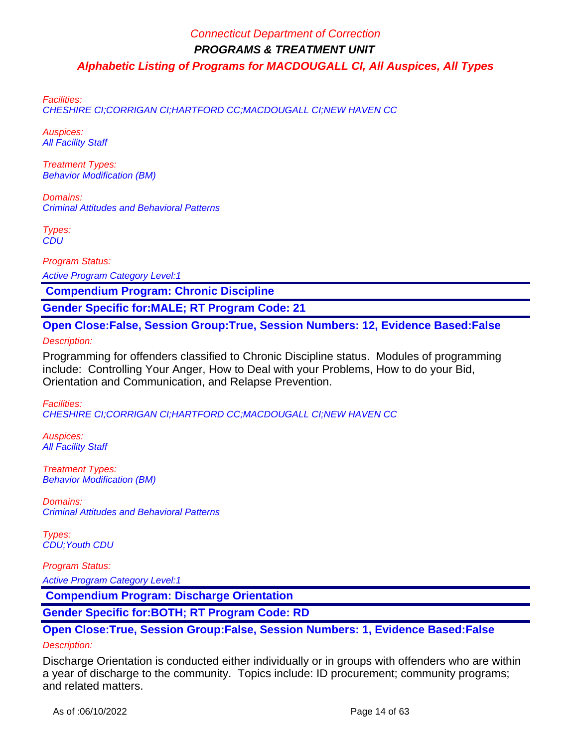Facilities:
CHESHIRE CI;CORRIGAN CI;HARTFORD CC;MACDOUGALL CI;NEW HAVEN CC

Auspices:
All Facility Staff

Treatment Types:
Behavior Modification (BM)

Domains:
Criminal Attitudes and Behavioral Patterns

Types:
CDU

Program Status:

Active Program Category Level:1

**Compendium Program: Chronic Discipline**

**Gender Specific for:MALE; RT Program Code: 21**

**Open Close:False, Session Group:True, Session Numbers: 12, Evidence Based:False**

Description:

Programming for offenders classified to Chronic Discipline status. Modules of programming include: Controlling Your Anger, How to Deal with your Problems, How to do your Bid, Orientation and Communication, and Relapse Prevention.

Facilities:
CHESHIRE CI;CORRIGAN CI;HARTFORD CC;MACDOUGALL CI;NEW HAVEN CC

Auspices:
All Facility Staff

Treatment Types:
Behavior Modification (BM)

Domains:
Criminal Attitudes and Behavioral Patterns

Types:
CDU;Youth CDU

Program Status:

Active Program Category Level:1

**Compendium Program: Discharge Orientation**

**Gender Specific for:BOTH; RT Program Code: RD**

**Open Close:True, Session Group:False, Session Numbers: 1, Evidence Based:False**

Description:

Discharge Orientation is conducted either individually or in groups with offenders who are within a year of discharge to the community. Topics include: ID procurement; community programs; and related matters.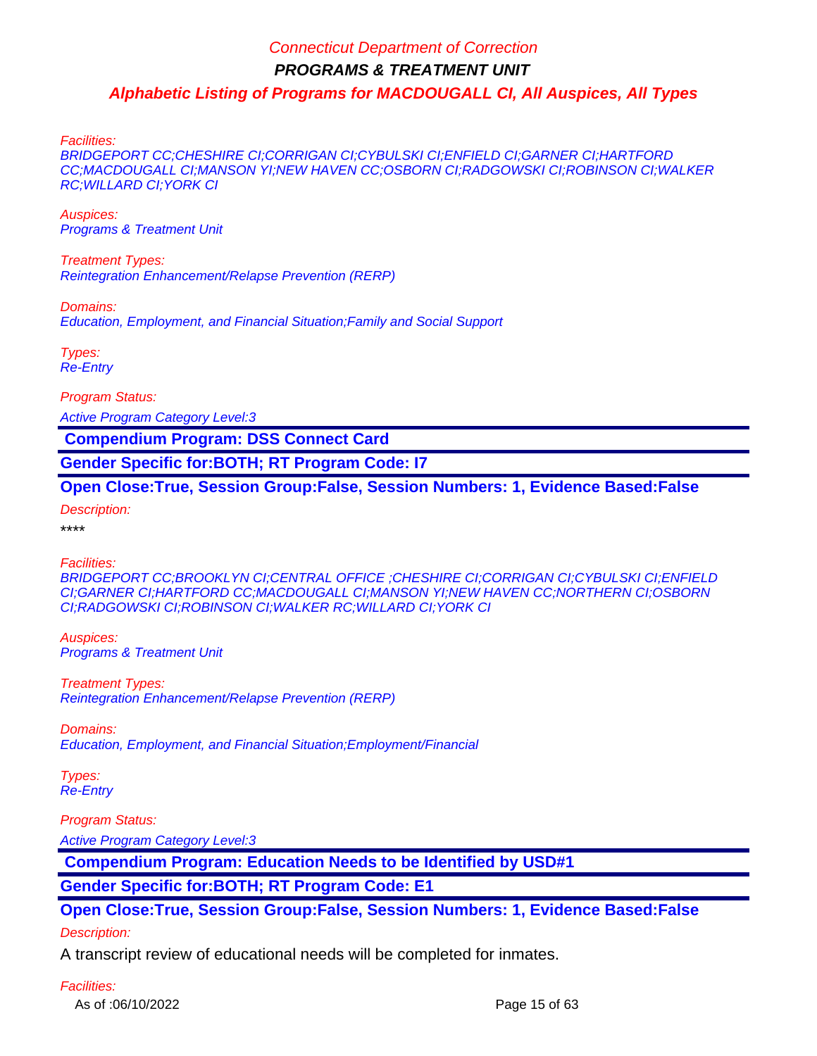Facities:

Facilities:
BRIDGEPORT CC;CHESHIRE CI;CORRIGAN CI;CYBULSKI CI;ENFIELD CI;GARNER CI;HARTFORD CC;MACDOUGALL CI;MANSON YI;NEW HAVEN CC;OSBORN CI;RADGOWSKI CI;ROBINSON CI;WALKER RC;WILLARD CI;YORK CI

Auspices:
Programs & Treatment Unit

Treatment Types:
Reintegration Enhancement/Relapse Prevention (RERP)

Domains:
Education, Employment, and Financial Situation;Family and Social Support

Types:
Re-Entry

Program Status:

Active Program Category Level:3

**Compendium Program: DSS Connect Card**

**Gender Specific for:BOTH; RT Program Code: I7**

**Open Close:True, Session Group:False, Session Numbers: 1, Evidence Based:False**

Description:

****

Facilities:
BRIDGEPORT CC;BROOKLYN CI;CENTRAL OFFICE ;CHESHIRE CI;CORRIGAN CI;CYBULSKI CI;ENFIELD CI;GARNER CI;HARTFORD CC;MACDOUGALL CI;MANSON YI;NEW HAVEN CC;NORTHERN CI;OSBORN CI;RADGOWSKI CI;ROBINSON CI;WALKER RC;WILLARD CI;YORK CI

Auspices:
Programs & Treatment Unit

Treatment Types:
Reintegration Enhancement/Relapse Prevention (RERP)

Domains:
Education, Employment, and Financial Situation;Employment/Financial

Types:
Re-Entry

Program Status:

Active Program Category Level:3

**Compendium Program: Education Needs to be Identified by USD#1**

**Gender Specific for:BOTH; RT Program Code: E1**

**Open Close:True, Session Group:False, Session Numbers: 1, Evidence Based:False**

Description:

A transcript review of educational needs will be completed for inmates.

Facilities:

As of :06/10/2022

Facilities:
BRIDGEPORT CC;CHESHIRE CI;CORRIGAN CI;CYBULSKI CI;ENFIELD CI;GARNER CI;HARTFORD CC;MACDOUGALL CI;MANSON YI;NEW HAVEN CC;OSBORN CI;RADGOWSKI CI;ROBINSON CI;WALKER RC;WILLARD CI;YORK CI

Auspices:
Programs & Treatment Unit

Treatment Types:
Reintegration Enhancement/Relapse Prevention (RERP)

Domains:
Education, Employment, and Financial Situation;Family and Social Support

Types:
Re-Entry

Program Status:

Active Program Category Level:3

**Compendium Program: DSS Connect Card**

**Gender Specific for:BOTH; RT Program Code: I7**

**Open Close:True, Session Group:False, Session Numbers: 1, Evidence Based:False**

Description:

****

Facilities:
BRIDGEPORT CC;BROOKLYN CI;CENTRAL OFFICE ;CHESHIRE CI;CORRIGAN CI;CYBULSKI CI;ENFIELD CI;GARNER CI;HARTFORD CC;MACDOUGALL CI;MANSON YI;NEW HAVEN CC;NORTHERN CI;OSBORN CI;RADGOWSKI CI;ROBINSON CI;WALKER RC;WILLARD CI;YORK CI

Auspices:
Programs & Treatment Unit

Treatment Types:
Reintegration Enhancement/Relapse Prevention (RERP)

Domains:
Education, Employment, and Financial Situation;Employment/Financial

Types:
Re-Entry

Program Status:

Active Program Category Level:3

**Compendium Program: Education Needs to be Identified by USD#1**

**Gender Specific for:BOTH; RT Program Code: E1**

**Open Close:True, Session Group:False, Session Numbers: 1, Evidence Based:False**

Description:

A transcript review of educational needs will be completed for inmates.

Facilities: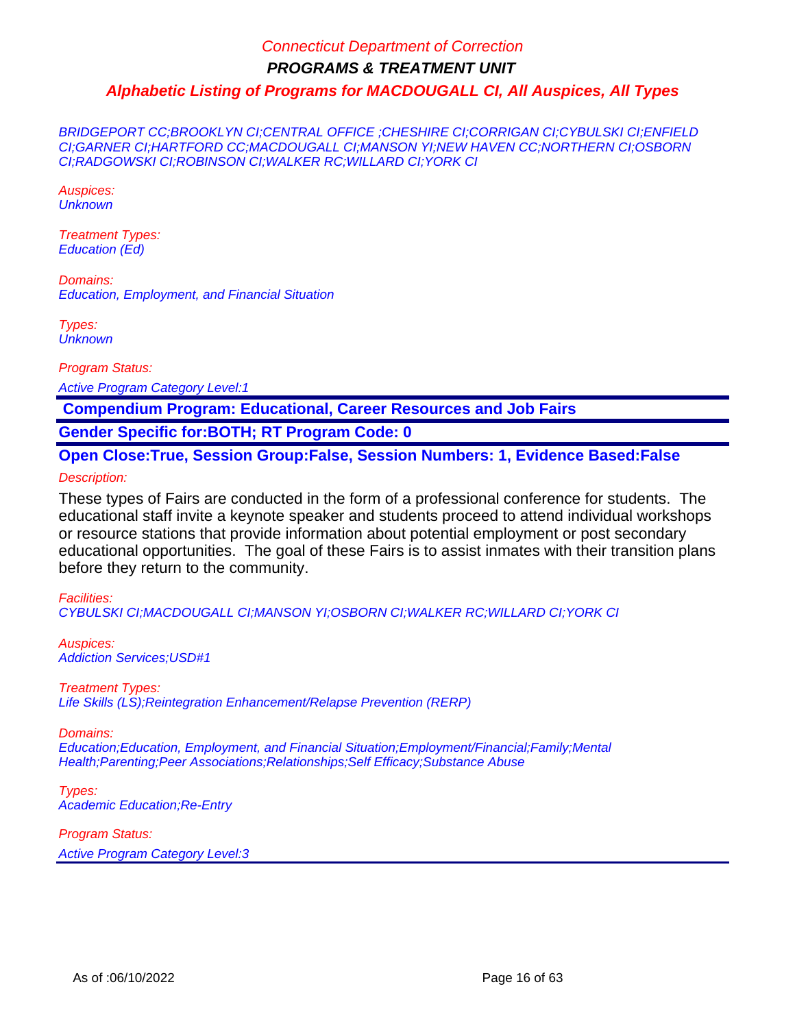BRIDGEPORT CC;BROOKLYN CI;CENTRAL OFFICE ;CHESHIRE CI;CORRIGAN CI;CYBULSKI CI;ENFIELD CI;GARNER CI;HARTFORD CC;MACDOUGALL CI;MANSON YI;NEW HAVEN CC;NORTHERN CI;OSBORN CI;RADGOWSKI CI;ROBINSON CI;WALKER RC;WILLARD CI;YORK CI

Auspices:
Unknown

Treatment Types:
Education (Ed)

Domains:
Education, Employment, and Financial Situation

Types:
Unknown

Program Status:

Active Program Category Level:1

**Compendium Program: Educational, Career Resources and Job Fairs**

**Gender Specific for:BOTH; RT Program Code: 0**

**Open Close:True, Session Group:False, Session Numbers: 1, Evidence Based:False**

Description:

These types of Fairs are conducted in the form of a professional conference for students. The educational staff invite a keynote speaker and students proceed to attend individual workshops or resource stations that provide information about potential employment or post secondary educational opportunities. The goal of these Fairs is to assist inmates with their transition plans before they return to the community.

Facilities:
CYBULSKI CI;MACDOUGALL CI;MANSON YI;OSBORN CI;WALKER RC;WILLARD CI;YORK CI

Auspices:
Addiction Services;USD#1

Treatment Types:
Life Skills (LS);Reintegration Enhancement/Relapse Prevention (RERP)

Domains:
Education;Education, Employment, and Financial Situation;Employment/Financial;Family;Mental Health;Parenting;Peer Associations;Relationships;Self Efficacy;Substance Abuse

Types:
Academic Education;Re-Entry

Program Status:
Active Program Category Level:3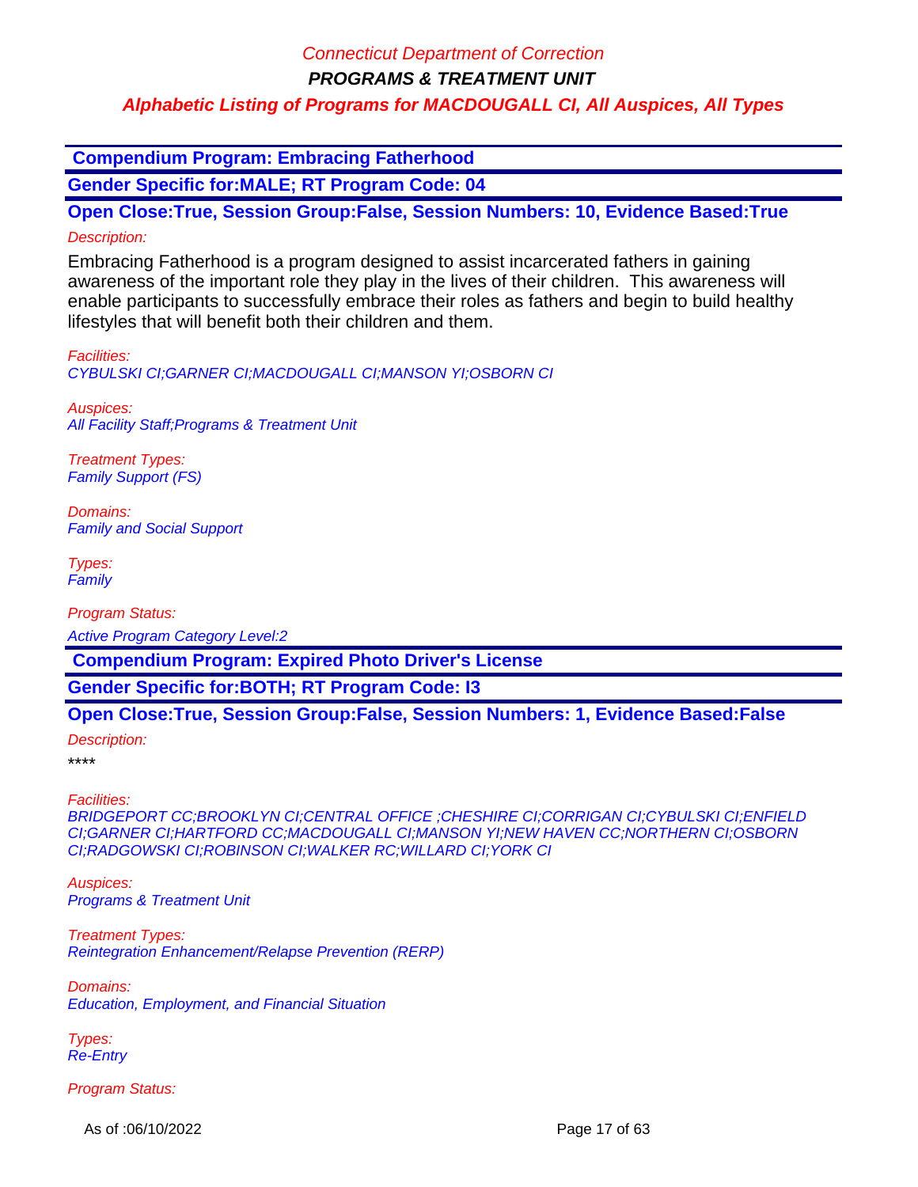**Compendium Program: Embracing Fatherhood**

**Gender Specific for:MALE; RT Program Code: 04**

**Open Close:True, Session Group:False, Session Numbers: 10, Evidence Based:True**

*Description:*

Embracing Fatherhood is a program designed to assist incarcerated fathers in gaining awareness of the important role they play in the lives of their children. This awareness will enable participants to successfully embrace their roles as fathers and begin to build healthy lifestyles that will benefit both their children and them.

*Facilities:*
*CYBULSKI CI;GARNER CI;MACDOUGALL CI;MANSON YI;OSBORN CI*

*Auspices:*
*All Facility Staff;Programs & Treatment Unit*

*Treatment Types:*
*Family Support (FS)*

*Domains:*
*Family and Social Support*

*Types:*
*Family*

*Program Status:*

*Active Program Category Level:2*

**Compendium Program: Expired Photo Driver's License**

**Gender Specific for:BOTH; RT Program Code: I3**

**Open Close:True, Session Group:False, Session Numbers: 1, Evidence Based:False**

*Description:*

****

*Facilities:*
*BRIDGEPORT CC;BROOKLYN CI;CENTRAL OFFICE ;CHESHIRE CI;CORRIGAN CI;CYBULSKI CI;ENFIELD CI;GARNER CI;HARTFORD CC;MACDOUGALL CI;MANSON YI;NEW HAVEN CC;NORTHERN CI;OSBORN CI;RADGOWSKI CI;ROBINSON CI;WALKER RC;WILLARD CI;YORK CI*

*Auspices:*
*Programs & Treatment Unit*

*Treatment Types:*
*Reintegration Enhancement/Relapse Prevention (RERP)*

*Domains:*
*Education, Employment, and Financial Situation*

*Types:*
*Re-Entry*

*Program Status:*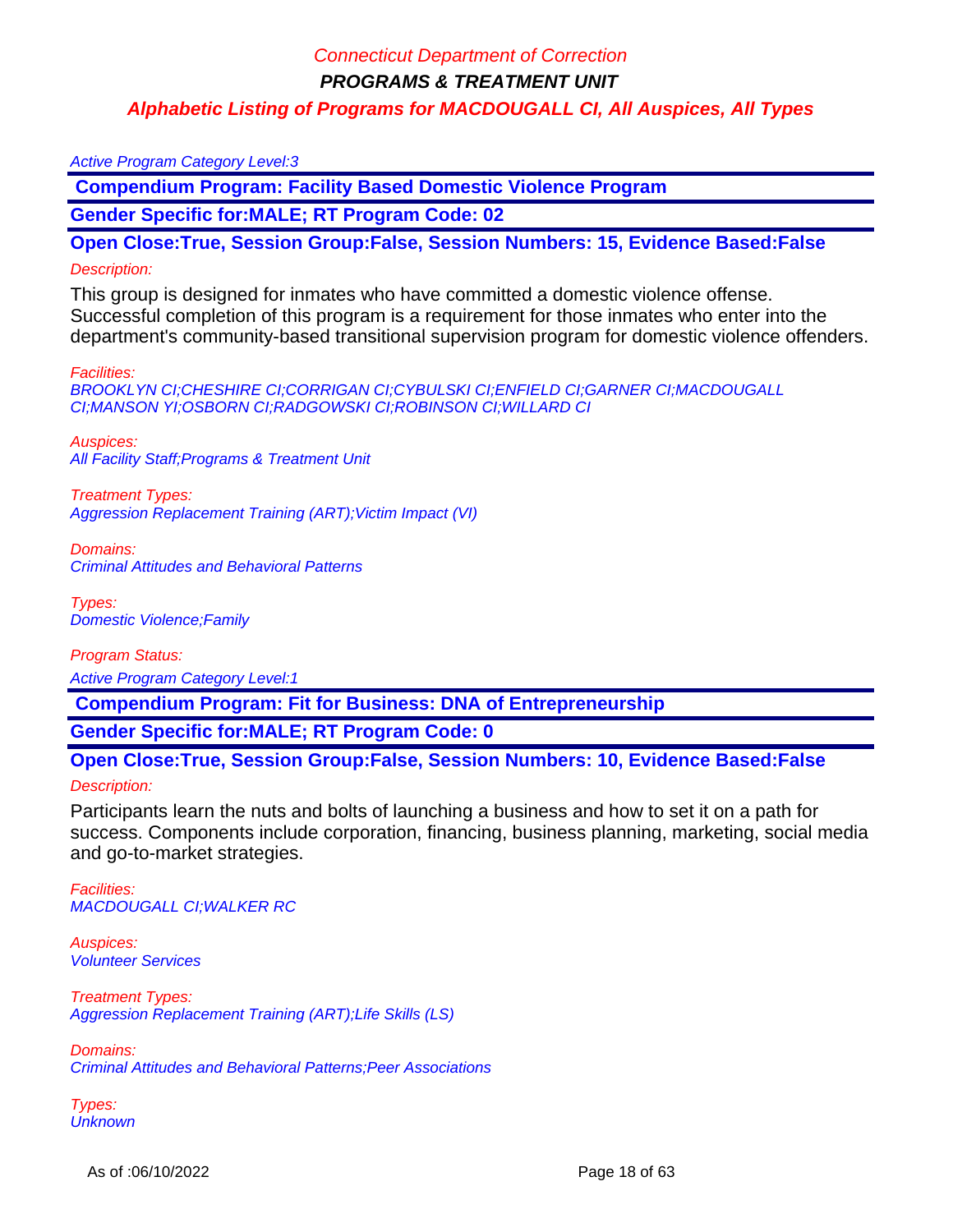Active Program Category Level:3

**Compendium Program: Facility Based Domestic Violence Program**

**Gender Specific for:MALE; RT Program Code: 02**

**Open Close:True, Session Group:False, Session Numbers: 15, Evidence Based:False**

*Description:*

This group is designed for inmates who have committed a domestic violence offense. Successful completion of this program is a requirement for those inmates who enter into the department's community-based transitional supervision program for domestic violence offenders.

*Facilities:*
BROOKLYN CI;CHESHIRE CI;CORRIGAN CI;CYBULSKI CI;ENFIELD CI;GARNER CI;MACDOUGALL CI;MANSON YI;OSBORN CI;RADGOWSKI CI;ROBINSON CI;WILLARD CI

*Auspices:*
All Facility Staff;Programs & Treatment Unit

*Treatment Types:*
Aggression Replacement Training (ART);Victim Impact (VI)

*Domains:*
Criminal Attitudes and Behavioral Patterns

*Types:*
Domestic Violence;Family

*Program Status:*
Active Program Category Level:1

**Compendium Program: Fit for Business: DNA of Entrepreneurship**

**Gender Specific for:MALE; RT Program Code: 0**

**Open Close:True, Session Group:False, Session Numbers: 10, Evidence Based:False**

*Description:*

Participants learn the nuts and bolts of launching a business and how to set it on a path for success. Components include corporation, financing, business planning, marketing, social media and go-to-market strategies.

*Facilities:*
MACDOUGALL CI;WALKER RC

*Auspices:*
Volunteer Services

*Treatment Types:*
Aggression Replacement Training (ART);Life Skills (LS)

*Domains:*
Criminal Attitudes and Behavioral Patterns;Peer Associations

*Types:*
Unknown

As of :06/10/2022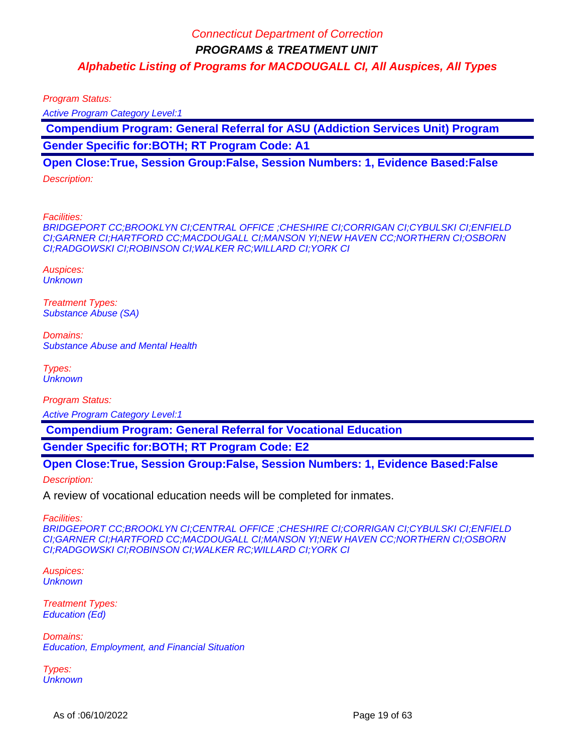Program Status:

Active Program Category Level:1

**Compendium Program: General Referral for ASU (Addiction Services Unit) Program**

**Gender Specific for:BOTH; RT Program Code: A1**

**Open Close:True, Session Group:False, Session Numbers: 1, Evidence Based:False**

Description:

Facilities:
BRIDGEPORT CC;BROOKLYN CI;CENTRAL OFFICE ;CHESHIRE CI;CORRIGAN CI;CYBULSKI CI;ENFIELD CI;GARNER CI;HARTFORD CC;MACDOUGALL CI;MANSON YI;NEW HAVEN CC;NORTHERN CI;OSBORN CI;RADGOWSKI CI;ROBINSON CI;WALKER RC;WILLARD CI;YORK CI

Auspices:
Unknown

Treatment Types:
Substance Abuse (SA)

Domains:
Substance Abuse and Mental Health

Types:
Unknown

Program Status:

Active Program Category Level:1

**Compendium Program: General Referral for Vocational Education**

**Gender Specific for:BOTH; RT Program Code: E2**

**Open Close:True, Session Group:False, Session Numbers: 1, Evidence Based:False**

Description:

A review of vocational education needs will be completed for inmates.

Facilities:
BRIDGEPORT CC;BROOKLYN CI;CENTRAL OFFICE ;CHESHIRE CI;CORRIGAN CI;CYBULSKI CI;ENFIELD CI;GARNER CI;HARTFORD CC;MACDOUGALL CI;MANSON YI;NEW HAVEN CC;NORTHERN CI;OSBORN CI;RADGOWSKI CI;ROBINSON CI;WALKER RC;WILLARD CI;YORK CI

Auspices:
Unknown

Treatment Types:
Education (Ed)

Domains:
Education, Employment, and Financial Situation

Types:
Unknown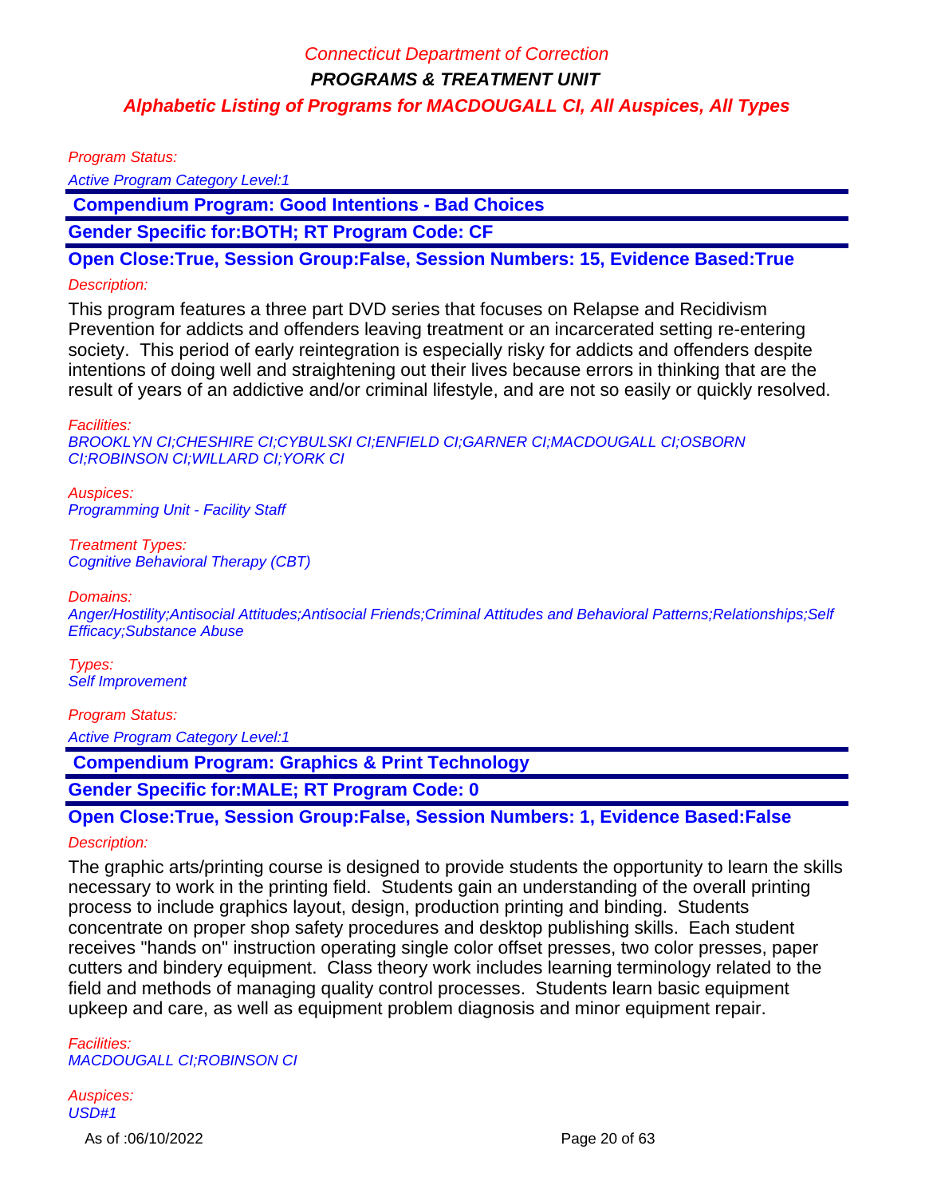Program Status:

*Active Program Category Level:1*

## Compendium Program: Good Intentions - Bad Choices

**Gender Specific for:BOTH; RT Program Code: CF**

**Open Close:True, Session Group:False, Session Numbers: 15, Evidence Based:True**

Description:

This program features a three part DVD series that focuses on Relapse and Recidivism Prevention for addicts and offenders leaving treatment or an incarcerated setting re-entering society. This period of early reintegration is especially risky for addicts and offenders despite intentions of doing well and straightening out their lives because errors in thinking that are the result of years of an addictive and/or criminal lifestyle, and are not so easily or quickly resolved.

Facilities:
*BROOKLYN CI;CHESHIRE CI;CYBULSKI CI;ENFIELD CI;GARNER CI;MACDOUGALL CI;OSBORN CI;ROBINSON CI;WILLARD CI;YORK CI*

Auspices:
*Programming Unit - Facility Staff*

Treatment Types:
*Cognitive Behavioral Therapy (CBT)*

Domains:
*Anger/Hostility;Antisocial Attitudes;Antisocial Friends;Criminal Attitudes and Behavioral Patterns;Relationships;Self Efficacy;Substance Abuse*

Types:
*Self Improvement*

Program Status:

*Active Program Category Level:1*

## Compendium Program: Graphics & Print Technology

**Gender Specific for:MALE; RT Program Code: 0**

**Open Close:True, Session Group:False, Session Numbers: 1, Evidence Based:False**

Description:

The graphic arts/printing course is designed to provide students the opportunity to learn the skills necessary to work in the printing field. Students gain an understanding of the overall printing process to include graphics layout, design, production printing and binding. Students concentrate on proper shop safety procedures and desktop publishing skills. Each student receives "hands on" instruction operating single color offset presses, two color presses, paper cutters and bindery equipment. Class theory work includes learning terminology related to the field and methods of managing quality control processes. Students learn basic equipment upkeep and care, as well as equipment problem diagnosis and minor equipment repair.

Facilities:
*MACDOUGALL CI;ROBINSON CI*

Auspices:
*USD#1*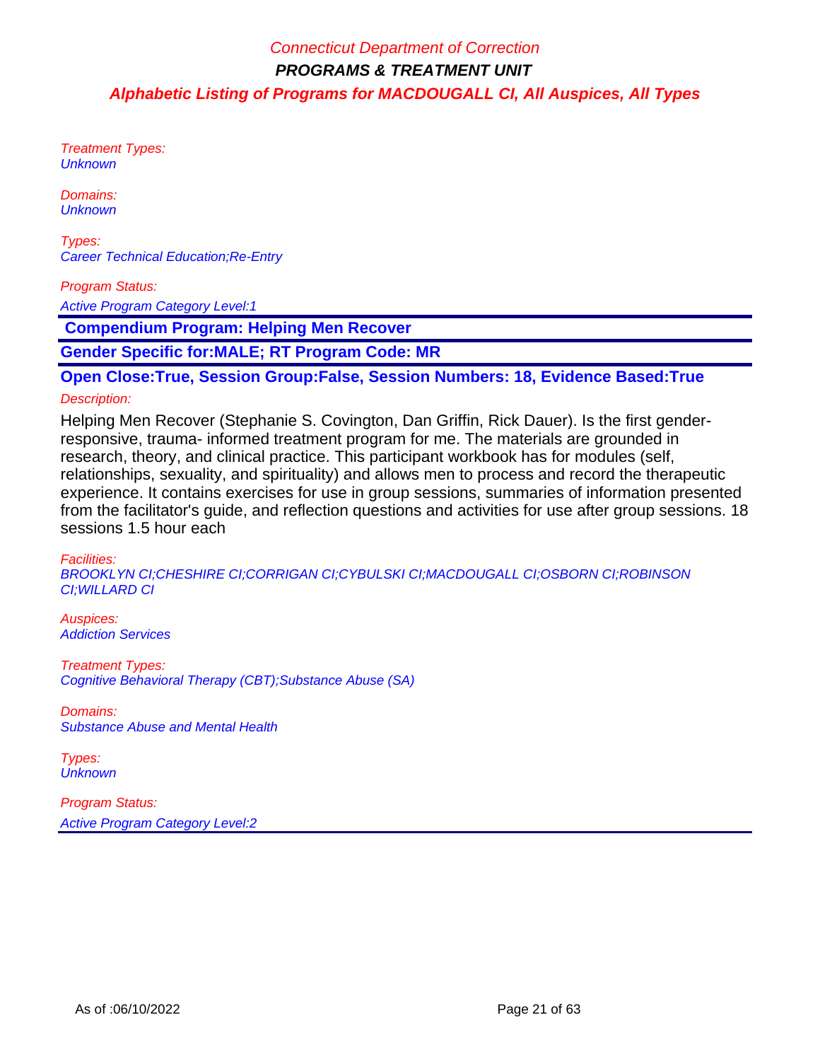*Treatment Types:*
Unknown

*Domains:*
Unknown

*Types:*
Career Technical Education;Re-Entry

*Program Status:*
Active Program Category Level:1

**Compendium Program: Helping Men Recover**

**Gender Specific for:MALE; RT Program Code: MR**

**Open Close:True, Session Group:False, Session Numbers: 18, Evidence Based:True**

*Description:*

Helping Men Recover (Stephanie S. Covington, Dan Griffin, Rick Dauer). Is the first gender-responsive, trauma- informed treatment program for me. The materials are grounded in research, theory, and clinical practice. This participant workbook has for modules (self, relationships, sexuality, and spirituality) and allows men to process and record the therapeutic experience. It contains exercises for use in group sessions, summaries of information presented from the facilitator's guide, and reflection questions and activities for use after group sessions. 18 sessions 1.5 hour each

*Facilities:*
BROOKLYN CI;CHESHIRE CI;CORRIGAN CI;CYBULSKI CI;MACDOUGALL CI;OSBORN CI;ROBINSON CI;WILLARD CI

*Auspices:*
Addiction Services

*Treatment Types:*
Cognitive Behavioral Therapy (CBT);Substance Abuse (SA)

*Domains:*
Substance Abuse and Mental Health

*Types:*
Unknown

*Program Status:*
Active Program Category Level:2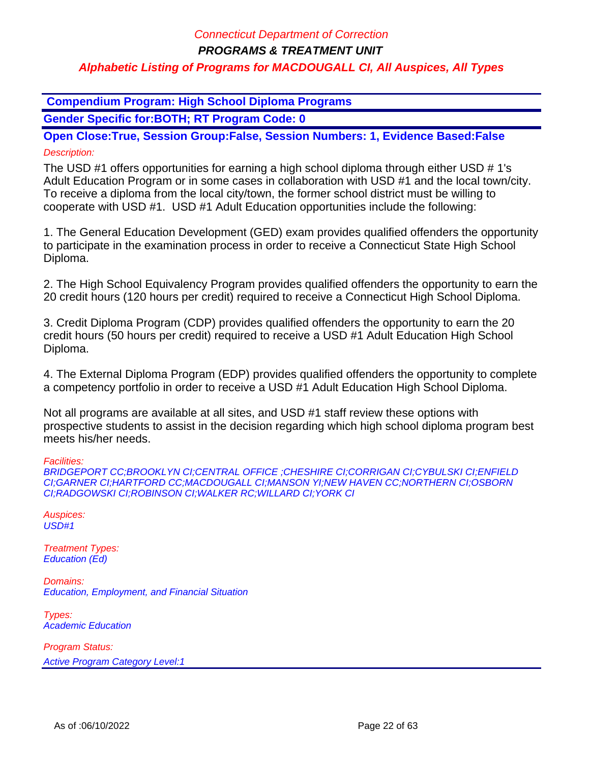**Compendium Program: High School Diploma Programs**

**Gender Specific for:BOTH; RT Program Code: 0**

**Open Close:True, Session Group:False, Session Numbers: 1, Evidence Based:False**

*Description:*

The USD #1 offers opportunities for earning a high school diploma through either USD # 1's Adult Education Program or in some cases in collaboration with USD #1 and the local town/city. To receive a diploma from the local city/town, the former school district must be willing to cooperate with USD #1. USD #1 Adult Education opportunities include the following:

1. The General Education Development (GED) exam provides qualified offenders the opportunity to participate in the examination process in order to receive a Connecticut State High School Diploma.

2. The High School Equivalency Program provides qualified offenders the opportunity to earn the 20 credit hours (120 hours per credit) required to receive a Connecticut High School Diploma.

3. Credit Diploma Program (CDP) provides qualified offenders the opportunity to earn the 20 credit hours (50 hours per credit) required to receive a USD #1 Adult Education High School Diploma.

4. The External Diploma Program (EDP) provides qualified offenders the opportunity to complete a competency portfolio in order to receive a USD #1 Adult Education High School Diploma.

Not all programs are available at all sites, and USD #1 staff review these options with prospective students to assist in the decision regarding which high school diploma program best meets his/her needs.

*Facilities:*
*BRIDGEPORT CC;BROOKLYN CI;CENTRAL OFFICE ;CHESHIRE CI;CORRIGAN CI;CYBULSKI CI;ENFIELD CI;GARNER CI;HARTFORD CC;MACDOUGALL CI;MANSON YI;NEW HAVEN CC;NORTHERN CI;OSBORN CI;RADGOWSKI CI;ROBINSON CI;WALKER RC;WILLARD CI;YORK CI*

*Auspices:*
*USD#1*

*Treatment Types:*
*Education (Ed)*

*Domains:*
*Education, Employment, and Financial Situation*

*Types:*
*Academic Education*

*Program Status:*
*Active Program Category Level:1*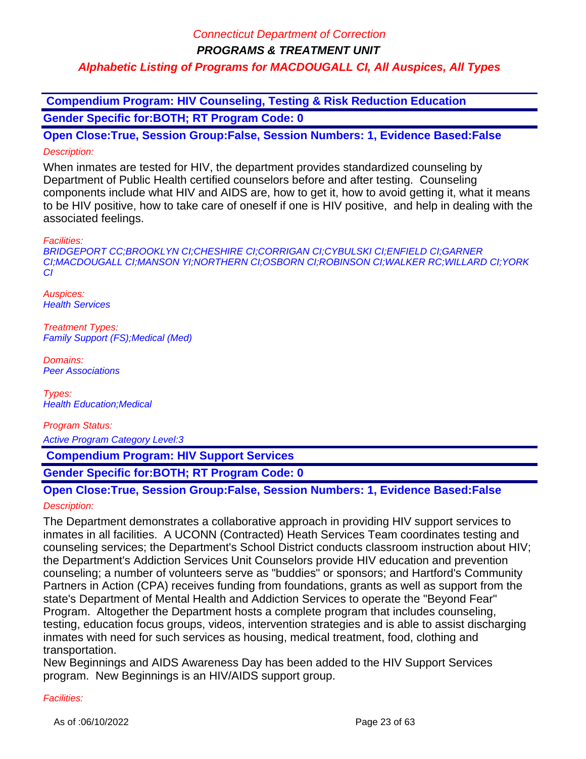**Compendium Program: HIV Counseling, Testing & Risk Reduction Education**

**Gender Specific for:BOTH; RT Program Code: 0**

**Open Close:True, Session Group:False, Session Numbers: 1, Evidence Based:False**

*Description:*

When inmates are tested for HIV, the department provides standardized counseling by Department of Public Health certified counselors before and after testing. Counseling components include what HIV and AIDS are, how to get it, how to avoid getting it, what it means to be HIV positive, how to take care of oneself if one is HIV positive, and help in dealing with the associated feelings.

*Facilities:*

*BRIDGEPORT CC;BROOKLYN CI;CHESHIRE CI;CORRIGAN CI;CYBULSKI CI;ENFIELD CI;GARNER CI;MACDOUGALL CI;MANSON YI;NORTHERN CI;OSBORN CI;ROBINSON CI;WALKER RC;WILLARD CI;YORK CI*

*Auspices:*

*Health Services*

*Treatment Types:*

*Family Support (FS);Medical (Med)*

*Domains:*

*Peer Associations*

*Types:*

*Health Education;Medical*

*Program Status:*

*Active Program Category Level:3*

**Compendium Program: HIV Support Services**

**Gender Specific for:BOTH; RT Program Code: 0**

**Open Close:True, Session Group:False, Session Numbers: 1, Evidence Based:False**

*Description:*

The Department demonstrates a collaborative approach in providing HIV support services to inmates in all facilities. A UCONN (Contracted) Heath Services Team coordinates testing and counseling services; the Department's School District conducts classroom instruction about HIV; the Department's Addiction Services Unit Counselors provide HIV education and prevention counseling; a number of volunteers serve as "buddies" or sponsors; and Hartford's Community Partners in Action (CPA) receives funding from foundations, grants as well as support from the state's Department of Mental Health and Addiction Services to operate the "Beyond Fear" Program. Altogether the Department hosts a complete program that includes counseling, testing, education focus groups, videos, intervention strategies and is able to assist discharging inmates with need for such services as housing, medical treatment, food, clothing and transportation.
New Beginnings and AIDS Awareness Day has been added to the HIV Support Services program. New Beginnings is an HIV/AIDS support group.

*Facilities:*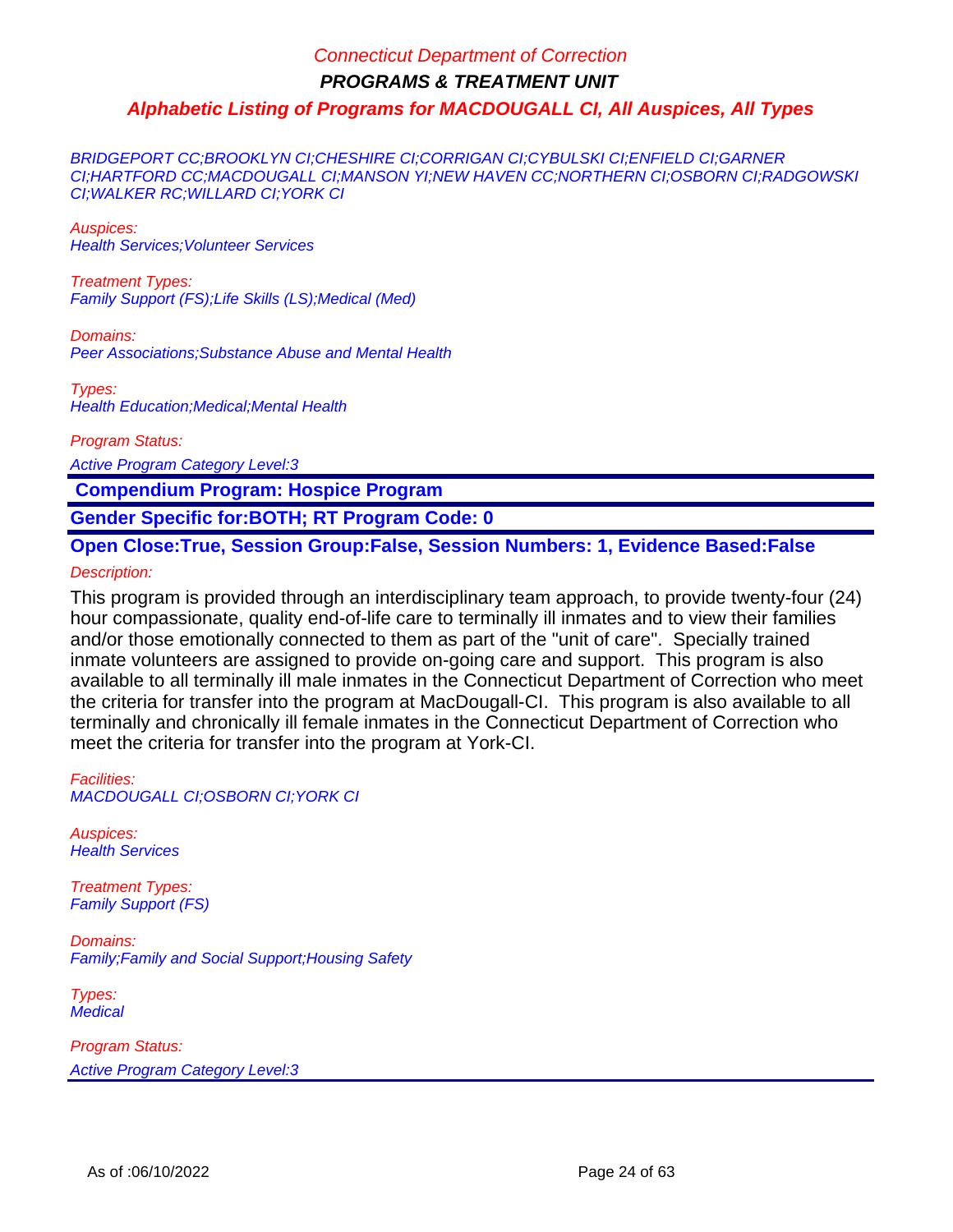BRIDGEPORT CC;BROOKLYN CI;CHESHIRE CI;CORRIGAN CI;CYBULSKI CI;ENFIELD CI;GARNER CI;HARTFORD CC;MACDOUGALL CI;MANSON YI;NEW HAVEN CC;NORTHERN CI;OSBORN CI;RADGOWSKI CI;WALKER RC;WILLARD CI;YORK CI

Auspices:
Health Services;Volunteer Services

Treatment Types:
Family Support (FS);Life Skills (LS);Medical (Med)

Domains:
Peer Associations;Substance Abuse and Mental Health

Types:
Health Education;Medical;Mental Health

Program Status:

Active Program Category Level:3

**Compendium Program: Hospice Program**

**Gender Specific for:BOTH; RT Program Code: 0**

**Open Close:True, Session Group:False, Session Numbers: 1, Evidence Based:False**

Description:

This program is provided through an interdisciplinary team approach, to provide twenty-four (24) hour compassionate, quality end-of-life care to terminally ill inmates and to view their families and/or those emotionally connected to them as part of the "unit of care". Specially trained inmate volunteers are assigned to provide on-going care and support. This program is also available to all terminally ill male inmates in the Connecticut Department of Correction who meet the criteria for transfer into the program at MacDougall-CI. This program is also available to all terminally and chronically ill female inmates in the Connecticut Department of Correction who meet the criteria for transfer into the program at York-CI.

Facilities:
MACDOUGALL CI;OSBORN CI;YORK CI

Auspices:
Health Services

Treatment Types:
Family Support (FS)

Domains:
Family;Family and Social Support;Housing Safety

Types:
Medical

Program Status:
Active Program Category Level:3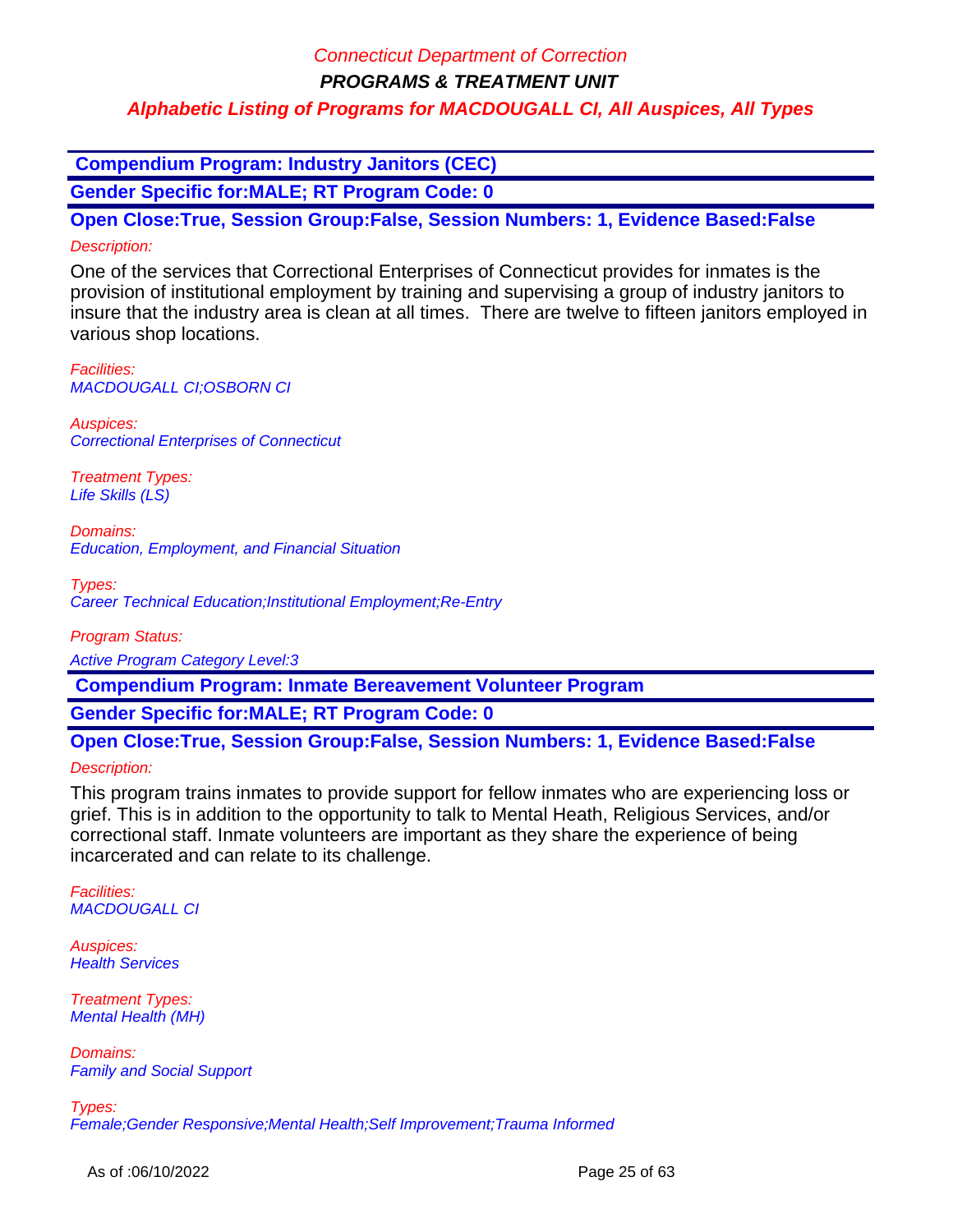### Compendium Program: Industry Janitors (CEC)

**Gender Specific for:MALE; RT Program Code: 0**

**Open Close:True, Session Group:False, Session Numbers: 1, Evidence Based:False**

*Description:*

One of the services that Correctional Enterprises of Connecticut provides for inmates is the provision of institutional employment by training and supervising a group of industry janitors to insure that the industry area is clean at all times.  There are twelve to fifteen janitors employed in various shop locations.

*Facilities:*
*MACDOUGALL CI;OSBORN CI*

*Auspices:*
*Correctional Enterprises of Connecticut*

*Treatment Types:*
*Life Skills (LS)*

*Domains:*
*Education, Employment, and Financial Situation*

*Types:*
*Career Technical Education;Institutional Employment;Re-Entry*

*Program Status:*
*Active Program Category Level:3*

### Compendium Program: Inmate Bereavement Volunteer Program

**Gender Specific for:MALE; RT Program Code: 0**

**Open Close:True, Session Group:False, Session Numbers: 1, Evidence Based:False**

*Description:*

This program trains inmates to provide support for fellow inmates who are experiencing loss or grief. This is in addition to the opportunity to talk to Mental Heath, Religious Services, and/or correctional staff. Inmate volunteers are important as they share the experience of being incarcerated and can relate to its challenge.

*Facilities:*
*MACDOUGALL CI*

*Auspices:*
*Health Services*

*Treatment Types:*
*Mental Health (MH)*

*Domains:*
*Family and Social Support*

*Types:*
*Female;Gender Responsive;Mental Health;Self Improvement;Trauma Informed*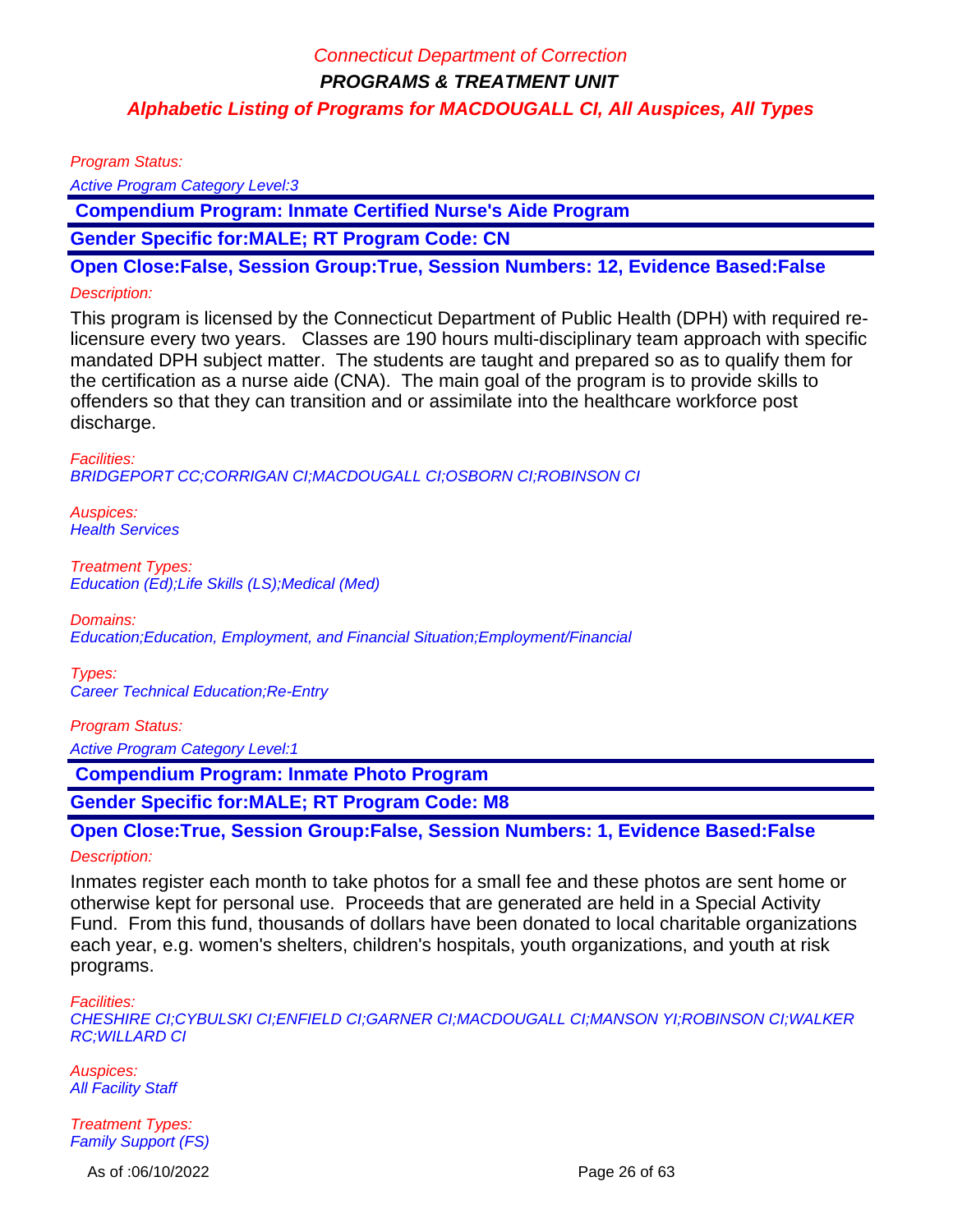Program Status:

Active Program Category Level:3

**Compendium Program: Inmate Certified Nurse's Aide Program**

**Gender Specific for:MALE; RT Program Code: CN**

**Open Close:False, Session Group:True, Session Numbers: 12, Evidence Based:False**

Description:

This program is licensed by the Connecticut Department of Public Health (DPH) with required re-licensure every two years. Classes are 190 hours multi-disciplinary team approach with specific mandated DPH subject matter. The students are taught and prepared so as to qualify them for the certification as a nurse aide (CNA). The main goal of the program is to provide skills to offenders so that they can transition and or assimilate into the healthcare workforce post discharge.

Facilities:
BRIDGEPORT CC;CORRIGAN CI;MACDOUGALL CI;OSBORN CI;ROBINSON CI

Auspices:
Health Services

Treatment Types:
Education (Ed);Life Skills (LS);Medical (Med)

Domains:
Education;Education, Employment, and Financial Situation;Employment/Financial

Types:
Career Technical Education;Re-Entry

Program Status:

Active Program Category Level:1

**Compendium Program: Inmate Photo Program**

**Gender Specific for:MALE; RT Program Code: M8**

**Open Close:True, Session Group:False, Session Numbers: 1, Evidence Based:False**

Description:

Inmates register each month to take photos for a small fee and these photos are sent home or otherwise kept for personal use. Proceeds that are generated are held in a Special Activity Fund. From this fund, thousands of dollars have been donated to local charitable organizations each year, e.g. women's shelters, children's hospitals, youth organizations, and youth at risk programs.

Facilities:
CHESHIRE CI;CYBULSKI CI;ENFIELD CI;GARNER CI;MACDOUGALL CI;MANSON YI;ROBINSON CI;WALKER RC;WILLARD CI

Auspices:
All Facility Staff

Treatment Types:
Family Support (FS)

As of :06/10/2022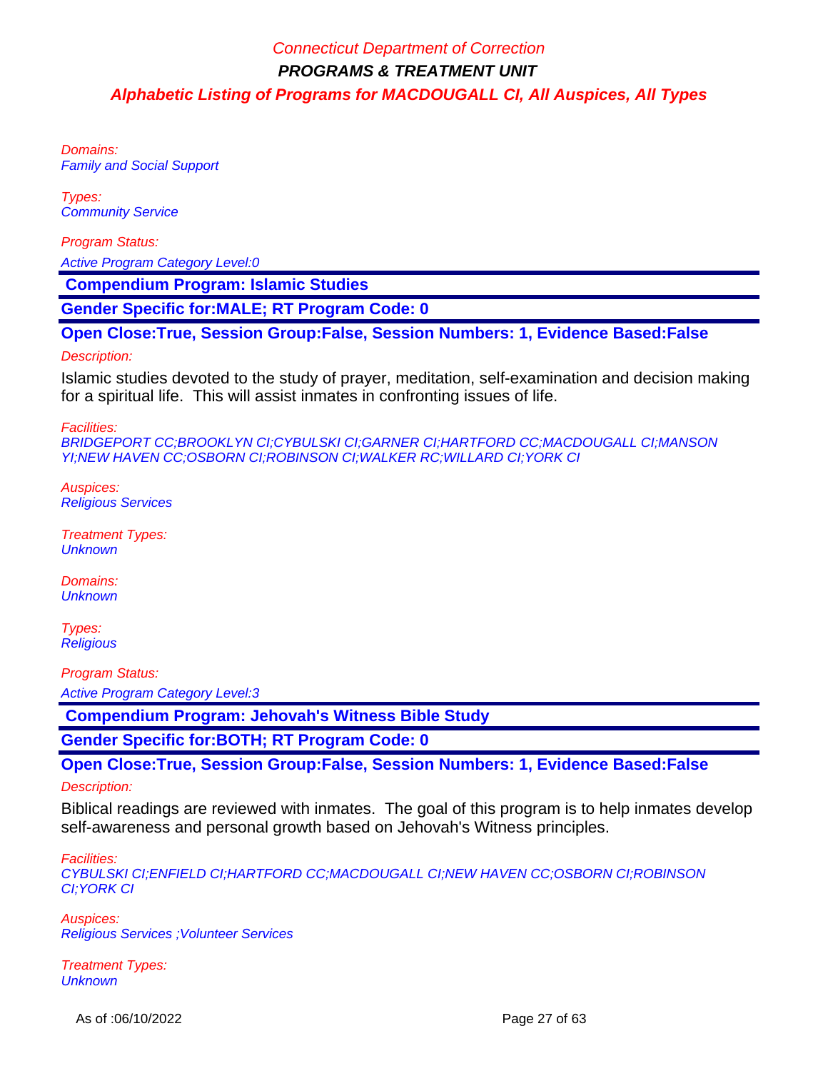Domains:
Family and Social Support

Types:
Community Service

Program Status:

Active Program Category Level:0

**Compendium Program: Islamic Studies**

**Gender Specific for:MALE; RT Program Code: 0**

**Open Close:True, Session Group:False, Session Numbers: 1, Evidence Based:False**

Description:

Islamic studies devoted to the study of prayer, meditation, self-examination and decision making for a spiritual life. This will assist inmates in confronting issues of life.

Facilities:
BRIDGEPORT CC;BROOKLYN CI;CYBULSKI CI;GARNER CI;HARTFORD CC;MACDOUGALL CI;MANSON YI;NEW HAVEN CC;OSBORN CI;ROBINSON CI;WALKER RC;WILLARD CI;YORK CI

Auspices:
Religious Services

Treatment Types:
Unknown

Domains:
Unknown

Types:
Religious

Program Status:

Active Program Category Level:3

**Compendium Program: Jehovah's Witness Bible Study**

**Gender Specific for:BOTH; RT Program Code: 0**

**Open Close:True, Session Group:False, Session Numbers: 1, Evidence Based:False**

Description:

Biblical readings are reviewed with inmates. The goal of this program is to help inmates develop self-awareness and personal growth based on Jehovah's Witness principles.

Facilities:
CYBULSKI CI;ENFIELD CI;HARTFORD CC;MACDOUGALL CI;NEW HAVEN CC;OSBORN CI;ROBINSON CI;YORK CI

Auspices:
Religious Services ;Volunteer Services

Treatment Types:
Unknown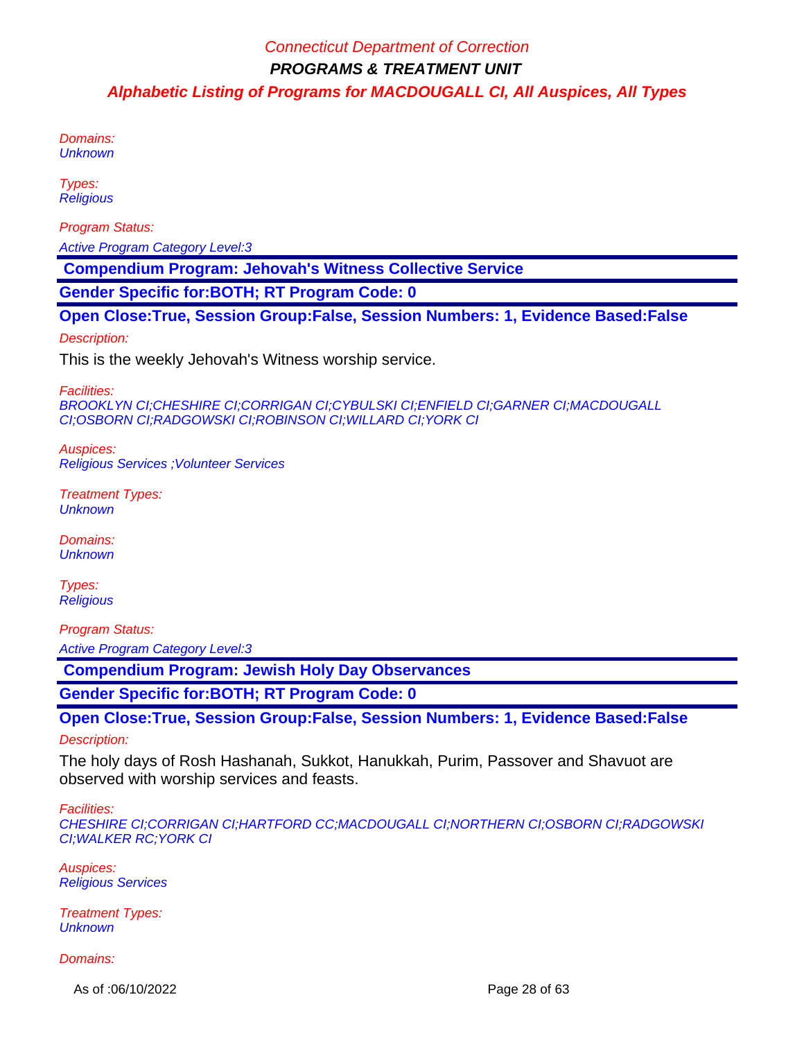Domains:
Unknown

Types:
Religious

Program Status:

Active Program Category Level:3

**Compendium Program: Jehovah's Witness Collective Service**

**Gender Specific for:BOTH; RT Program Code: 0**

**Open Close:True, Session Group:False, Session Numbers: 1, Evidence Based:False**

Description:

This is the weekly Jehovah's Witness worship service.

Facilities:
BROOKLYN CI;CHESHIRE CI;CORRIGAN CI;CYBULSKI CI;ENFIELD CI;GARNER CI;MACDOUGALL CI;OSBORN CI;RADGOWSKI CI;ROBINSON CI;WILLARD CI;YORK CI

Auspices:
Religious Services ;Volunteer Services

Treatment Types:
Unknown

Domains:
Unknown

Types:
Religious

Program Status:

Active Program Category Level:3

**Compendium Program: Jewish Holy Day Observances**

**Gender Specific for:BOTH; RT Program Code: 0**

**Open Close:True, Session Group:False, Session Numbers: 1, Evidence Based:False**

Description:

The holy days of Rosh Hashanah, Sukkot, Hanukkah, Purim, Passover and Shavuot are observed with worship services and feasts.

Facilities:
CHESHIRE CI;CORRIGAN CI;HARTFORD CC;MACDOUGALL CI;NORTHERN CI;OSBORN CI;RADGOWSKI CI;WALKER RC;YORK CI

Auspices:
Religious Services

Treatment Types:
Unknown

Domains: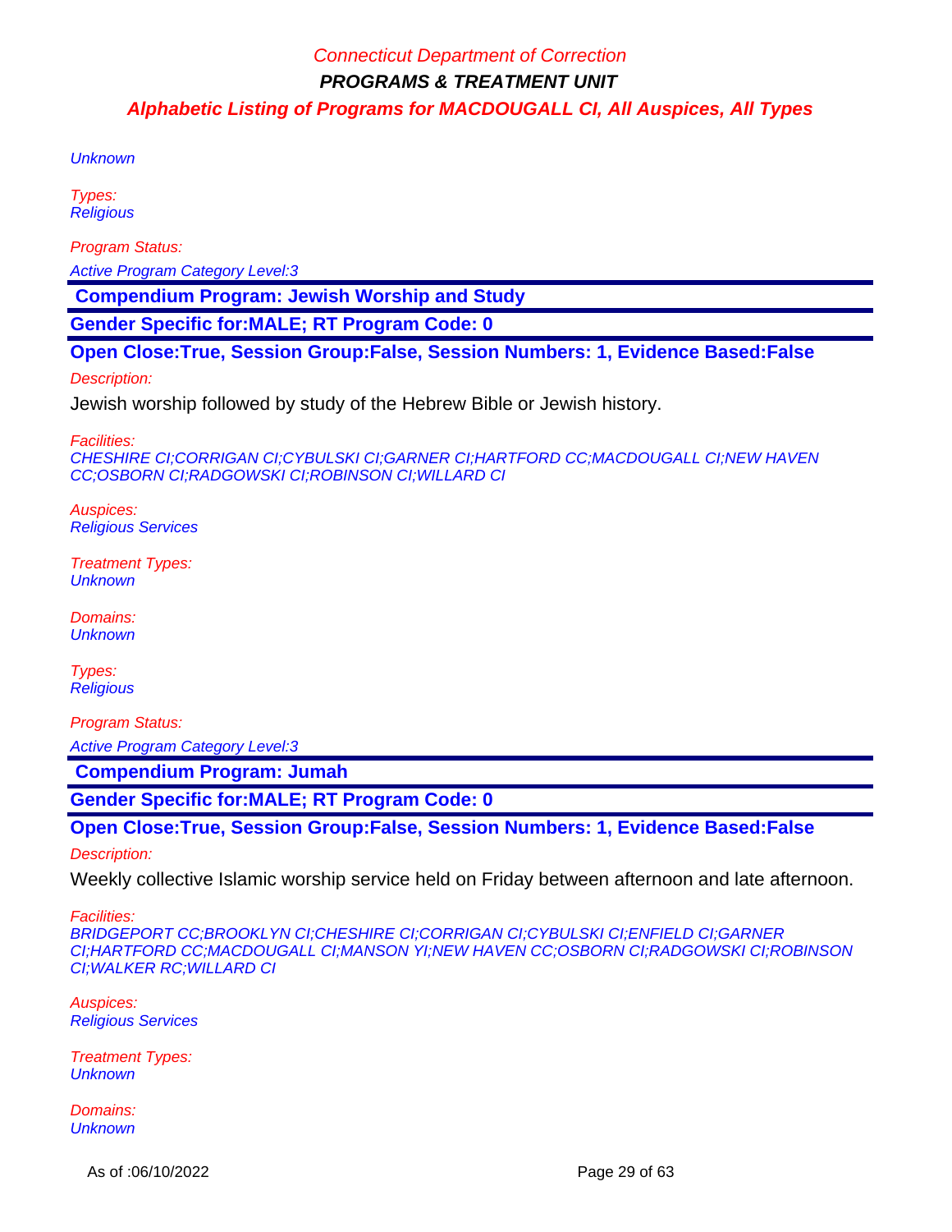Unknown

Types:
Religious

Program Status:

Active Program Category Level:3

**Compendium Program: Jewish Worship and Study**

**Gender Specific for:MALE; RT Program Code: 0**

**Open Close:True, Session Group:False, Session Numbers: 1, Evidence Based:False**

Description:

Jewish worship followed by study of the Hebrew Bible or Jewish history.

Facilities:
CHESHIRE CI;CORRIGAN CI;CYBULSKI CI;GARNER CI;HARTFORD CC;MACDOUGALL CI;NEW HAVEN CC;OSBORN CI;RADGOWSKI CI;ROBINSON CI;WILLARD CI

Auspices:
Religious Services

Treatment Types:
Unknown

Domains:
Unknown

Types:
Religious

Program Status:

Active Program Category Level:3

**Compendium Program: Jumah**

**Gender Specific for:MALE; RT Program Code: 0**

**Open Close:True, Session Group:False, Session Numbers: 1, Evidence Based:False**

Description:

Weekly collective Islamic worship service held on Friday between afternoon and late afternoon.

Facilities:
BRIDGEPORT CC;BROOKLYN CI;CHESHIRE CI;CORRIGAN CI;CYBULSKI CI;ENFIELD CI;GARNER CI;HARTFORD CC;MACDOUGALL CI;MANSON YI;NEW HAVEN CC;OSBORN CI;RADGOWSKI CI;ROBINSON CI;WALKER RC;WILLARD CI

Auspices:
Religious Services

Treatment Types:
Unknown

Domains:
Unknown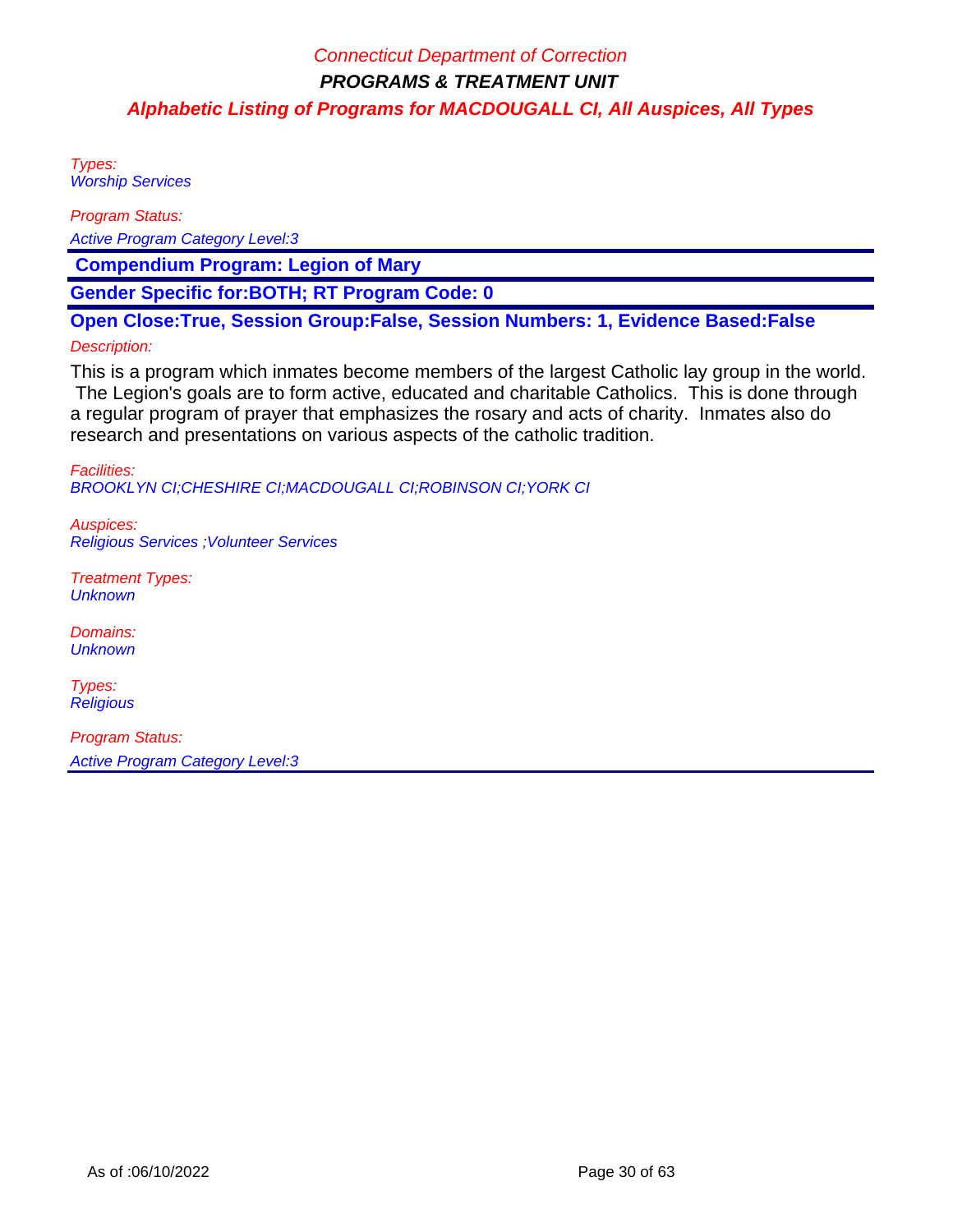Types:
*Worship Services*

Program Status:
*Active Program Category Level:3*

**Compendium Program: Legion of Mary**

**Gender Specific for:BOTH; RT Program Code: 0**

**Open Close:True, Session Group:False, Session Numbers: 1, Evidence Based:False**

Description:

This is a program which inmates become members of the largest Catholic lay group in the world. The Legion's goals are to form active, educated and charitable Catholics. This is done through a regular program of prayer that emphasizes the rosary and acts of charity. Inmates also do research and presentations on various aspects of the catholic tradition.

Facilities:
*BROOKLYN CI;CHESHIRE CI;MACDOUGALL CI;ROBINSON CI;YORK CI*

Auspices:
*Religious Services ;Volunteer Services*

Treatment Types:
*Unknown*

Domains:
*Unknown*

Types:
*Religious*

Program Status:
*Active Program Category Level:3*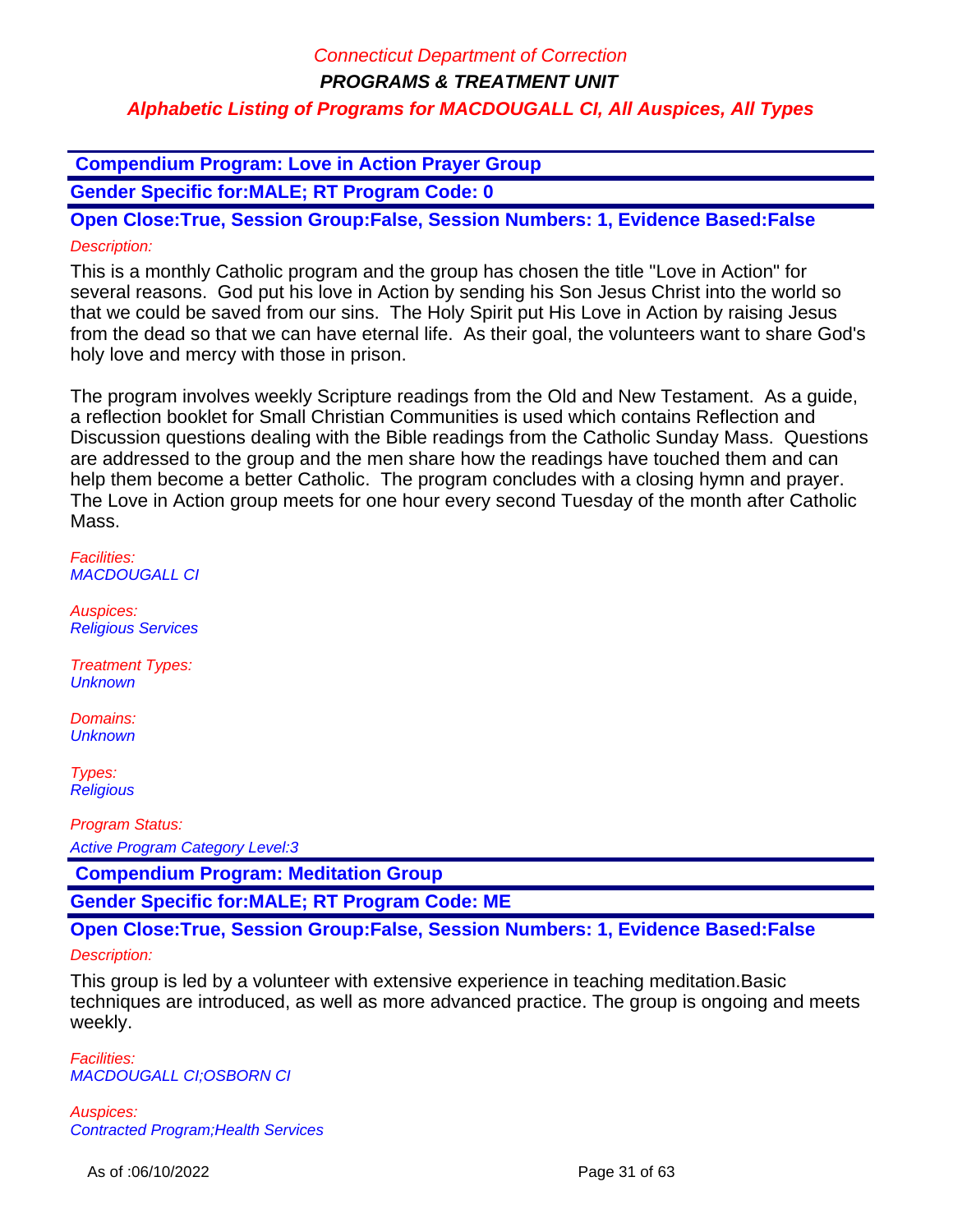**Compendium Program: Love in Action Prayer Group**

**Gender Specific for:MALE; RT Program Code: 0**

**Open Close:True, Session Group:False, Session Numbers: 1, Evidence Based:False**

*Description:*

This is a monthly Catholic program and the group has chosen the title "Love in Action" for several reasons. God put his love in Action by sending his Son Jesus Christ into the world so that we could be saved from our sins. The Holy Spirit put His Love in Action by raising Jesus from the dead so that we can have eternal life. As their goal, the volunteers want to share God's holy love and mercy with those in prison.

The program involves weekly Scripture readings from the Old and New Testament. As a guide, a reflection booklet for Small Christian Communities is used which contains Reflection and Discussion questions dealing with the Bible readings from the Catholic Sunday Mass. Questions are addressed to the group and the men share how the readings have touched them and can help them become a better Catholic. The program concludes with a closing hymn and prayer. The Love in Action group meets for one hour every second Tuesday of the month after Catholic Mass.

*Facilities:*
*MACDOUGALL CI*

*Auspices:*
*Religious Services*

*Treatment Types:*
*Unknown*

*Domains:*
*Unknown*

*Types:*
*Religious*

*Program Status:*
*Active Program Category Level:3*

**Compendium Program: Meditation Group**

**Gender Specific for:MALE; RT Program Code: ME**

**Open Close:True, Session Group:False, Session Numbers: 1, Evidence Based:False**

*Description:*

This group is led by a volunteer with extensive experience in teaching meditation.Basic techniques are introduced, as well as more advanced practice. The group is ongoing and meets weekly.

*Facilities:*
*MACDOUGALL CI;OSBORN CI*

*Auspices:*
*Contracted Program;Health Services*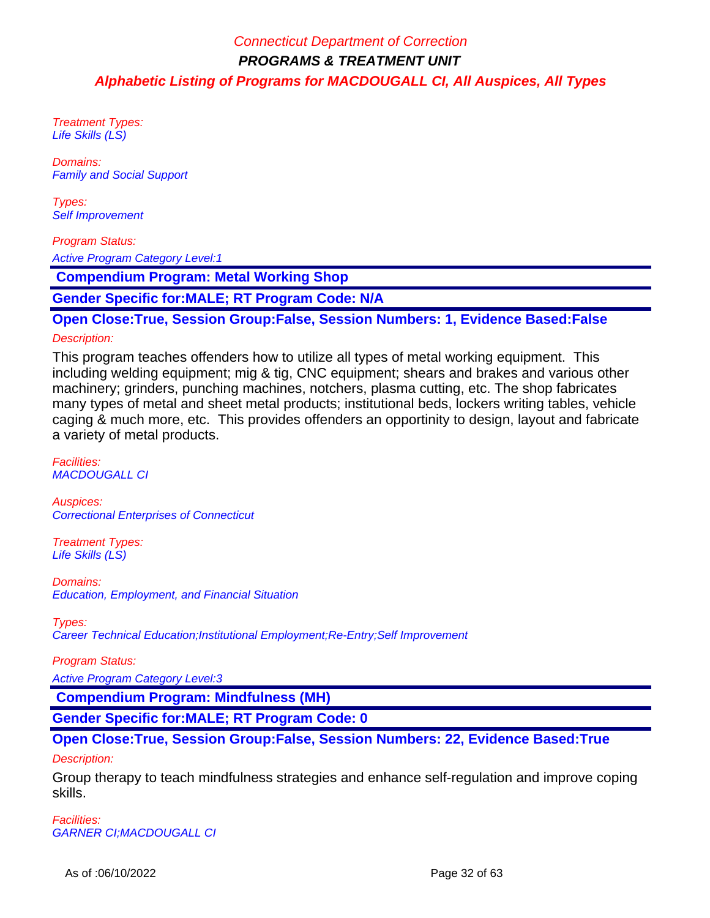Treatment Types:
Life Skills (LS)

Domains:
Family and Social Support

Types:
Self Improvement

Program Status:
Active Program Category Level:1

**Compendium Program: Metal Working Shop**

**Gender Specific for:MALE; RT Program Code: N/A**

**Open Close:True, Session Group:False, Session Numbers: 1, Evidence Based:False**

Description:

This program teaches offenders how to utilize all types of metal working equipment.  This including welding equipment; mig & tig, CNC equipment; shears and brakes and various other machinery; grinders, punching machines, notchers, plasma cutting, etc. The shop fabricates many types of metal and sheet metal products; institutional beds, lockers writing tables, vehicle caging & much more, etc.  This provides offenders an opportinity to design, layout and fabricate a variety of metal products.

Facilities:
MACDOUGALL CI

Auspices:
Correctional Enterprises of Connecticut

Treatment Types:
Life Skills (LS)

Domains:
Education, Employment, and Financial Situation

Types:
Career Technical Education;Institutional Employment;Re-Entry;Self Improvement

Program Status:
Active Program Category Level:3

**Compendium Program: Mindfulness (MH)**

**Gender Specific for:MALE; RT Program Code: 0**

**Open Close:True, Session Group:False, Session Numbers: 22, Evidence Based:True**

Description:

Group therapy to teach mindfulness strategies and enhance self-regulation and improve coping skills.

Facilities:
GARNER CI;MACDOUGALL CI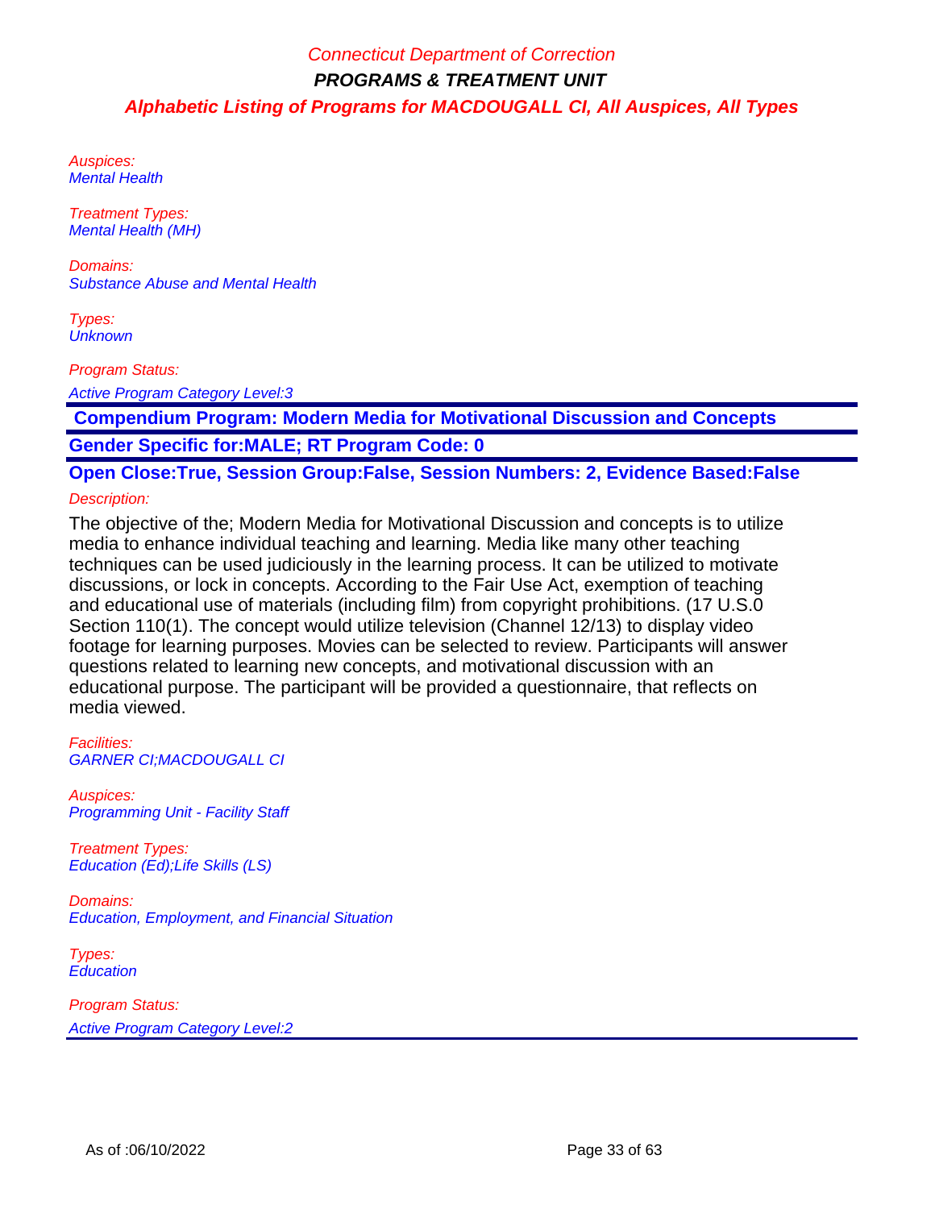Auspices:
Mental Health

Treatment Types:
Mental Health (MH)

Domains:
Substance Abuse and Mental Health

Types:
Unknown

Program Status:

Active Program Category Level:3

**Compendium Program: Modern Media for Motivational Discussion and Concepts**

**Gender Specific for:MALE; RT Program Code: 0**

**Open Close:True, Session Group:False, Session Numbers: 2, Evidence Based:False**

Description:

The objective of the; Modern Media for Motivational Discussion and concepts is to utilize media to enhance individual teaching and learning. Media like many other teaching techniques can be used judiciously in the learning process. It can be utilized to motivate discussions, or lock in concepts. According to the Fair Use Act, exemption of teaching and educational use of materials (including film) from copyright prohibitions. (17 U.S.0 Section 110(1). The concept would utilize television (Channel 12/13) to display video footage for learning purposes. Movies can be selected to review. Participants will answer questions related to learning new concepts, and motivational discussion with an educational purpose. The participant will be provided a questionnaire, that reflects on media viewed.

Facilities:
GARNER CI;MACDOUGALL CI

Auspices:
Programming Unit - Facility Staff

Treatment Types:
Education (Ed);Life Skills (LS)

Domains:
Education, Employment, and Financial Situation

Types:
Education

Program Status:
Active Program Category Level:2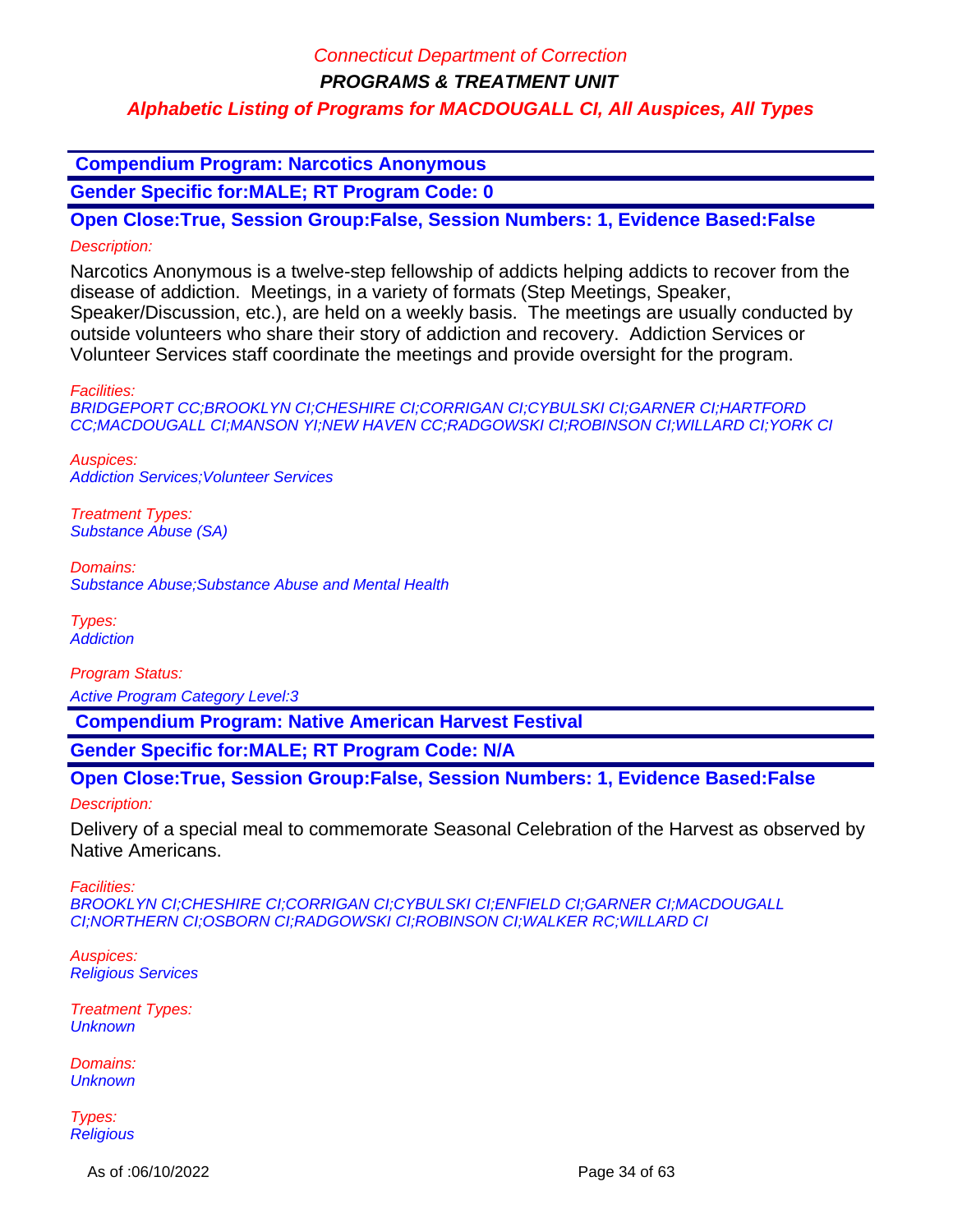## Compendium Program: Narcotics Anonymous

**Gender Specific for:MALE; RT Program Code: 0**

**Open Close:True, Session Group:False, Session Numbers: 1, Evidence Based:False**

*Description:*

Narcotics Anonymous is a twelve-step fellowship of addicts helping addicts to recover from the disease of addiction. Meetings, in a variety of formats (Step Meetings, Speaker, Speaker/Discussion, etc.), are held on a weekly basis. The meetings are usually conducted by outside volunteers who share their story of addiction and recovery. Addiction Services or Volunteer Services staff coordinate the meetings and provide oversight for the program.

*Facilities:*
*BRIDGEPORT CC;BROOKLYN CI;CHESHIRE CI;CORRIGAN CI;CYBULSKI CI;GARNER CI;HARTFORD CC;MACDOUGALL CI;MANSON YI;NEW HAVEN CC;RADGOWSKI CI;ROBINSON CI;WILLARD CI;YORK CI*

*Auspices:*
*Addiction Services;Volunteer Services*

*Treatment Types:*
*Substance Abuse (SA)*

*Domains:*
*Substance Abuse;Substance Abuse and Mental Health*

*Types:*
*Addiction*

*Program Status:*
*Active Program Category Level:3*

## Compendium Program: Native American Harvest Festival

**Gender Specific for:MALE; RT Program Code: N/A**

**Open Close:True, Session Group:False, Session Numbers: 1, Evidence Based:False**

*Description:*

Delivery of a special meal to commemorate Seasonal Celebration of the Harvest as observed by Native Americans.

*Facilities:*
*BROOKLYN CI;CHESHIRE CI;CORRIGAN CI;CYBULSKI CI;ENFIELD CI;GARNER CI;MACDOUGALL CI;NORTHERN CI;OSBORN CI;RADGOWSKI CI;ROBINSON CI;WALKER RC;WILLARD CI*

*Auspices:*
*Religious Services*

*Treatment Types:*
*Unknown*

*Domains:*
*Unknown*

*Types:*
*Religious*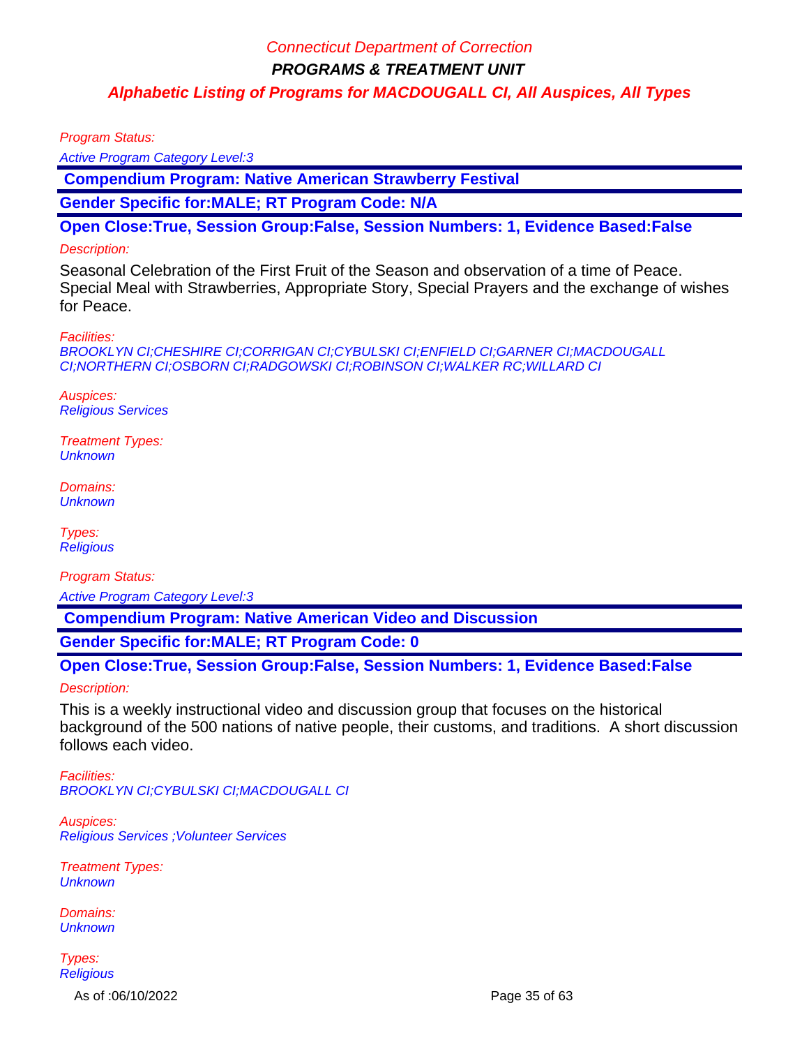Program Status:

Active Program Category Level:3

**Compendium Program: Native American Strawberry Festival**

**Gender Specific for:MALE; RT Program Code: N/A**

**Open Close:True, Session Group:False, Session Numbers: 1, Evidence Based:False**

Description:

Seasonal Celebration of the First Fruit of the Season and observation of a time of Peace. Special Meal with Strawberries, Appropriate Story, Special Prayers and the exchange of wishes for Peace.

Facilities:
BROOKLYN CI;CHESHIRE CI;CORRIGAN CI;CYBULSKI CI;ENFIELD CI;GARNER CI;MACDOUGALL CI;NORTHERN CI;OSBORN CI;RADGOWSKI CI;ROBINSON CI;WALKER RC;WILLARD CI

Auspices:
Religious Services

Treatment Types:
Unknown

Domains:
Unknown

Types:
Religious

Program Status:

Active Program Category Level:3

**Compendium Program: Native American Video and Discussion**

**Gender Specific for:MALE; RT Program Code: 0**

**Open Close:True, Session Group:False, Session Numbers: 1, Evidence Based:False**

Description:

This is a weekly instructional video and discussion group that focuses on the historical background of the 500 nations of native people, their customs, and traditions. A short discussion follows each video.

Facilities:
BROOKLYN CI;CYBULSKI CI;MACDOUGALL CI

Auspices:
Religious Services ;Volunteer Services

Treatment Types:
Unknown

Domains:
Unknown

Types:
Religious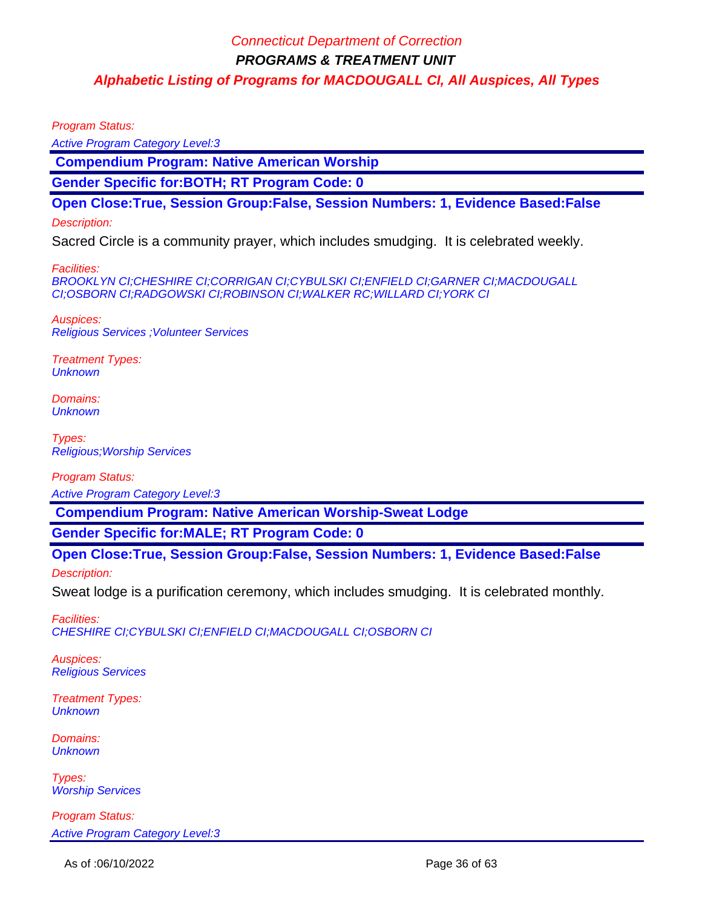Program Status:

*Active Program Category Level:3*

**Compendium Program: Native American Worship**

**Gender Specific for:BOTH; RT Program Code: 0**

**Open Close:True, Session Group:False, Session Numbers: 1, Evidence Based:False**

Description:

Sacred Circle is a community prayer, which includes smudging. It is celebrated weekly.

Facilities:
*BROOKLYN CI;CHESHIRE CI;CORRIGAN CI;CYBULSKI CI;ENFIELD CI;GARNER CI;MACDOUGALL CI;OSBORN CI;RADGOWSKI CI;ROBINSON CI;WALKER RC;WILLARD CI;YORK CI*

Auspices:
*Religious Services ;Volunteer Services*

Treatment Types:
*Unknown*

Domains:
*Unknown*

Types:
*Religious;Worship Services*

Program Status:

*Active Program Category Level:3*

**Compendium Program: Native American Worship-Sweat Lodge**

**Gender Specific for:MALE; RT Program Code: 0**

**Open Close:True, Session Group:False, Session Numbers: 1, Evidence Based:False**

Description:

Sweat lodge is a purification ceremony, which includes smudging. It is celebrated monthly.

Facilities:
*CHESHIRE CI;CYBULSKI CI;ENFIELD CI;MACDOUGALL CI;OSBORN CI*

Auspices:
*Religious Services*

Treatment Types:
*Unknown*

Domains:
*Unknown*

Types:
*Worship Services*

Program Status:

*Active Program Category Level:3*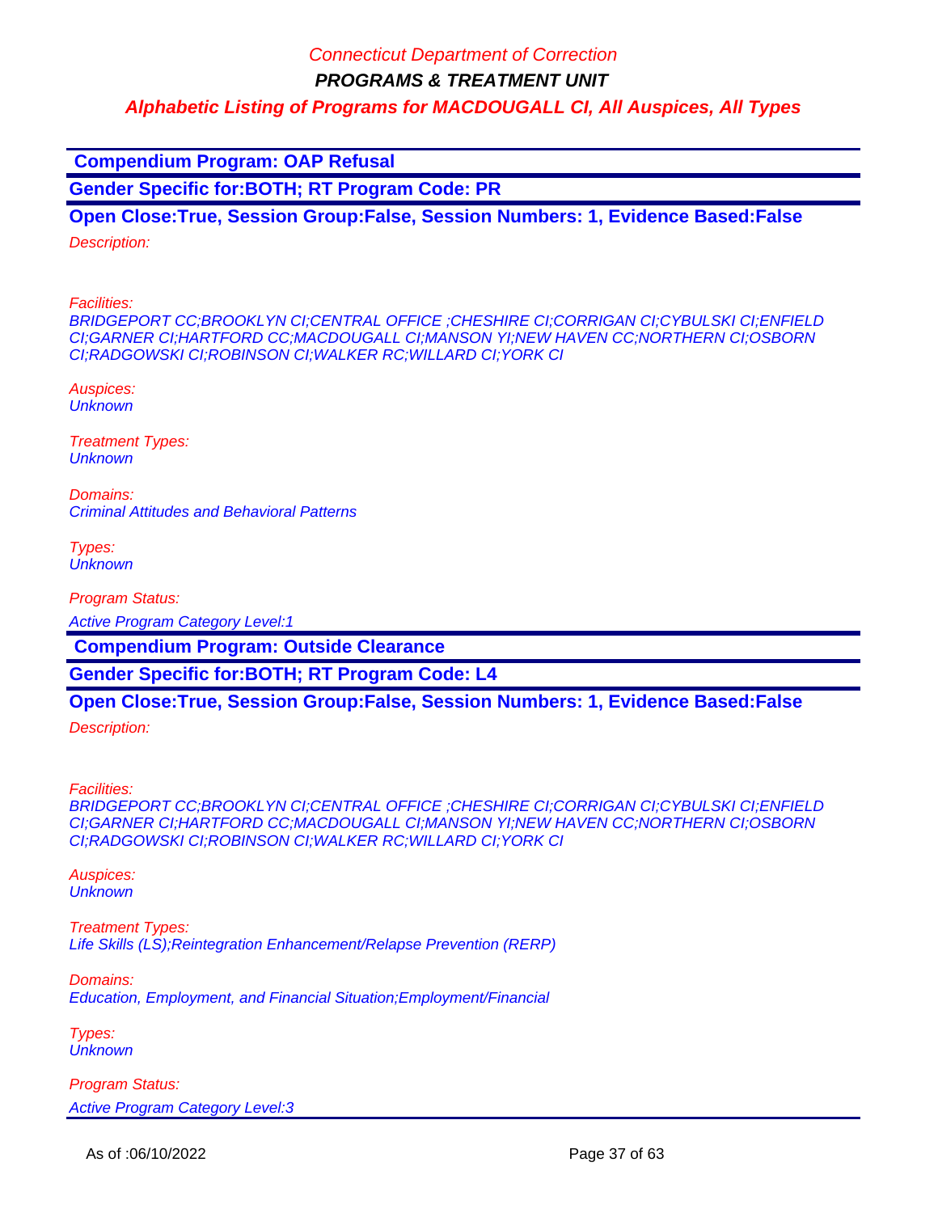## Compendium Program: OAP Refusal

**Gender Specific for:BOTH; RT Program Code: PR**

**Open Close:True, Session Group:False, Session Numbers: 1, Evidence Based:False**

*Description:*

*Facilities:*
*BRIDGEPORT CC;BROOKLYN CI;CENTRAL OFFICE ;CHESHIRE CI;CORRIGAN CI;CYBULSKI CI;ENFIELD CI;GARNER CI;HARTFORD CC;MACDOUGALL CI;MANSON YI;NEW HAVEN CC;NORTHERN CI;OSBORN CI;RADGOWSKI CI;ROBINSON CI;WALKER RC;WILLARD CI;YORK CI*

*Auspices:*
*Unknown*

*Treatment Types:*
*Unknown*

*Domains:*
*Criminal Attitudes and Behavioral Patterns*

*Types:*
*Unknown*

*Program Status:*
*Active Program Category Level:1*

## Compendium Program: Outside Clearance

**Gender Specific for:BOTH; RT Program Code: L4**

**Open Close:True, Session Group:False, Session Numbers: 1, Evidence Based:False**

*Description:*

*Facilities:*
*BRIDGEPORT CC;BROOKLYN CI;CENTRAL OFFICE ;CHESHIRE CI;CORRIGAN CI;CYBULSKI CI;ENFIELD CI;GARNER CI;HARTFORD CC;MACDOUGALL CI;MANSON YI;NEW HAVEN CC;NORTHERN CI;OSBORN CI;RADGOWSKI CI;ROBINSON CI;WALKER RC;WILLARD CI;YORK CI*

*Auspices:*
*Unknown*

*Treatment Types:*
*Life Skills (LS);Reintegration Enhancement/Relapse Prevention (RERP)*

*Domains:*
*Education, Employment, and Financial Situation;Employment/Financial*

*Types:*
*Unknown*

*Program Status:*
*Active Program Category Level:3*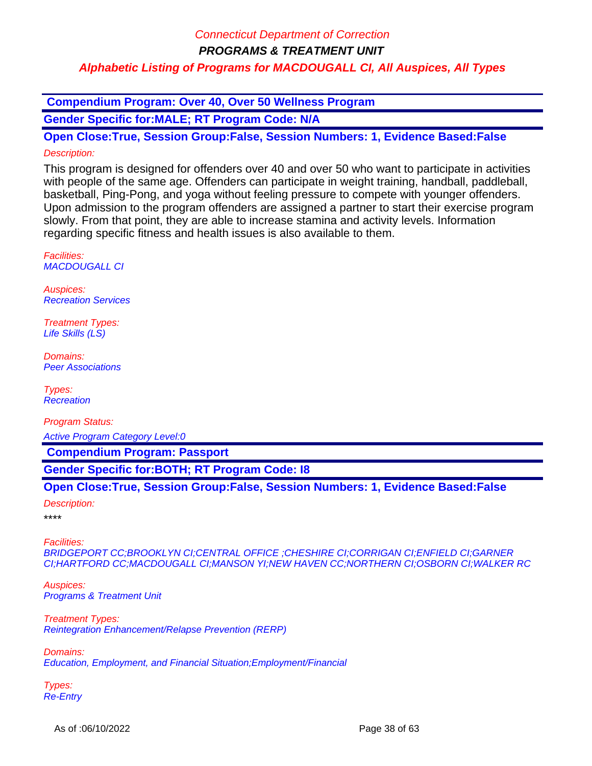**Compendium Program: Over 40, Over 50 Wellness Program**

**Gender Specific for:MALE; RT Program Code: N/A**

**Open Close:True, Session Group:False, Session Numbers: 1, Evidence Based:False**

*Description:*

This program is designed for offenders over 40 and over 50 who want to participate in activities with people of the same age. Offenders can participate in weight training, handball, paddleball, basketball, Ping-Pong, and yoga without feeling pressure to compete with younger offenders. Upon admission to the program offenders are assigned a partner to start their exercise program slowly. From that point, they are able to increase stamina and activity levels. Information regarding specific fitness and health issues is also available to them.

*Facilities:*
MACDOUGALL CI

*Auspices:*
Recreation Services

*Treatment Types:*
Life Skills (LS)

*Domains:*
Peer Associations

*Types:*
Recreation

*Program Status:*

Active Program Category Level:0

**Compendium Program: Passport**

**Gender Specific for:BOTH; RT Program Code: I8**

**Open Close:True, Session Group:False, Session Numbers: 1, Evidence Based:False**

*Description:*

****

*Facilities:*
BRIDGEPORT CC;BROOKLYN CI;CENTRAL OFFICE ;CHESHIRE CI;CORRIGAN CI;ENFIELD CI;GARNER CI;HARTFORD CC;MACDOUGALL CI;MANSON YI;NEW HAVEN CC;NORTHERN CI;OSBORN CI;WALKER RC

*Auspices:*
Programs & Treatment Unit

*Treatment Types:*
Reintegration Enhancement/Relapse Prevention (RERP)

*Domains:*
Education, Employment, and Financial Situation;Employment/Financial

*Types:*
Re-Entry

As of :06/10/2022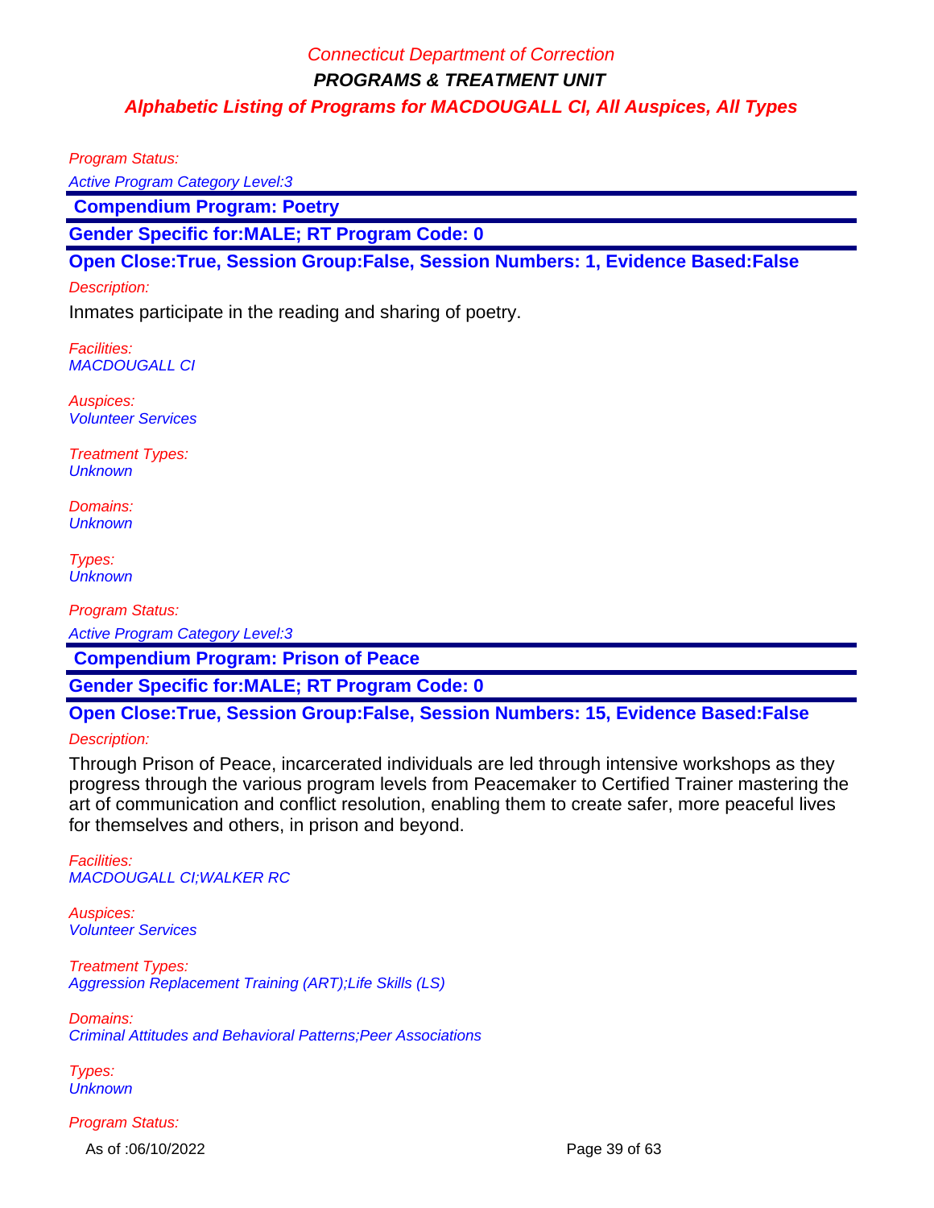Program Status:

Active Program Category Level:3

**Compendium Program: Poetry**

**Gender Specific for:MALE; RT Program Code: 0**

**Open Close:True, Session Group:False, Session Numbers: 1, Evidence Based:False**

Description:

Inmates participate in the reading and sharing of poetry.

Facilities:
MACDOUGALL CI

Auspices:
Volunteer Services

Treatment Types:
Unknown

Domains:
Unknown

Types:
Unknown

Program Status:

Active Program Category Level:3

**Compendium Program: Prison of Peace**

**Gender Specific for:MALE; RT Program Code: 0**

**Open Close:True, Session Group:False, Session Numbers: 15, Evidence Based:False**

Description:

Through Prison of Peace, incarcerated individuals are led through intensive workshops as they progress through the various program levels from Peacemaker to Certified Trainer mastering the art of communication and conflict resolution, enabling them to create safer, more peaceful lives for themselves and others, in prison and beyond.

Facilities:
MACDOUGALL CI;WALKER RC

Auspices:
Volunteer Services

Treatment Types:
Aggression Replacement Training (ART);Life Skills (LS)

Domains:
Criminal Attitudes and Behavioral Patterns;Peer Associations

Types:
Unknown

Program Status: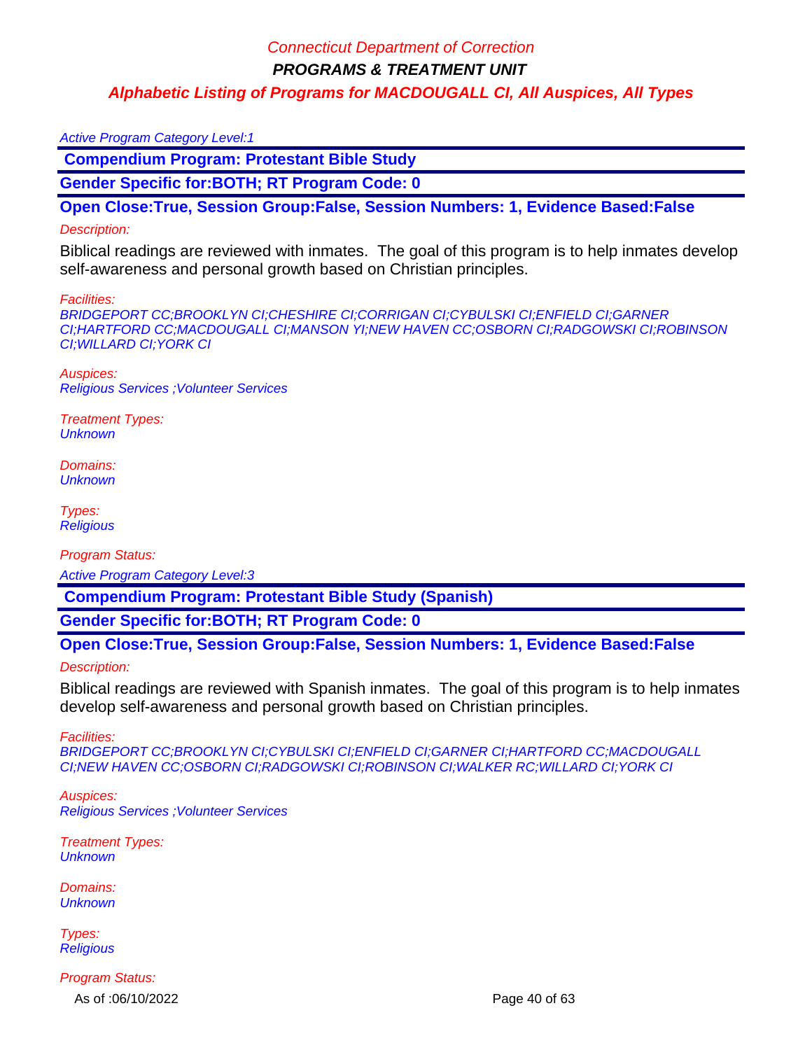Active Program Category Level:1

**Compendium Program: Protestant Bible Study**

**Gender Specific for:BOTH; RT Program Code: 0**

**Open Close:True, Session Group:False, Session Numbers: 1, Evidence Based:False**

*Description:*

Biblical readings are reviewed with inmates. The goal of this program is to help inmates develop self-awareness and personal growth based on Christian principles.

*Facilities:*
BRIDGEPORT CC;BROOKLYN CI;CHESHIRE CI;CORRIGAN CI;CYBULSKI CI;ENFIELD CI;GARNER CI;HARTFORD CC;MACDOUGALL CI;MANSON YI;NEW HAVEN CC;OSBORN CI;RADGOWSKI CI;ROBINSON CI;WILLARD CI;YORK CI

*Auspices:*
Religious Services ;Volunteer Services

*Treatment Types:*
Unknown

*Domains:*
Unknown

*Types:*
Religious

*Program Status:*
Active Program Category Level:3

**Compendium Program: Protestant Bible Study (Spanish)**

**Gender Specific for:BOTH; RT Program Code: 0**

**Open Close:True, Session Group:False, Session Numbers: 1, Evidence Based:False**

*Description:*

Biblical readings are reviewed with Spanish inmates. The goal of this program is to help inmates develop self-awareness and personal growth based on Christian principles.

*Facilities:*
BRIDGEPORT CC;BROOKLYN CI;CYBULSKI CI;ENFIELD CI;GARNER CI;HARTFORD CC;MACDOUGALL CI;NEW HAVEN CC;OSBORN CI;RADGOWSKI CI;ROBINSON CI;WALKER RC;WILLARD CI;YORK CI

*Auspices:*
Religious Services ;Volunteer Services

*Treatment Types:*
Unknown

*Domains:*
Unknown

*Types:*
Religious

*Program Status:*

As of :06/10/2022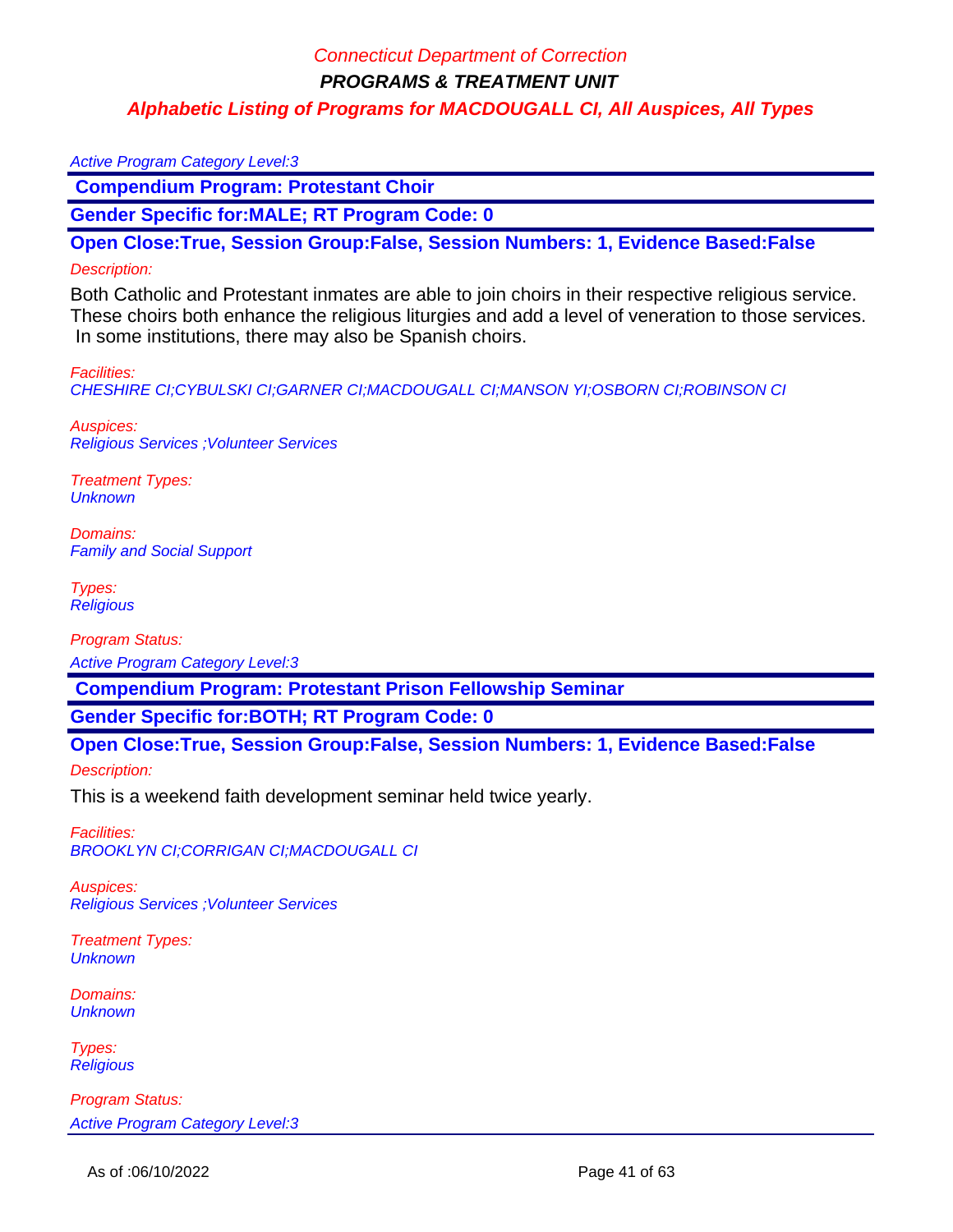Active Program Category Level:3

**Compendium Program: Protestant Choir**

**Gender Specific for:MALE; RT Program Code: 0**

**Open Close:True, Session Group:False, Session Numbers: 1, Evidence Based:False**

*Description:*

Both Catholic and Protestant inmates are able to join choirs in their respective religious service. These choirs both enhance the religious liturgies and add a level of veneration to those services. In some institutions, there may also be Spanish choirs.

*Facilities:*
*CHESHIRE CI;CYBULSKI CI;GARNER CI;MACDOUGALL CI;MANSON YI;OSBORN CI;ROBINSON CI*

*Auspices:*
*Religious Services ;Volunteer Services*

*Treatment Types:*
*Unknown*

*Domains:*
*Family and Social Support*

*Types:*
*Religious*

*Program Status:*
*Active Program Category Level:3*

**Compendium Program: Protestant Prison Fellowship Seminar**

**Gender Specific for:BOTH; RT Program Code: 0**

**Open Close:True, Session Group:False, Session Numbers: 1, Evidence Based:False**

*Description:*

This is a weekend faith development seminar held twice yearly.

*Facilities:*
*BROOKLYN CI;CORRIGAN CI;MACDOUGALL CI*

*Auspices:*
*Religious Services ;Volunteer Services*

*Treatment Types:*
*Unknown*

*Domains:*
*Unknown*

*Types:*
*Religious*

*Program Status:*
*Active Program Category Level:3*

As of :06/10/2022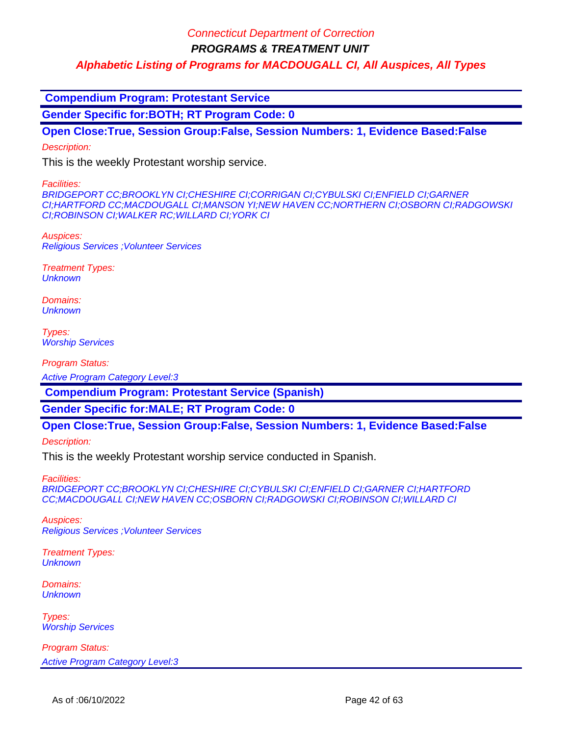## Compendium Program: Protestant Service

**Gender Specific for:BOTH; RT Program Code: 0**

**Open Close:True, Session Group:False, Session Numbers: 1, Evidence Based:False**

*Description:*

This is the weekly Protestant worship service.

*Facilities:*
*BRIDGEPORT CC;BROOKLYN CI;CHESHIRE CI;CORRIGAN CI;CYBULSKI CI;ENFIELD CI;GARNER CI;HARTFORD CC;MACDOUGALL CI;MANSON YI;NEW HAVEN CC;NORTHERN CI;OSBORN CI;RADGOWSKI CI;ROBINSON CI;WALKER RC;WILLARD CI;YORK CI*

*Auspices:*
*Religious Services ;Volunteer Services*

*Treatment Types:*
*Unknown*

*Domains:*
*Unknown*

*Types:*
*Worship Services*

*Program Status:*
*Active Program Category Level:3*

## Compendium Program: Protestant Service (Spanish)

**Gender Specific for:MALE; RT Program Code: 0**

**Open Close:True, Session Group:False, Session Numbers: 1, Evidence Based:False**

*Description:*

This is the weekly Protestant worship service conducted in Spanish.

*Facilities:*
*BRIDGEPORT CC;BROOKLYN CI;CHESHIRE CI;CYBULSKI CI;ENFIELD CI;GARNER CI;HARTFORD CC;MACDOUGALL CI;NEW HAVEN CC;OSBORN CI;RADGOWSKI CI;ROBINSON CI;WILLARD CI*

*Auspices:*
*Religious Services ;Volunteer Services*

*Treatment Types:*
*Unknown*

*Domains:*
*Unknown*

*Types:*
*Worship Services*

*Program Status:*
*Active Program Category Level:3*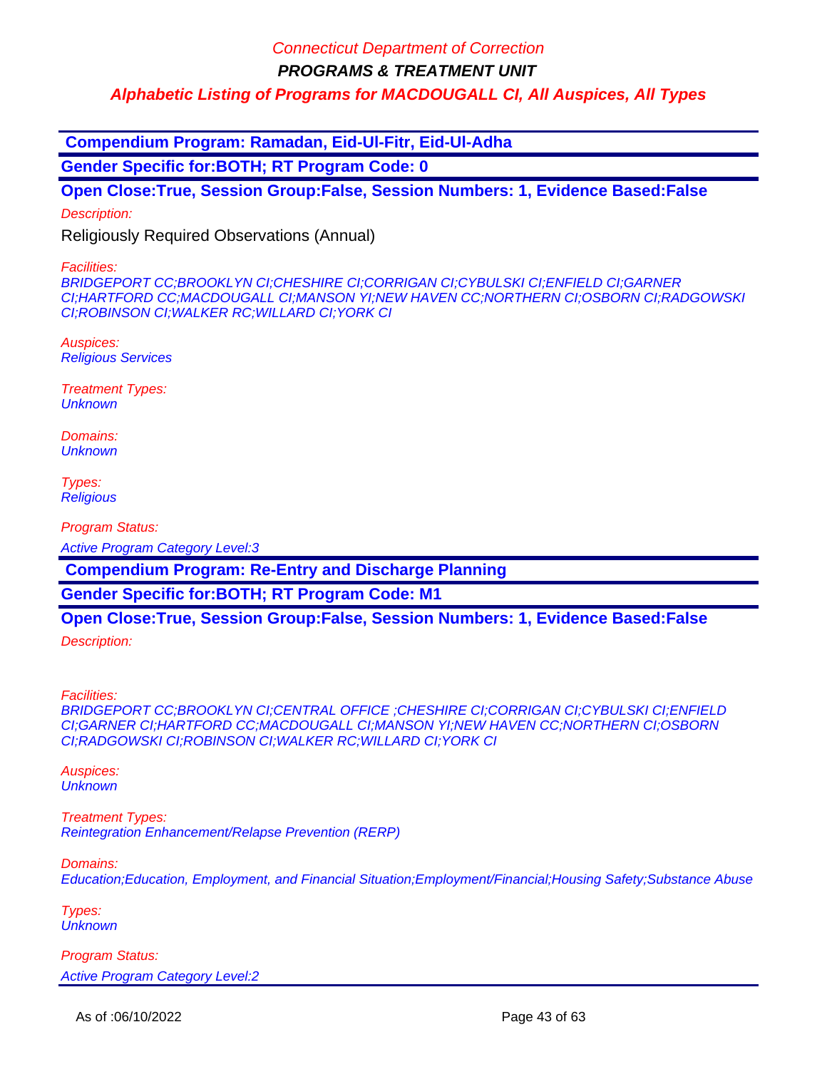## Compendium Program: Ramadan, Eid-Ul-Fitr, Eid-Ul-Adha

**Gender Specific for:BOTH; RT Program Code: 0**

**Open Close:True, Session Group:False, Session Numbers: 1, Evidence Based:False**

*Description:*

Religiously Required Observations (Annual)

*Facilities:*
*BRIDGEPORT CC;BROOKLYN CI;CHESHIRE CI;CORRIGAN CI;CYBULSKI CI;ENFIELD CI;GARNER CI;HARTFORD CC;MACDOUGALL CI;MANSON YI;NEW HAVEN CC;NORTHERN CI;OSBORN CI;RADGOWSKI CI;ROBINSON CI;WALKER RC;WILLARD CI;YORK CI*

*Auspices:*
*Religious Services*

*Treatment Types:*
*Unknown*

*Domains:*
*Unknown*

*Types:*
*Religious*

*Program Status:*

*Active Program Category Level:3*

## Compendium Program: Re-Entry and Discharge Planning

**Gender Specific for:BOTH; RT Program Code: M1**

**Open Close:True, Session Group:False, Session Numbers: 1, Evidence Based:False**

*Description:*

*Facilities:*
*BRIDGEPORT CC;BROOKLYN CI;CENTRAL OFFICE ;CHESHIRE CI;CORRIGAN CI;CYBULSKI CI;ENFIELD CI;GARNER CI;HARTFORD CC;MACDOUGALL CI;MANSON YI;NEW HAVEN CC;NORTHERN CI;OSBORN CI;RADGOWSKI CI;ROBINSON CI;WALKER RC;WILLARD CI;YORK CI*

*Auspices:*
*Unknown*

*Treatment Types:*
*Reintegration Enhancement/Relapse Prevention (RERP)*

*Domains:*
*Education;Education, Employment, and Financial Situation;Employment/Financial;Housing Safety;Substance Abuse*

*Types:*
*Unknown*

*Program Status:*

*Active Program Category Level:2*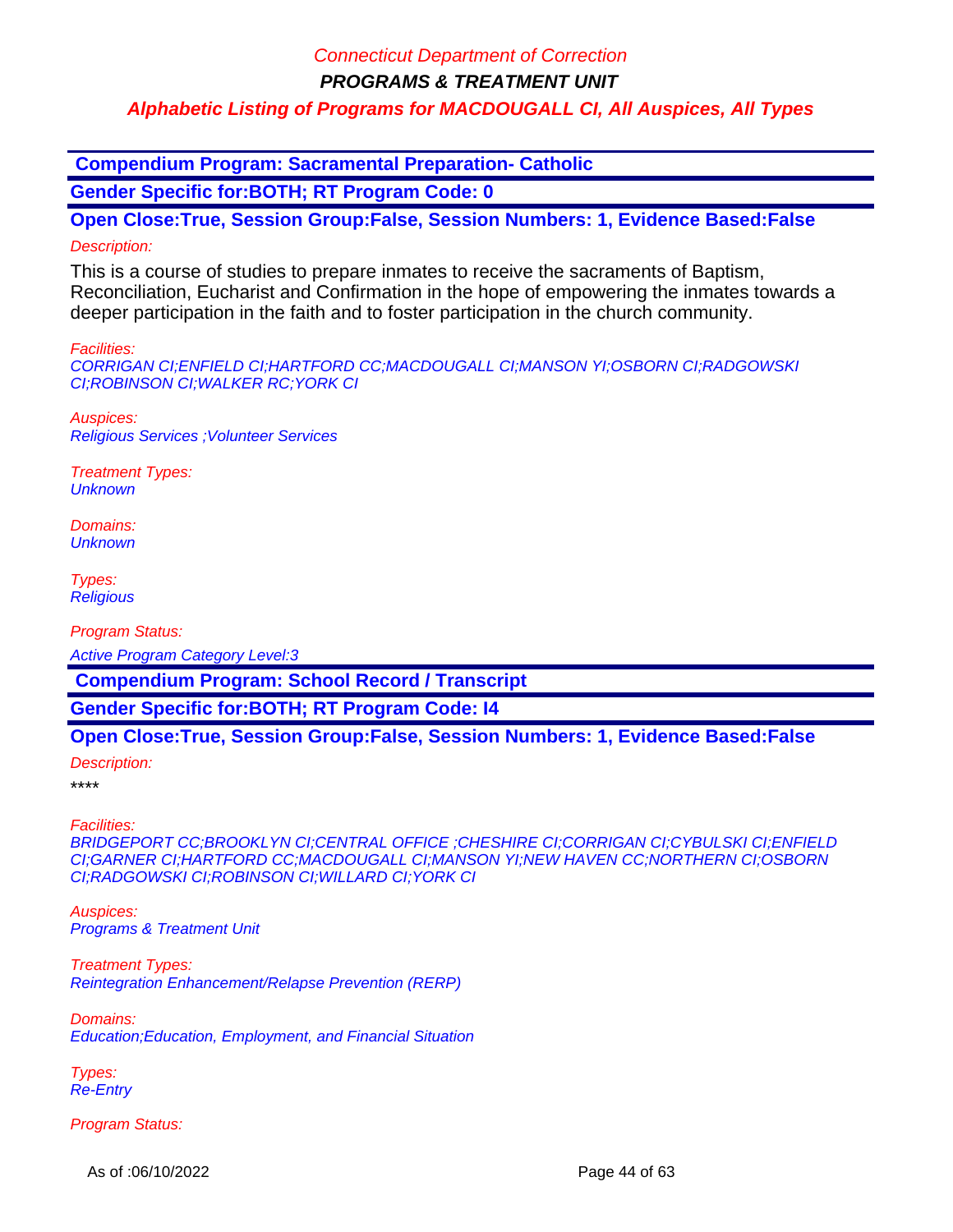## Compendium Program: Sacramental Preparation- Catholic

**Gender Specific for:BOTH; RT Program Code: 0**

**Open Close:True, Session Group:False, Session Numbers: 1, Evidence Based:False**

*Description:*

This is a course of studies to prepare inmates to receive the sacraments of Baptism, Reconciliation, Eucharist and Confirmation in the hope of empowering the inmates towards a deeper participation in the faith and to foster participation in the church community.

*Facilities:*
*CORRIGAN CI;ENFIELD CI;HARTFORD CC;MACDOUGALL CI;MANSON YI;OSBORN CI;RADGOWSKI CI;ROBINSON CI;WALKER RC;YORK CI*

*Auspices:*
*Religious Services ;Volunteer Services*

*Treatment Types:*
*Unknown*

*Domains:*
*Unknown*

*Types:*
*Religious*

*Program Status:*

*Active Program Category Level:3*

## Compendium Program: School Record / Transcript

**Gender Specific for:BOTH; RT Program Code: I4**

**Open Close:True, Session Group:False, Session Numbers: 1, Evidence Based:False**

*Description:*

****

*Facilities:*
*BRIDGEPORT CC;BROOKLYN CI;CENTRAL OFFICE ;CHESHIRE CI;CORRIGAN CI;CYBULSKI CI;ENFIELD CI;GARNER CI;HARTFORD CC;MACDOUGALL CI;MANSON YI;NEW HAVEN CC;NORTHERN CI;OSBORN CI;RADGOWSKI CI;ROBINSON CI;WILLARD CI;YORK CI*

*Auspices:*
*Programs & Treatment Unit*

*Treatment Types:*
*Reintegration Enhancement/Relapse Prevention (RERP)*

*Domains:*
*Education;Education, Employment, and Financial Situation*

*Types:*
*Re-Entry*

*Program Status:*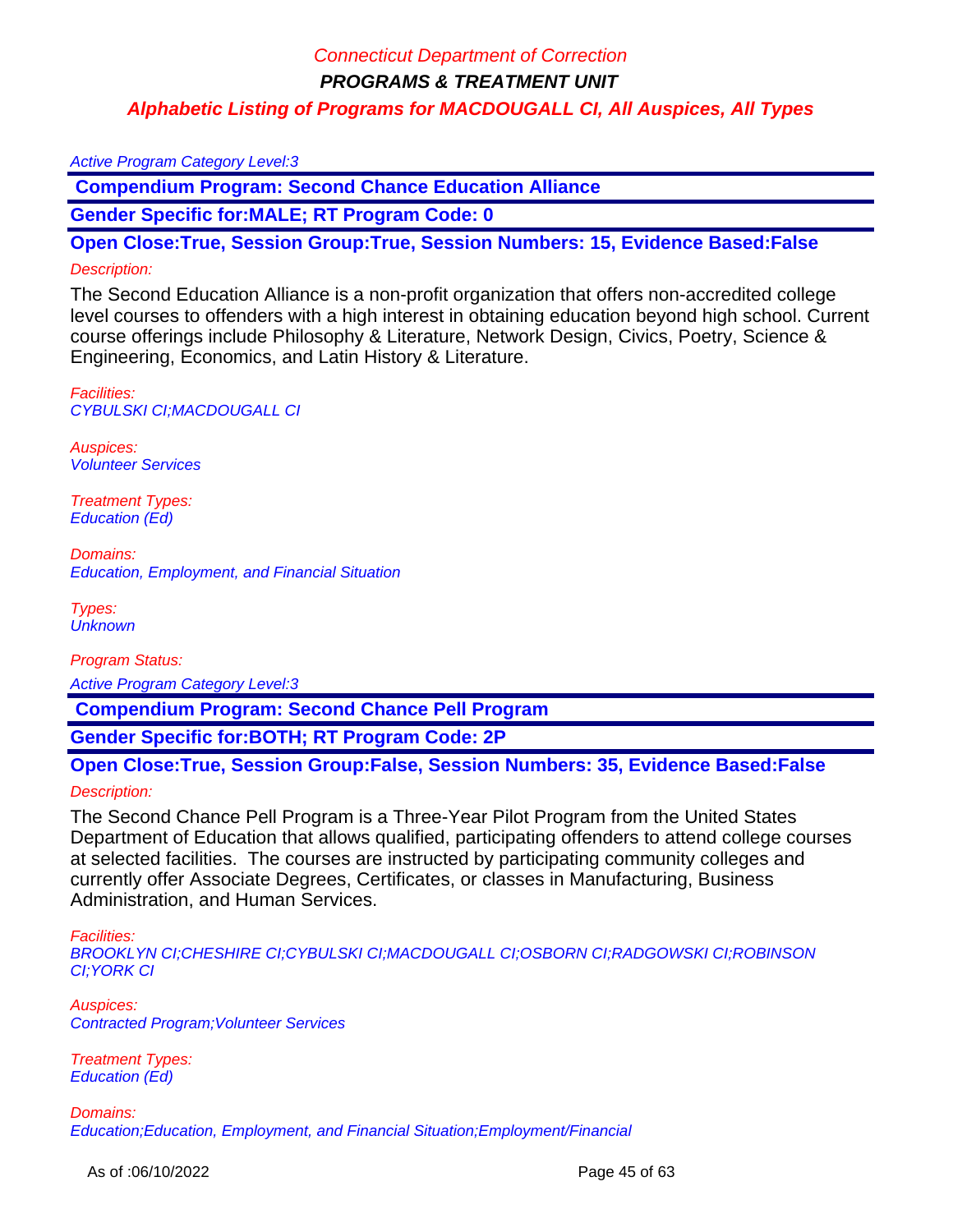Active Program Category Level:3

**Compendium Program: Second Chance Education Alliance**

**Gender Specific for:MALE; RT Program Code: 0**

**Open Close:True, Session Group:True, Session Numbers: 15, Evidence Based:False**

*Description:*

The Second Education Alliance is a non-profit organization that offers non-accredited college level courses to offenders with a high interest in obtaining education beyond high school. Current course offerings include Philosophy & Literature, Network Design, Civics, Poetry, Science & Engineering, Economics, and Latin History & Literature.

*Facilities:*
CYBULSKI CI;MACDOUGALL CI

*Auspices:*
Volunteer Services

*Treatment Types:*
Education (Ed)

*Domains:*
Education, Employment, and Financial Situation

*Types:*
Unknown

*Program Status:*

Active Program Category Level:3

**Compendium Program: Second Chance Pell Program**

**Gender Specific for:BOTH; RT Program Code: 2P**

**Open Close:True, Session Group:False, Session Numbers: 35, Evidence Based:False**

*Description:*

The Second Chance Pell Program is a Three-Year Pilot Program from the United States Department of Education that allows qualified, participating offenders to attend college courses at selected facilities. The courses are instructed by participating community colleges and currently offer Associate Degrees, Certificates, or classes in Manufacturing, Business Administration, and Human Services.

*Facilities:*
BROOKLYN CI;CHESHIRE CI;CYBULSKI CI;MACDOUGALL CI;OSBORN CI;RADGOWSKI CI;ROBINSON CI;YORK CI

*Auspices:*
Contracted Program;Volunteer Services

*Treatment Types:*
Education (Ed)

*Domains:*
Education;Education, Employment, and Financial Situation;Employment/Financial

As of :06/10/2022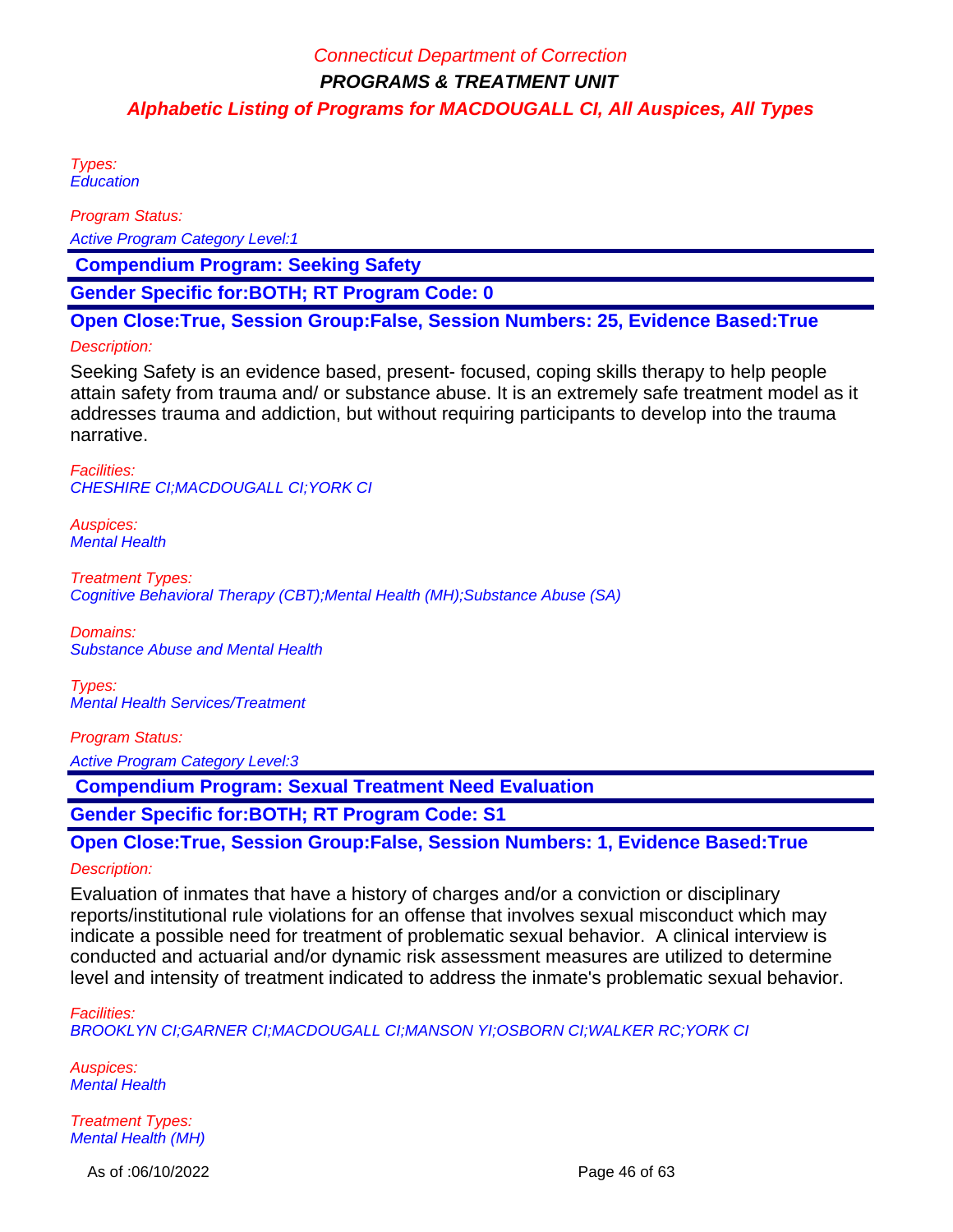Types:
*Education*

Program Status:
*Active Program Category Level:1*

## Compendium Program: Seeking Safety

**Gender Specific for:BOTH; RT Program Code: 0**

**Open Close:True, Session Group:False, Session Numbers: 25, Evidence Based:True**

Description:

Seeking Safety is an evidence based, present- focused, coping skills therapy to help people attain safety from trauma and/ or substance abuse. It is an extremely safe treatment model as it addresses trauma and addiction, but without requiring participants to develop into the trauma narrative.

Facilities:
*CHESHIRE CI;MACDOUGALL CI;YORK CI*

Auspices:
*Mental Health*

Treatment Types:
*Cognitive Behavioral Therapy (CBT);Mental Health (MH);Substance Abuse (SA)*

Domains:
*Substance Abuse and Mental Health*

Types:
*Mental Health Services/Treatment*

Program Status:
*Active Program Category Level:3*

## Compendium Program: Sexual Treatment Need Evaluation

**Gender Specific for:BOTH; RT Program Code: S1**

**Open Close:True, Session Group:False, Session Numbers: 1, Evidence Based:True**

Description:

Evaluation of inmates that have a history of charges and/or a conviction or disciplinary reports/institutional rule violations for an offense that involves sexual misconduct which may indicate a possible need for treatment of problematic sexual behavior. A clinical interview is conducted and actuarial and/or dynamic risk assessment measures are utilized to determine level and intensity of treatment indicated to address the inmate's problematic sexual behavior.

Facilities:
*BROOKLYN CI;GARNER CI;MACDOUGALL CI;MANSON YI;OSBORN CI;WALKER RC;YORK CI*

Auspices:
*Mental Health*

Treatment Types:
*Mental Health (MH)*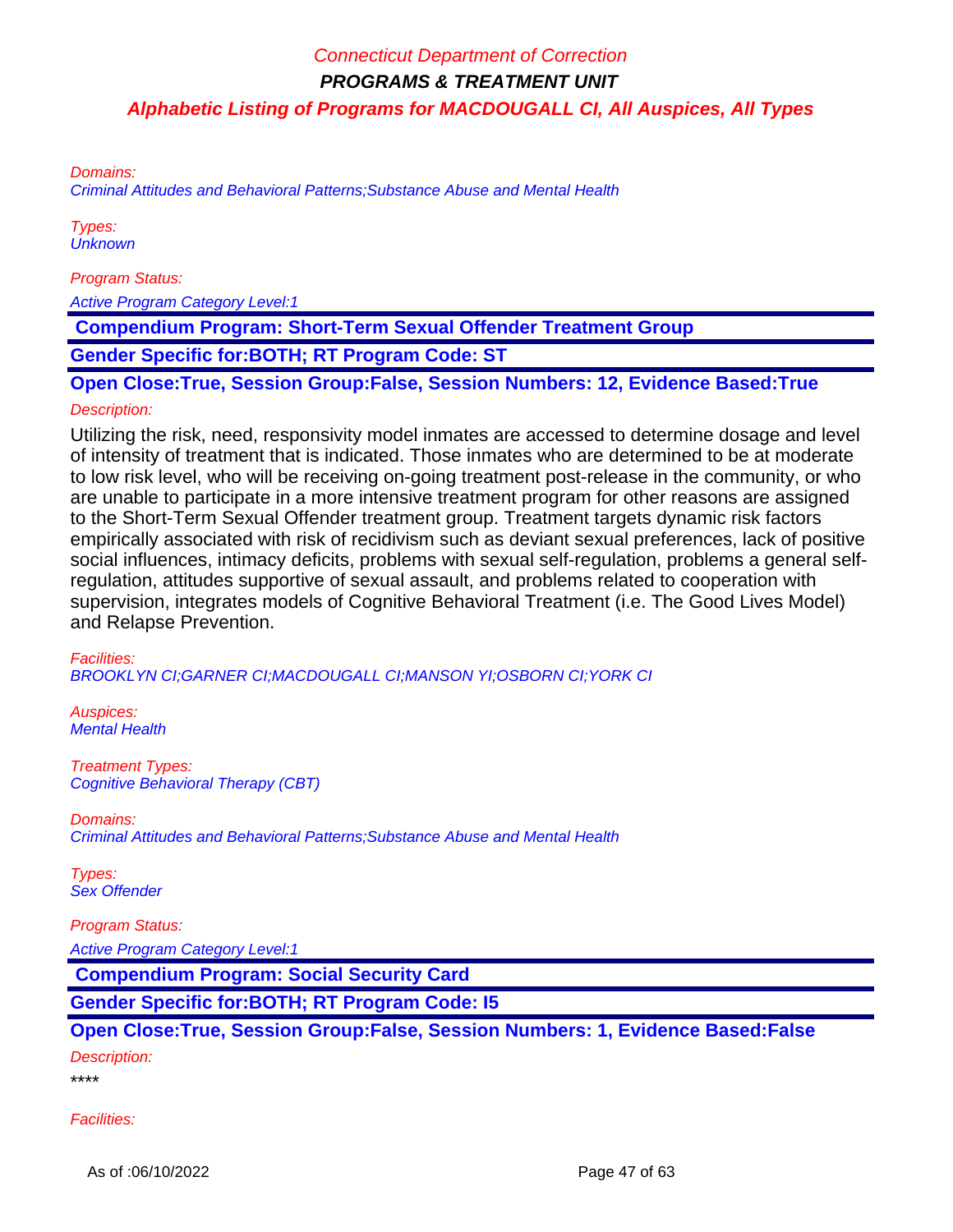Domains:
Criminal Attitudes and Behavioral Patterns;Substance Abuse and Mental Health

Types:
Unknown

Program Status:

Active Program Category Level:1

**Compendium Program: Short-Term Sexual Offender Treatment Group**

**Gender Specific for:BOTH; RT Program Code: ST**

**Open Close:True, Session Group:False, Session Numbers: 12, Evidence Based:True**

Description:

Utilizing the risk, need, responsivity model inmates are accessed to determine dosage and level of intensity of treatment that is indicated. Those inmates who are determined to be at moderate to low risk level, who will be receiving on-going treatment post-release in the community, or who are unable to participate in a more intensive treatment program for other reasons are assigned to the Short-Term Sexual Offender treatment group. Treatment targets dynamic risk factors empirically associated with risk of recidivism such as deviant sexual preferences, lack of positive social influences, intimacy deficits, problems with sexual self-regulation, problems a general self-regulation, attitudes supportive of sexual assault, and problems related to cooperation with supervision, integrates models of Cognitive Behavioral Treatment (i.e. The Good Lives Model) and Relapse Prevention.

Facilities:
BROOKLYN CI;GARNER CI;MACDOUGALL CI;MANSON YI;OSBORN CI;YORK CI

Auspices:
Mental Health

Treatment Types:
Cognitive Behavioral Therapy (CBT)

Domains:
Criminal Attitudes and Behavioral Patterns;Substance Abuse and Mental Health

Types:
Sex Offender

Program Status:

Active Program Category Level:1

**Compendium Program: Social Security Card**

**Gender Specific for:BOTH; RT Program Code: I5**

**Open Close:True, Session Group:False, Session Numbers: 1, Evidence Based:False**

Description:

****

Facilities: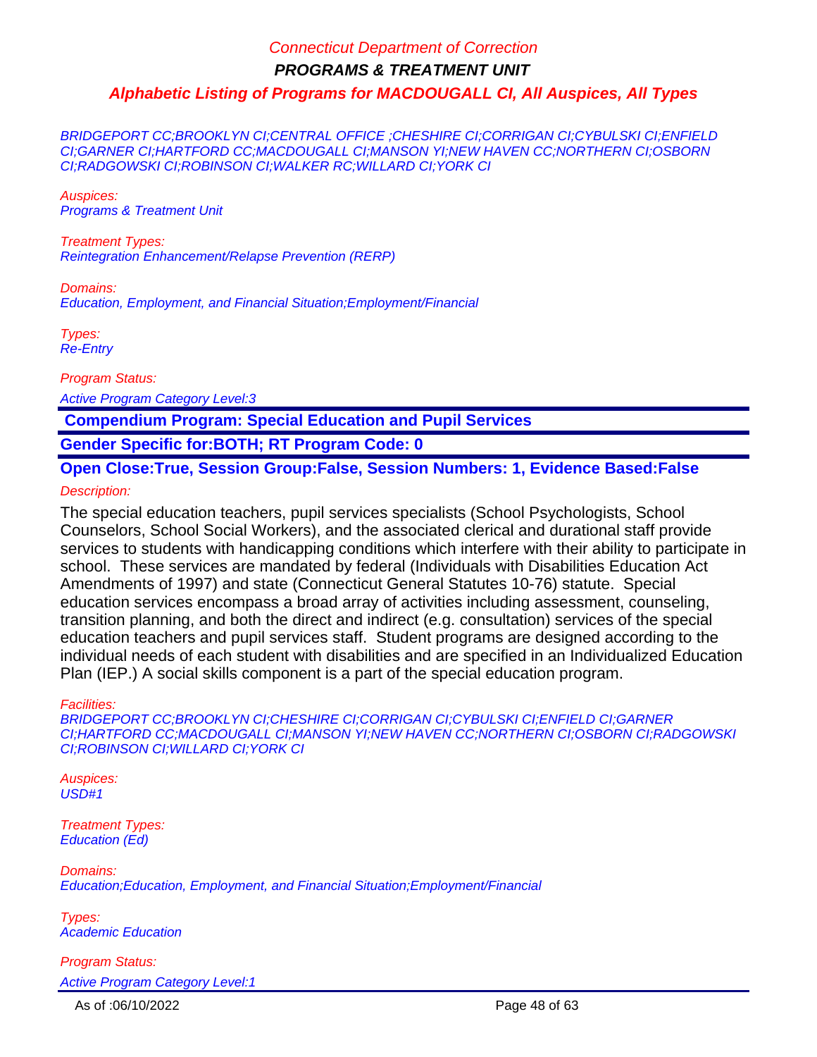BRIDGEPORT CC;BROOKLYN CI;CENTRAL OFFICE ;CHESHIRE CI;CORRIGAN CI;CYBULSKI CI;ENFIELD CI;GARNER CI;HARTFORD CC;MACDOUGALL CI;MANSON YI;NEW HAVEN CC;NORTHERN CI;OSBORN CI;RADGOWSKI CI;ROBINSON CI;WALKER RC;WILLARD CI;YORK CI

Auspices:
Programs & Treatment Unit

Treatment Types:
Reintegration Enhancement/Relapse Prevention (RERP)

Domains:
Education, Employment, and Financial Situation;Employment/Financial

Types:
Re-Entry

Program Status:

Active Program Category Level:3

**Compendium Program: Special Education and Pupil Services**

**Gender Specific for:BOTH; RT Program Code: 0**

**Open Close:True, Session Group:False, Session Numbers: 1, Evidence Based:False**

Description:

The special education teachers, pupil services specialists (School Psychologists, School Counselors, School Social Workers), and the associated clerical and durational staff provide services to students with handicapping conditions which interfere with their ability to participate in school. These services are mandated by federal (Individuals with Disabilities Education Act Amendments of 1997) and state (Connecticut General Statutes 10-76) statute. Special education services encompass a broad array of activities including assessment, counseling, transition planning, and both the direct and indirect (e.g. consultation) services of the special education teachers and pupil services staff. Student programs are designed according to the individual needs of each student with disabilities and are specified in an Individualized Education Plan (IEP.) A social skills component is a part of the special education program.

Facilities:
BRIDGEPORT CC;BROOKLYN CI;CHESHIRE CI;CORRIGAN CI;CYBULSKI CI;ENFIELD CI;GARNER CI;HARTFORD CC;MACDOUGALL CI;MANSON YI;NEW HAVEN CC;NORTHERN CI;OSBORN CI;RADGOWSKI CI;ROBINSON CI;WILLARD CI;YORK CI

Auspices:
USD#1

Treatment Types:
Education (Ed)

Domains:
Education;Education, Employment, and Financial Situation;Employment/Financial

Types:
Academic Education

Program Status:

Active Program Category Level:1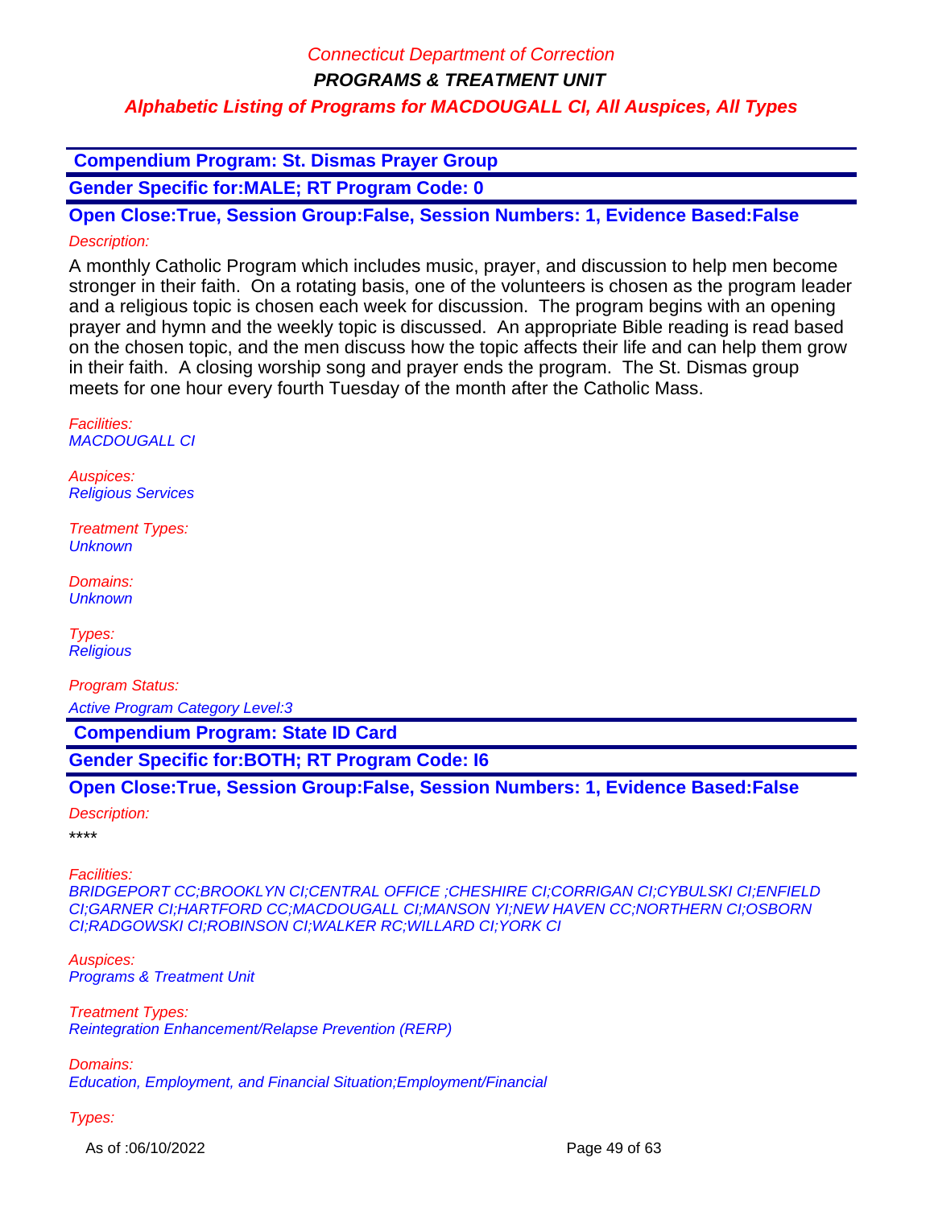**Compendium Program: St. Dismas Prayer Group**

**Gender Specific for:MALE; RT Program Code: 0**

**Open Close:True, Session Group:False, Session Numbers: 1, Evidence Based:False**

*Description:*

A monthly Catholic Program which includes music, prayer, and discussion to help men become stronger in their faith. On a rotating basis, one of the volunteers is chosen as the program leader and a religious topic is chosen each week for discussion. The program begins with an opening prayer and hymn and the weekly topic is discussed. An appropriate Bible reading is read based on the chosen topic, and the men discuss how the topic affects their life and can help them grow in their faith. A closing worship song and prayer ends the program. The St. Dismas group meets for one hour every fourth Tuesday of the month after the Catholic Mass.

*Facilities:*
*MACDOUGALL CI*

*Auspices:*
*Religious Services*

*Treatment Types:*
*Unknown*

*Domains:*
*Unknown*

*Types:*
*Religious*

*Program Status:*

*Active Program Category Level:3*

**Compendium Program: State ID Card**

**Gender Specific for:BOTH; RT Program Code: I6**

**Open Close:True, Session Group:False, Session Numbers: 1, Evidence Based:False**

*Description:*

****

*Facilities:*
*BRIDGEPORT CC;BROOKLYN CI;CENTRAL OFFICE ;CHESHIRE CI;CORRIGAN CI;CYBULSKI CI;ENFIELD CI;GARNER CI;HARTFORD CC;MACDOUGALL CI;MANSON YI;NEW HAVEN CC;NORTHERN CI;OSBORN CI;RADGOWSKI CI;ROBINSON CI;WALKER RC;WILLARD CI;YORK CI*

*Auspices:*
*Programs & Treatment Unit*

*Treatment Types:*
*Reintegration Enhancement/Relapse Prevention (RERP)*

*Domains:*
*Education, Employment, and Financial Situation;Employment/Financial*

*Types:*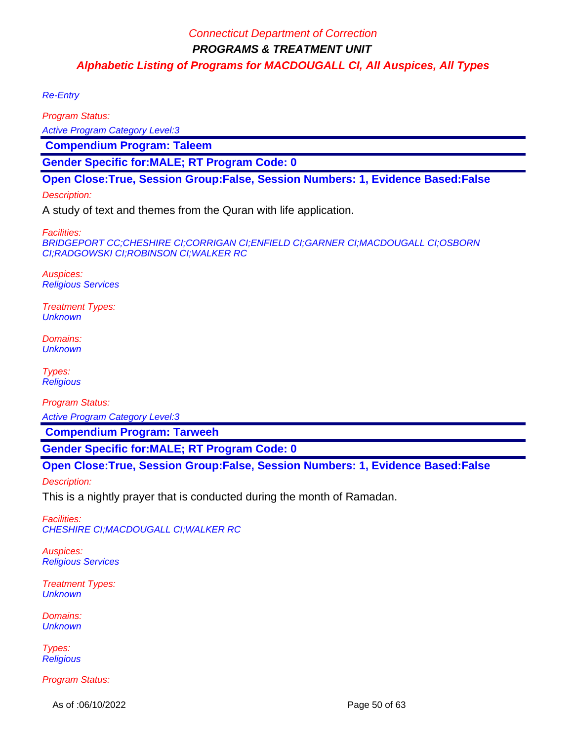Re-Entry

Program Status:

Active Program Category Level:3

**Compendium Program: Taleem**

**Gender Specific for:MALE; RT Program Code: 0**

**Open Close:True, Session Group:False, Session Numbers: 1, Evidence Based:False**

Description:

A study of text and themes from the Quran with life application.

Facilities:
BRIDGEPORT CC;CHESHIRE CI;CORRIGAN CI;ENFIELD CI;GARNER CI;MACDOUGALL CI;OSBORN CI;RADGOWSKI CI;ROBINSON CI;WALKER RC

Auspices:
Religious Services

Treatment Types:
Unknown

Domains:
Unknown

Types:
Religious

Program Status:

Active Program Category Level:3

**Compendium Program: Tarweeh**

**Gender Specific for:MALE; RT Program Code: 0**

**Open Close:True, Session Group:False, Session Numbers: 1, Evidence Based:False**

Description:

This is a nightly prayer that is conducted during the month of Ramadan.

Facilities:
CHESHIRE CI;MACDOUGALL CI;WALKER RC

Auspices:
Religious Services

Treatment Types:
Unknown

Domains:
Unknown

Types:
Religious

Program Status: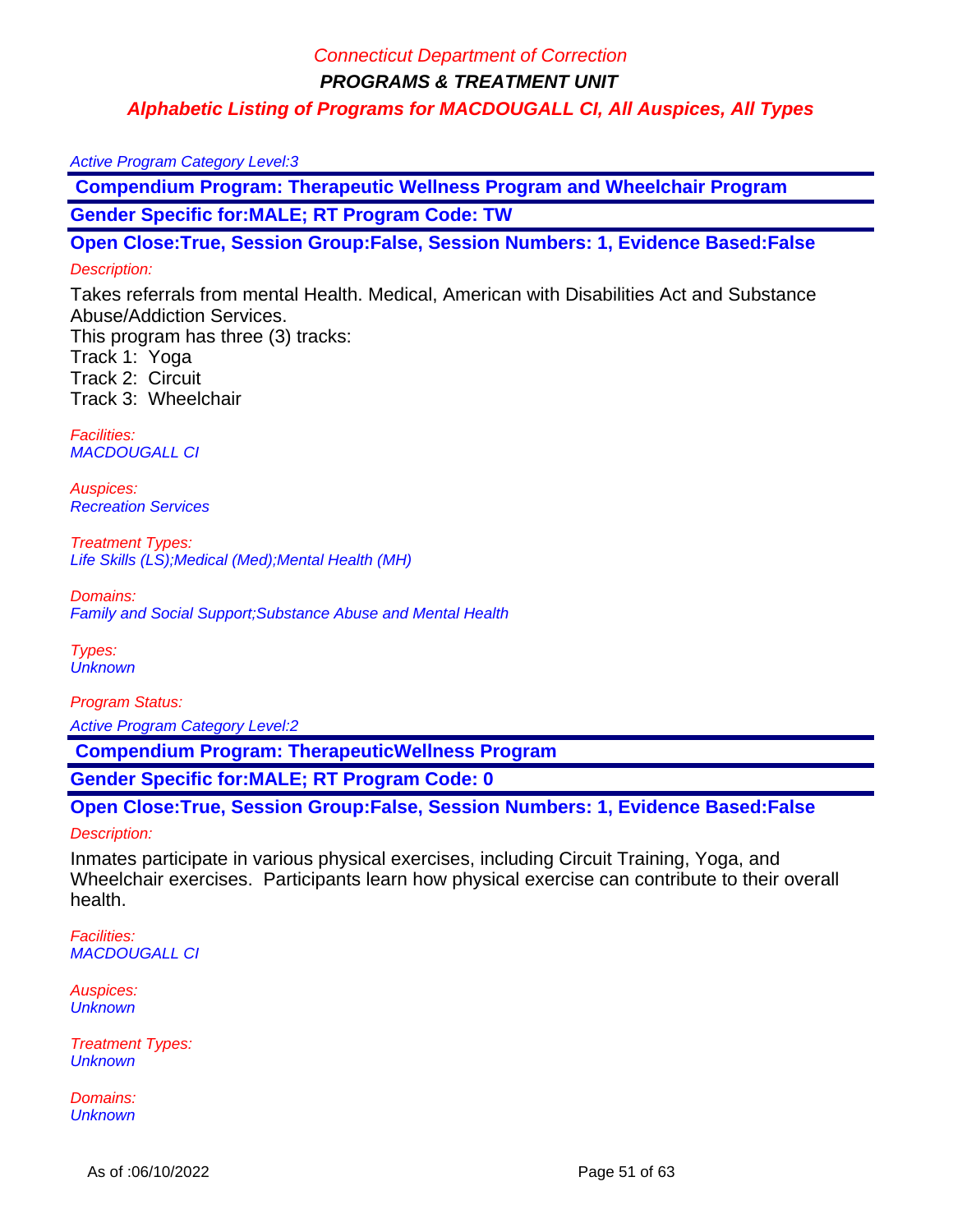Active Program Category Level:3

**Compendium Program: Therapeutic Wellness Program and Wheelchair Program**

**Gender Specific for:MALE; RT Program Code: TW**

**Open Close:True, Session Group:False, Session Numbers: 1, Evidence Based:False**

*Description:*

Takes referrals from mental Health. Medical, American with Disabilities Act and Substance Abuse/Addiction Services.
This program has three (3) tracks:
Track 1: Yoga
Track 2: Circuit
Track 3: Wheelchair

*Facilities:*
*MACDOUGALL CI*

*Auspices:*
*Recreation Services*

*Treatment Types:*
*Life Skills (LS);Medical (Med);Mental Health (MH)*

*Domains:*
*Family and Social Support;Substance Abuse and Mental Health*

*Types:*
*Unknown*

*Program Status:*
*Active Program Category Level:2*

**Compendium Program: TherapeuticWellness Program**

**Gender Specific for:MALE; RT Program Code: 0**

**Open Close:True, Session Group:False, Session Numbers: 1, Evidence Based:False**

*Description:*

Inmates participate in various physical exercises, including Circuit Training, Yoga, and Wheelchair exercises. Participants learn how physical exercise can contribute to their overall health.

*Facilities:*
*MACDOUGALL CI*

*Auspices:*
*Unknown*

*Treatment Types:*
*Unknown*

*Domains:*
*Unknown*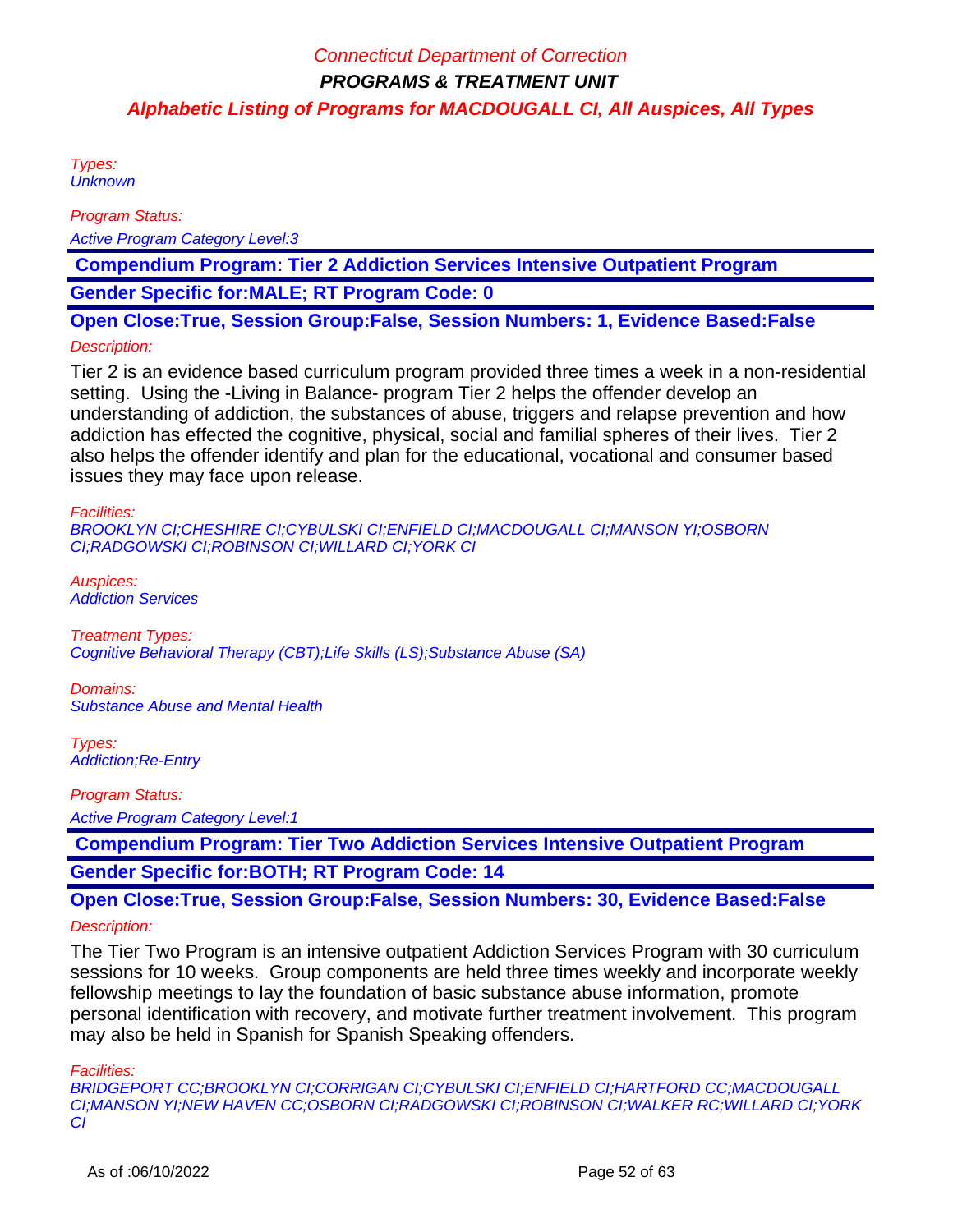Types:
*Unknown*

Program Status:
*Active Program Category Level:3*

**Compendium Program: Tier 2 Addiction Services Intensive Outpatient Program**

**Gender Specific for:MALE; RT Program Code: 0**

**Open Close:True, Session Group:False, Session Numbers: 1, Evidence Based:False**

Description:

Tier 2 is an evidence based curriculum program provided three times a week in a non-residential setting. Using the -Living in Balance- program Tier 2 helps the offender develop an understanding of addiction, the substances of abuse, triggers and relapse prevention and how addiction has effected the cognitive, physical, social and familial spheres of their lives. Tier 2 also helps the offender identify and plan for the educational, vocational and consumer based issues they may face upon release.

Facilities:
*BROOKLYN CI;CHESHIRE CI;CYBULSKI CI;ENFIELD CI;MACDOUGALL CI;MANSON YI;OSBORN CI;RADGOWSKI CI;ROBINSON CI;WILLARD CI;YORK CI*

Auspices:
*Addiction Services*

Treatment Types:
*Cognitive Behavioral Therapy (CBT);Life Skills (LS);Substance Abuse (SA)*

Domains:
*Substance Abuse and Mental Health*

Types:
*Addiction;Re-Entry*

Program Status:
*Active Program Category Level:1*

**Compendium Program: Tier Two Addiction Services Intensive Outpatient Program**

**Gender Specific for:BOTH; RT Program Code: 14**

**Open Close:True, Session Group:False, Session Numbers: 30, Evidence Based:False**

Description:

The Tier Two Program is an intensive outpatient Addiction Services Program with 30 curriculum sessions for 10 weeks. Group components are held three times weekly and incorporate weekly fellowship meetings to lay the foundation of basic substance abuse information, promote personal identification with recovery, and motivate further treatment involvement. This program may also be held in Spanish for Spanish Speaking offenders.

Facilities:
*BRIDGEPORT CC;BROOKLYN CI;CORRIGAN CI;CYBULSKI CI;ENFIELD CI;HARTFORD CC;MACDOUGALL CI;MANSON YI;NEW HAVEN CC;OSBORN CI;RADGOWSKI CI;ROBINSON CI;WALKER RC;WILLARD CI;YORK CI*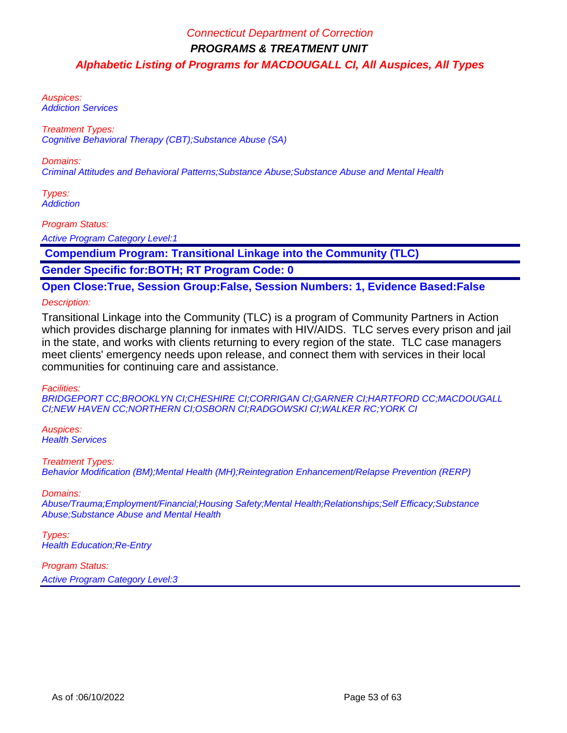Auspices:
Addiction Services

Treatment Types:
Cognitive Behavioral Therapy (CBT);Substance Abuse (SA)

Domains:
Criminal Attitudes and Behavioral Patterns;Substance Abuse;Substance Abuse and Mental Health

Types:
Addiction

Program Status:

Active Program Category Level:1

**Compendium Program: Transitional Linkage into the Community (TLC)**

**Gender Specific for:BOTH; RT Program Code: 0**

**Open Close:True, Session Group:False, Session Numbers: 1, Evidence Based:False**

Description:

Transitional Linkage into the Community (TLC) is a program of Community Partners in Action which provides discharge planning for inmates with HIV/AIDS. TLC serves every prison and jail in the state, and works with clients returning to every region of the state. TLC case managers meet clients' emergency needs upon release, and connect them with services in their local communities for continuing care and assistance.

Facilities:
BRIDGEPORT CC;BROOKLYN CI;CHESHIRE CI;CORRIGAN CI;GARNER CI;HARTFORD CC;MACDOUGALL CI;NEW HAVEN CC;NORTHERN CI;OSBORN CI;RADGOWSKI CI;WALKER RC;YORK CI

Auspices:
Health Services

Treatment Types:
Behavior Modification (BM);Mental Health (MH);Reintegration Enhancement/Relapse Prevention (RERP)

Domains:
Abuse/Trauma;Employment/Financial;Housing Safety;Mental Health;Relationships;Self Efficacy;Substance Abuse;Substance Abuse and Mental Health

Types:
Health Education;Re-Entry

Program Status:

Active Program Category Level:3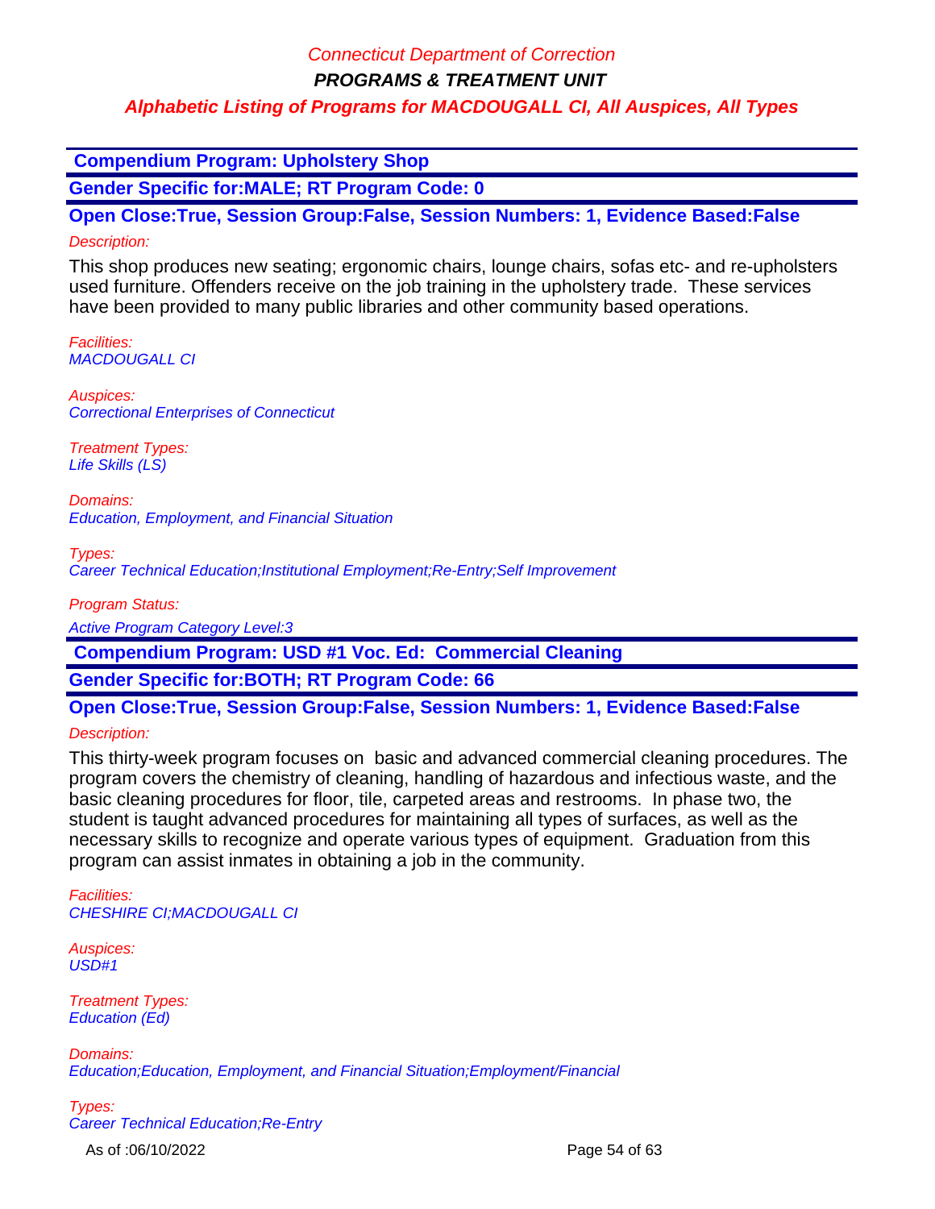## Compendium Program: Upholstery Shop

**Gender Specific for:MALE; RT Program Code: 0**

**Open Close:True, Session Group:False, Session Numbers: 1, Evidence Based:False**

*Description:*

This shop produces new seating; ergonomic chairs, lounge chairs, sofas etc- and re-upholsters used furniture. Offenders receive on the job training in the upholstery trade. These services have been provided to many public libraries and other community based operations.

*Facilities:*
*MACDOUGALL CI*

*Auspices:*
*Correctional Enterprises of Connecticut*

*Treatment Types:*
*Life Skills (LS)*

*Domains:*
*Education, Employment, and Financial Situation*

*Types:*
*Career Technical Education;Institutional Employment;Re-Entry;Self Improvement*

*Program Status:*

*Active Program Category Level:3*

## Compendium Program: USD #1 Voc. Ed: Commercial Cleaning

**Gender Specific for:BOTH; RT Program Code: 66**

**Open Close:True, Session Group:False, Session Numbers: 1, Evidence Based:False**

*Description:*

This thirty-week program focuses on basic and advanced commercial cleaning procedures. The program covers the chemistry of cleaning, handling of hazardous and infectious waste, and the basic cleaning procedures for floor, tile, carpeted areas and restrooms. In phase two, the student is taught advanced procedures for maintaining all types of surfaces, as well as the necessary skills to recognize and operate various types of equipment. Graduation from this program can assist inmates in obtaining a job in the community.

*Facilities:*
*CHESHIRE CI;MACDOUGALL CI*

*Auspices:*
*USD#1*

*Treatment Types:*
*Education (Ed)*

*Domains:*
*Education;Education, Employment, and Financial Situation;Employment/Financial*

*Types:*
*Career Technical Education;Re-Entry*

As of :06/10/2022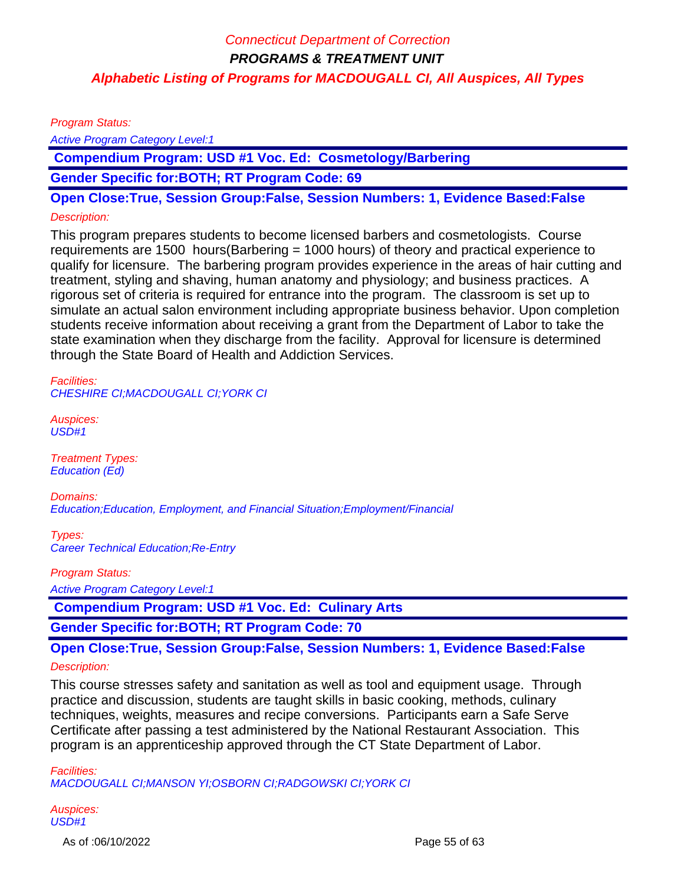*Program Status:*

*Active Program Category Level:1*

**Compendium Program: USD #1 Voc. Ed:  Cosmetology/Barbering**

**Gender Specific for:BOTH; RT Program Code: 69**

**Open Close:True, Session Group:False, Session Numbers: 1, Evidence Based:False**

*Description:*

This program prepares students to become licensed barbers and cosmetologists.  Course requirements are 1500  hours(Barbering = 1000 hours) of theory and practical experience to qualify for licensure.  The barbering program provides experience in the areas of hair cutting and treatment, styling and shaving, human anatomy and physiology; and business practices.  A rigorous set of criteria is required for entrance into the program.  The classroom is set up to simulate an actual salon environment including appropriate business behavior. Upon completion students receive information about receiving a grant from the Department of Labor to take the state examination when they discharge from the facility.  Approval for licensure is determined through the State Board of Health and Addiction Services.

*Facilities:*
*CHESHIRE CI;MACDOUGALL CI;YORK CI*

*Auspices:*
*USD#1*

*Treatment Types:*
*Education (Ed)*

*Domains:*
*Education;Education, Employment, and Financial Situation;Employment/Financial*

*Types:*
*Career Technical Education;Re-Entry*

*Program Status:*

*Active Program Category Level:1*

**Compendium Program: USD #1 Voc. Ed:  Culinary Arts**

**Gender Specific for:BOTH; RT Program Code: 70**

**Open Close:True, Session Group:False, Session Numbers: 1, Evidence Based:False**

*Description:*

This course stresses safety and sanitation as well as tool and equipment usage.  Through practice and discussion, students are taught skills in basic cooking, methods, culinary techniques, weights, measures and recipe conversions.  Participants earn a Safe Serve Certificate after passing a test administered by the National Restaurant Association.  This program is an apprenticeship approved through the CT State Department of Labor.

*Facilities:*
*MACDOUGALL CI;MANSON YI;OSBORN CI;RADGOWSKI CI;YORK CI*

*Auspices:*
*USD#1*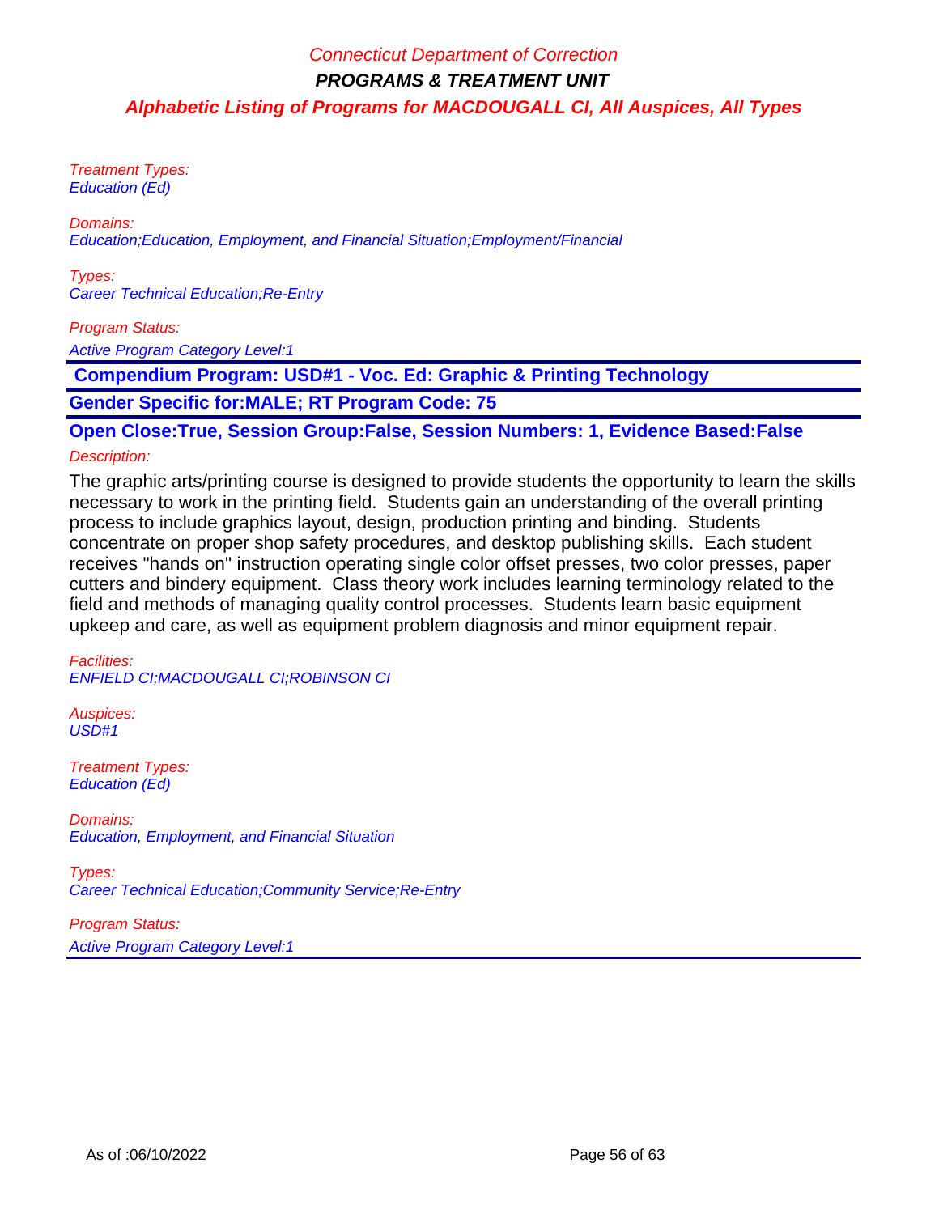Treatment Types:
Education (Ed)

Domains:
Education;Education, Employment, and Financial Situation;Employment/Financial

Types:
Career Technical Education;Re-Entry

Program Status:
Active Program Category Level:1

**Compendium Program: USD#1 - Voc. Ed: Graphic & Printing Technology**

**Gender Specific for:MALE; RT Program Code: 75**

**Open Close:True, Session Group:False, Session Numbers: 1, Evidence Based:False**

Description:

The graphic arts/printing course is designed to provide students the opportunity to learn the skills necessary to work in the printing field. Students gain an understanding of the overall printing process to include graphics layout, design, production printing and binding. Students concentrate on proper shop safety procedures, and desktop publishing skills. Each student receives "hands on" instruction operating single color offset presses, two color presses, paper cutters and bindery equipment. Class theory work includes learning terminology related to the field and methods of managing quality control processes. Students learn basic equipment upkeep and care, as well as equipment problem diagnosis and minor equipment repair.

Facilities:
ENFIELD CI;MACDOUGALL CI;ROBINSON CI

Auspices:
USD#1

Treatment Types:
Education (Ed)

Domains:
Education, Employment, and Financial Situation

Types:
Career Technical Education;Community Service;Re-Entry

Program Status:
Active Program Category Level:1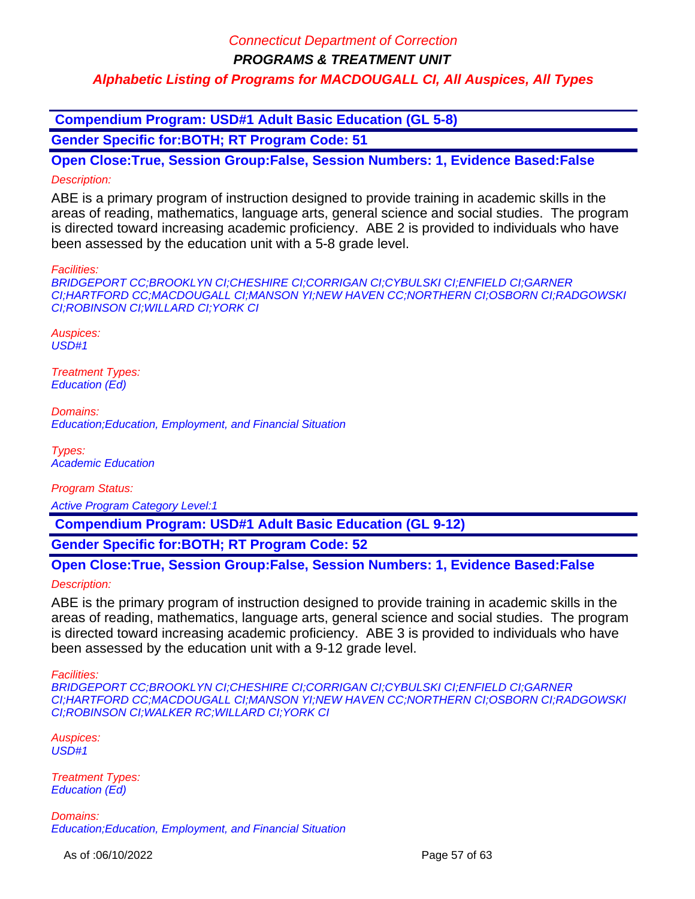**Compendium Program: USD#1 Adult Basic Education (GL 5-8)**

**Gender Specific for:BOTH; RT Program Code: 51**

**Open Close:True, Session Group:False, Session Numbers: 1, Evidence Based:False**

*Description:*

ABE is a primary program of instruction designed to provide training in academic skills in the areas of reading, mathematics, language arts, general science and social studies. The program is directed toward increasing academic proficiency. ABE 2 is provided to individuals who have been assessed by the education unit with a 5-8 grade level.

*Facilities:*
BRIDGEPORT CC;BROOKLYN CI;CHESHIRE CI;CORRIGAN CI;CYBULSKI CI;ENFIELD CI;GARNER CI;HARTFORD CC;MACDOUGALL CI;MANSON YI;NEW HAVEN CC;NORTHERN CI;OSBORN CI;RADGOWSKI CI;ROBINSON CI;WILLARD CI;YORK CI

*Auspices:*
USD#1

*Treatment Types:*
Education (Ed)

*Domains:*
Education;Education, Employment, and Financial Situation

*Types:*
Academic Education

*Program Status:*
Active Program Category Level:1

**Compendium Program: USD#1 Adult Basic Education (GL 9-12)**

**Gender Specific for:BOTH; RT Program Code: 52**

**Open Close:True, Session Group:False, Session Numbers: 1, Evidence Based:False**

*Description:*

ABE is the primary program of instruction designed to provide training in academic skills in the areas of reading, mathematics, language arts, general science and social studies. The program is directed toward increasing academic proficiency. ABE 3 is provided to individuals who have been assessed by the education unit with a 9-12 grade level.

*Facilities:*
BRIDGEPORT CC;BROOKLYN CI;CHESHIRE CI;CORRIGAN CI;CYBULSKI CI;ENFIELD CI;GARNER CI;HARTFORD CC;MACDOUGALL CI;MANSON YI;NEW HAVEN CC;NORTHERN CI;OSBORN CI;RADGOWSKI CI;ROBINSON CI;WALKER RC;WILLARD CI;YORK CI

*Auspices:*
USD#1

*Treatment Types:*
Education (Ed)

*Domains:*
Education;Education, Employment, and Financial Situation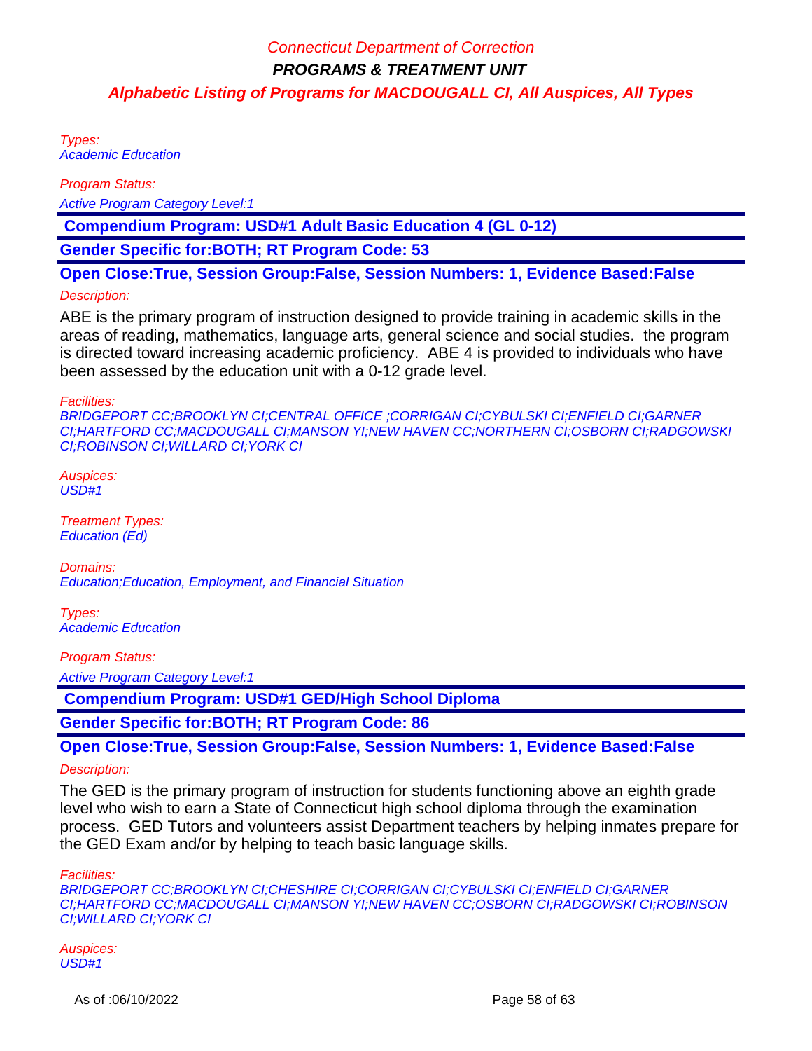Types:
Academic Education

Program Status:
Active Program Category Level:1

**Compendium Program: USD#1 Adult Basic Education 4 (GL 0-12)**

**Gender Specific for:BOTH; RT Program Code: 53**

**Open Close:True, Session Group:False, Session Numbers: 1, Evidence Based:False**

Description:

ABE is the primary program of instruction designed to provide training in academic skills in the areas of reading, mathematics, language arts, general science and social studies.  the program is directed toward increasing academic proficiency.  ABE 4 is provided to individuals who have been assessed by the education unit with a 0-12 grade level.

Facilities:
BRIDGEPORT CC;BROOKLYN CI;CENTRAL OFFICE ;CORRIGAN CI;CYBULSKI CI;ENFIELD CI;GARNER CI;HARTFORD CC;MACDOUGALL CI;MANSON YI;NEW HAVEN CC;NORTHERN CI;OSBORN CI;RADGOWSKI CI;ROBINSON CI;WILLARD CI;YORK CI

Auspices:
USD#1

Treatment Types:
Education (Ed)

Domains:
Education;Education, Employment, and Financial Situation

Types:
Academic Education

Program Status:
Active Program Category Level:1

**Compendium Program: USD#1 GED/High School Diploma**

**Gender Specific for:BOTH; RT Program Code: 86**

**Open Close:True, Session Group:False, Session Numbers: 1, Evidence Based:False**

Description:

The GED is the primary program of instruction for students functioning above an eighth grade level who wish to earn a State of Connecticut high school diploma through the examination process.  GED Tutors and volunteers assist Department teachers by helping inmates prepare for the GED Exam and/or by helping to teach basic language skills.

Facilities:
BRIDGEPORT CC;BROOKLYN CI;CHESHIRE CI;CORRIGAN CI;CYBULSKI CI;ENFIELD CI;GARNER CI;HARTFORD CC;MACDOUGALL CI;MANSON YI;NEW HAVEN CC;OSBORN CI;RADGOWSKI CI;ROBINSON CI;WILLARD CI;YORK CI

Auspices:
USD#1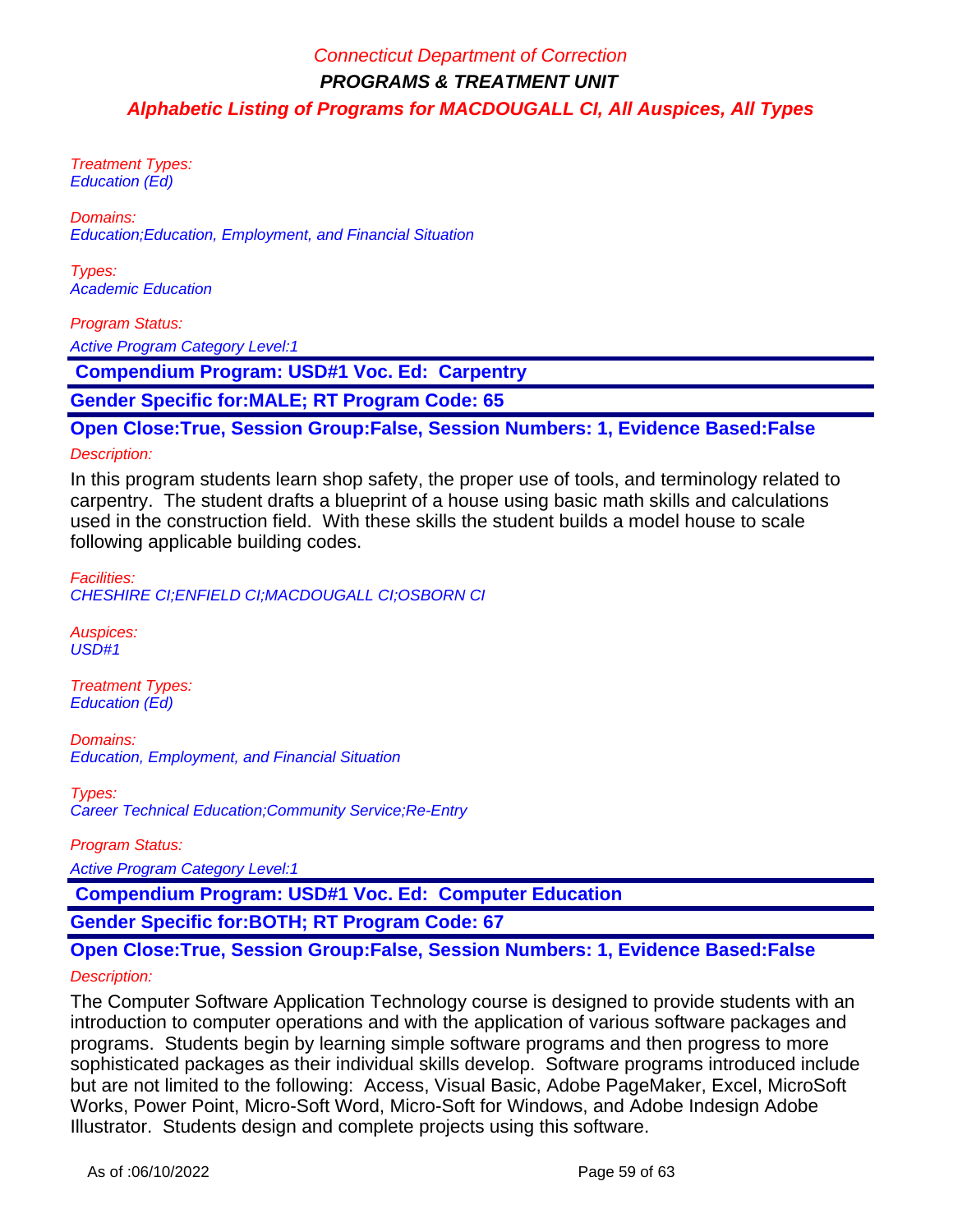Treatment Types:
Education (Ed)

Domains:
Education;Education, Employment, and Financial Situation

Types:
Academic Education

Program Status:

Active Program Category Level:1

**Compendium Program: USD#1 Voc. Ed: Carpentry**

**Gender Specific for:MALE; RT Program Code: 65**

**Open Close:True, Session Group:False, Session Numbers: 1, Evidence Based:False**

Description:

In this program students learn shop safety, the proper use of tools, and terminology related to carpentry. The student drafts a blueprint of a house using basic math skills and calculations used in the construction field. With these skills the student builds a model house to scale following applicable building codes.

Facilities:
CHESHIRE CI;ENFIELD CI;MACDOUGALL CI;OSBORN CI

Auspices:
USD#1

Treatment Types:
Education (Ed)

Domains:
Education, Employment, and Financial Situation

Types:
Career Technical Education;Community Service;Re-Entry

Program Status:

Active Program Category Level:1

**Compendium Program: USD#1 Voc. Ed: Computer Education**

**Gender Specific for:BOTH; RT Program Code: 67**

**Open Close:True, Session Group:False, Session Numbers: 1, Evidence Based:False**

Description:

The Computer Software Application Technology course is designed to provide students with an introduction to computer operations and with the application of various software packages and programs. Students begin by learning simple software programs and then progress to more sophisticated packages as their individual skills develop. Software programs introduced include but are not limited to the following: Access, Visual Basic, Adobe PageMaker, Excel, MicroSoft Works, Power Point, Micro-Soft Word, Micro-Soft for Windows, and Adobe Indesign Adobe Illustrator. Students design and complete projects using this software.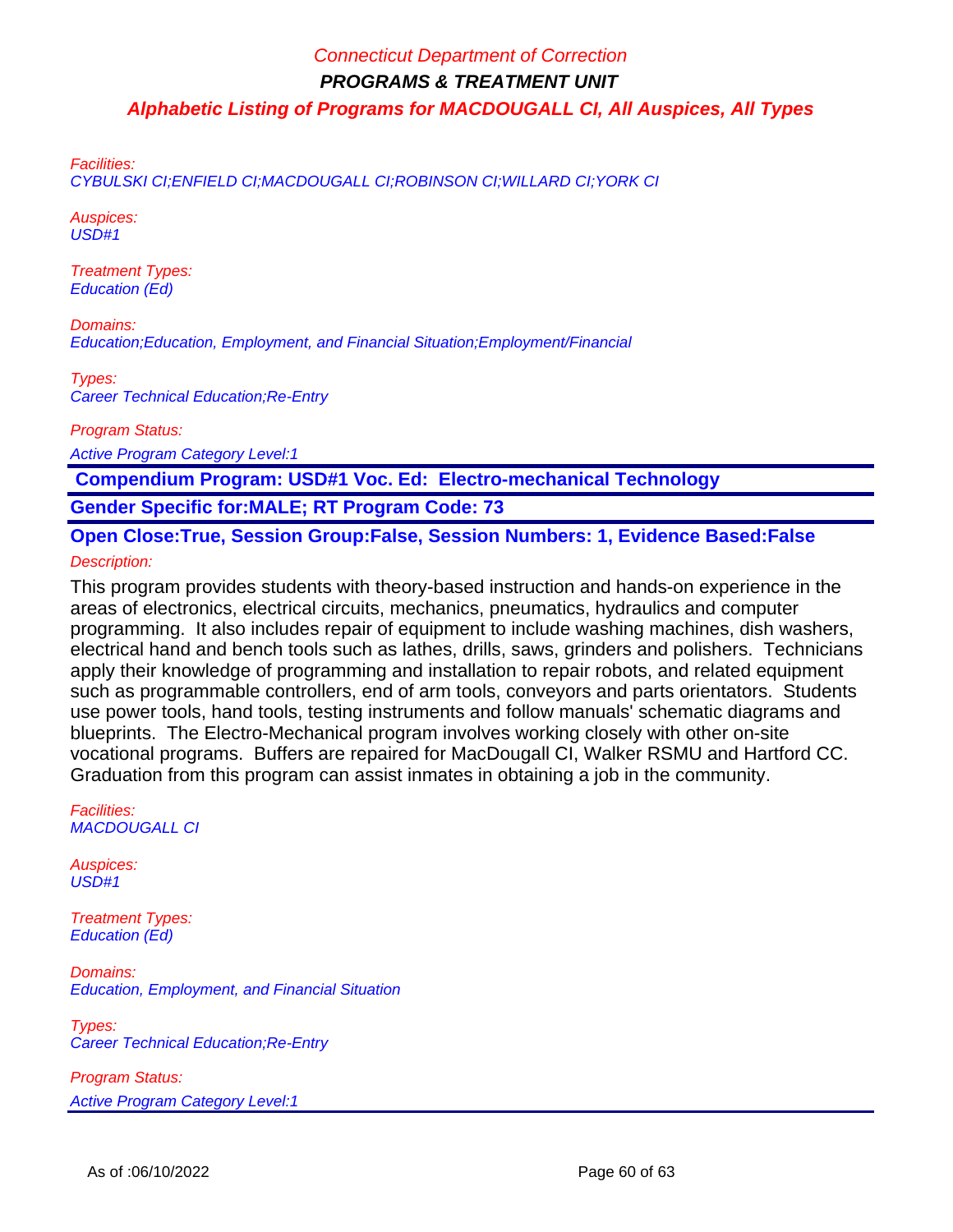Facilities:
CYBULSKI CI;ENFIELD CI;MACDOUGALL CI;ROBINSON CI;WILLARD CI;YORK CI

Auspices:
USD#1

Treatment Types:
Education (Ed)

Domains:
Education;Education, Employment, and Financial Situation;Employment/Financial

Types:
Career Technical Education;Re-Entry

Program Status:

Active Program Category Level:1

**Compendium Program: USD#1 Voc. Ed: Electro-mechanical Technology**

**Gender Specific for:MALE; RT Program Code: 73**

**Open Close:True, Session Group:False, Session Numbers: 1, Evidence Based:False**

Description:

This program provides students with theory-based instruction and hands-on experience in the areas of electronics, electrical circuits, mechanics, pneumatics, hydraulics and computer programming. It also includes repair of equipment to include washing machines, dish washers, electrical hand and bench tools such as lathes, drills, saws, grinders and polishers. Technicians apply their knowledge of programming and installation to repair robots, and related equipment such as programmable controllers, end of arm tools, conveyors and parts orientators. Students use power tools, hand tools, testing instruments and follow manuals' schematic diagrams and blueprints. The Electro-Mechanical program involves working closely with other on-site vocational programs. Buffers are repaired for MacDougall CI, Walker RSMU and Hartford CC. Graduation from this program can assist inmates in obtaining a job in the community.

Facilities:
MACDOUGALL CI

Auspices:
USD#1

Treatment Types:
Education (Ed)

Domains:
Education, Employment, and Financial Situation

Types:
Career Technical Education;Re-Entry

Program Status:
Active Program Category Level:1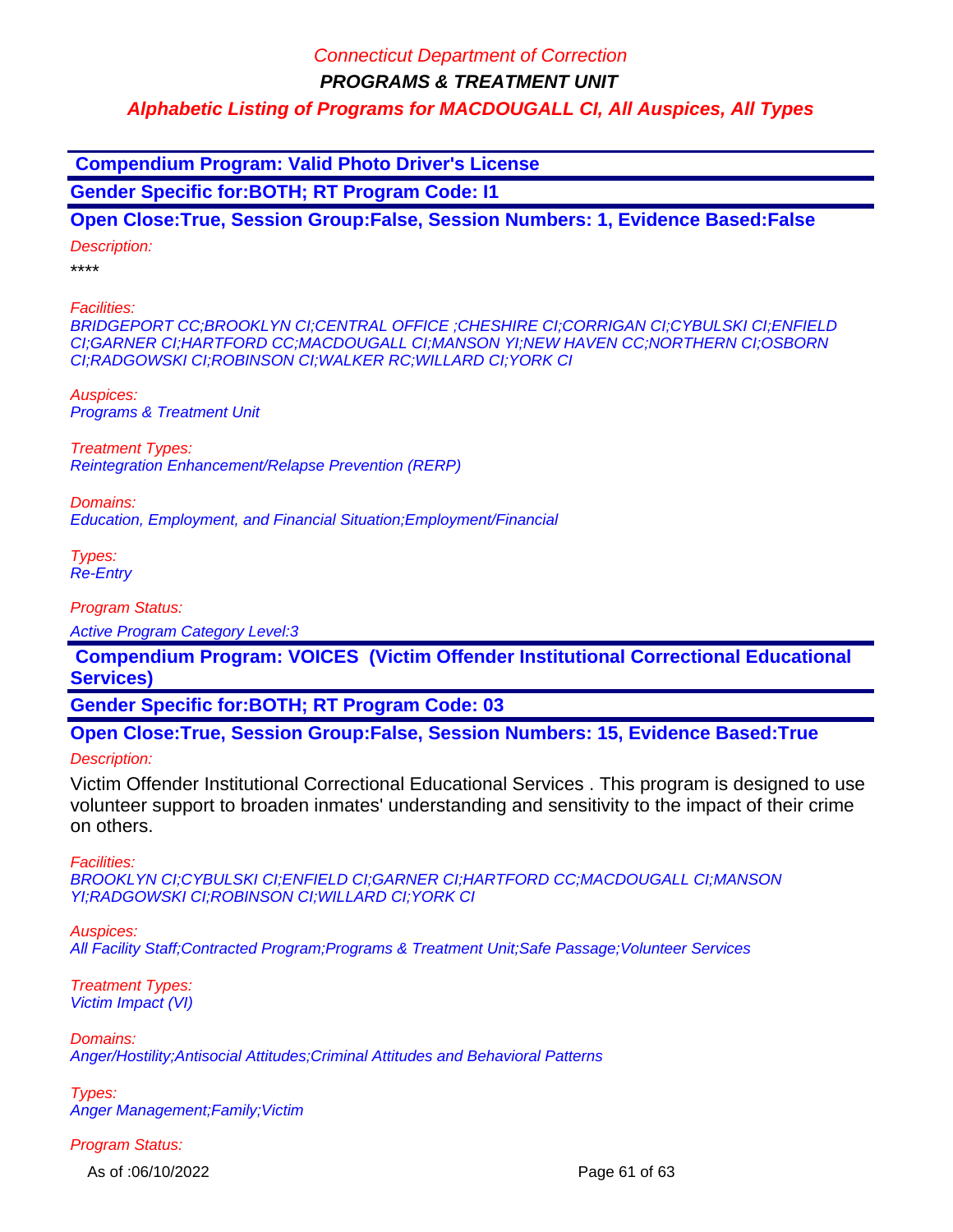**Compendium Program: Valid Photo Driver's License**

**Gender Specific for:BOTH; RT Program Code: I1**

**Open Close:True, Session Group:False, Session Numbers: 1, Evidence Based:False**

*Description:*

****

*Facilities:*

*BRIDGEPORT CC;BROOKLYN CI;CENTRAL OFFICE ;CHESHIRE CI;CORRIGAN CI;CYBULSKI CI;ENFIELD CI;GARNER CI;HARTFORD CC;MACDOUGALL CI;MANSON YI;NEW HAVEN CC;NORTHERN CI;OSBORN CI;RADGOWSKI CI;ROBINSON CI;WALKER RC;WILLARD CI;YORK CI*

*Auspices:*

*Programs & Treatment Unit*

*Treatment Types:*

*Reintegration Enhancement/Relapse Prevention (RERP)*

*Domains:*

*Education, Employment, and Financial Situation;Employment/Financial*

*Types:*

*Re-Entry*

*Program Status:*

*Active Program Category Level:3*

**Compendium Program: VOICES (Victim Offender Institutional Correctional Educational Services)**

**Gender Specific for:BOTH; RT Program Code: 03**

**Open Close:True, Session Group:False, Session Numbers: 15, Evidence Based:True**

*Description:*

Victim Offender Institutional Correctional Educational Services . This program is designed to use volunteer support to broaden inmates' understanding and sensitivity to the impact of their crime on others.

*Facilities:*

*BROOKLYN CI;CYBULSKI CI;ENFIELD CI;GARNER CI;HARTFORD CC;MACDOUGALL CI;MANSON YI;RADGOWSKI CI;ROBINSON CI;WILLARD CI;YORK CI*

*Auspices:*

*All Facility Staff;Contracted Program;Programs & Treatment Unit;Safe Passage;Volunteer Services*

*Treatment Types:*

*Victim Impact (VI)*

*Domains:*

*Anger/Hostility;Antisocial Attitudes;Criminal Attitudes and Behavioral Patterns*

*Types:*

*Anger Management;Family;Victim*

*Program Status:*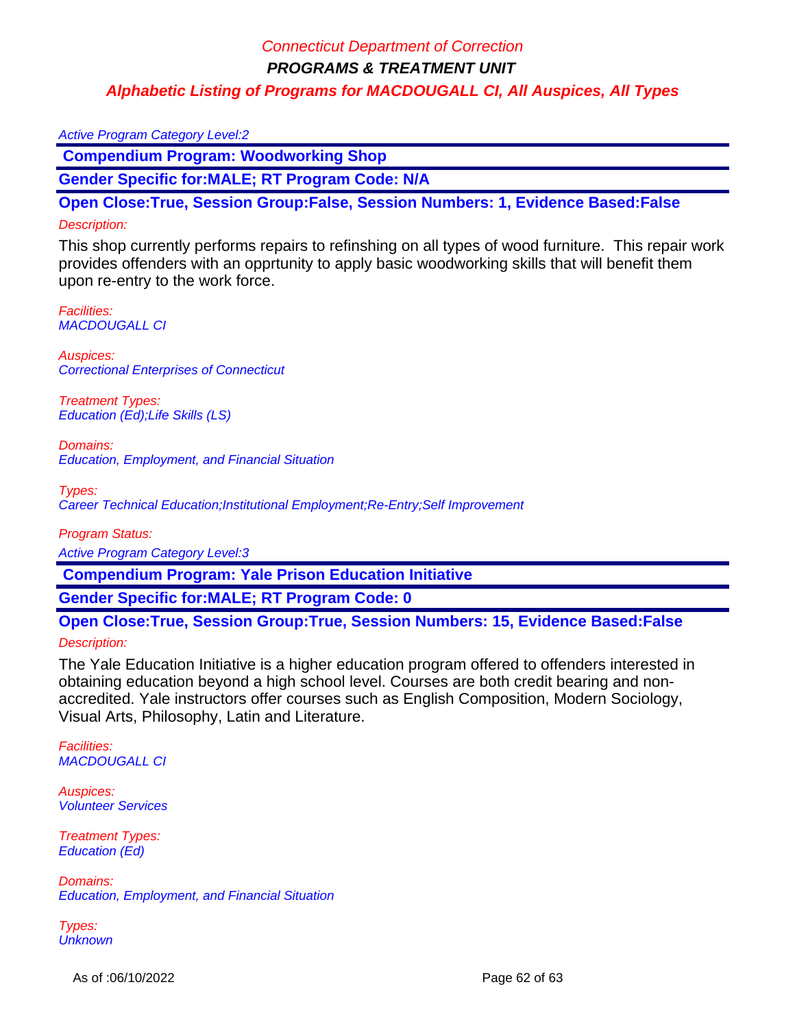Active Program Category Level:2

## Compendium Program: Woodworking Shop

**Gender Specific for:MALE; RT Program Code: N/A**

**Open Close:True, Session Group:False, Session Numbers: 1, Evidence Based:False**

*Description:*

This shop currently performs repairs to refinshing on all types of wood furniture. This repair work provides offenders with an opprtunity to apply basic woodworking skills that will benefit them upon re-entry to the work force.

*Facilities:*
*MACDOUGALL CI*

*Auspices:*
*Correctional Enterprises of Connecticut*

*Treatment Types:*
*Education (Ed);Life Skills (LS)*

*Domains:*
*Education, Employment, and Financial Situation*

*Types:*
*Career Technical Education;Institutional Employment;Re-Entry;Self Improvement*

*Program Status:*
Active Program Category Level:3

## Compendium Program: Yale Prison Education Initiative

**Gender Specific for:MALE; RT Program Code: 0**

**Open Close:True, Session Group:True, Session Numbers: 15, Evidence Based:False**

*Description:*

The Yale Education Initiative is a higher education program offered to offenders interested in obtaining education beyond a high school level. Courses are both credit bearing and non-accredited. Yale instructors offer courses such as English Composition, Modern Sociology, Visual Arts, Philosophy, Latin and Literature.

*Facilities:*
*MACDOUGALL CI*

*Auspices:*
*Volunteer Services*

*Treatment Types:*
*Education (Ed)*

*Domains:*
*Education, Employment, and Financial Situation*

*Types:*
*Unknown*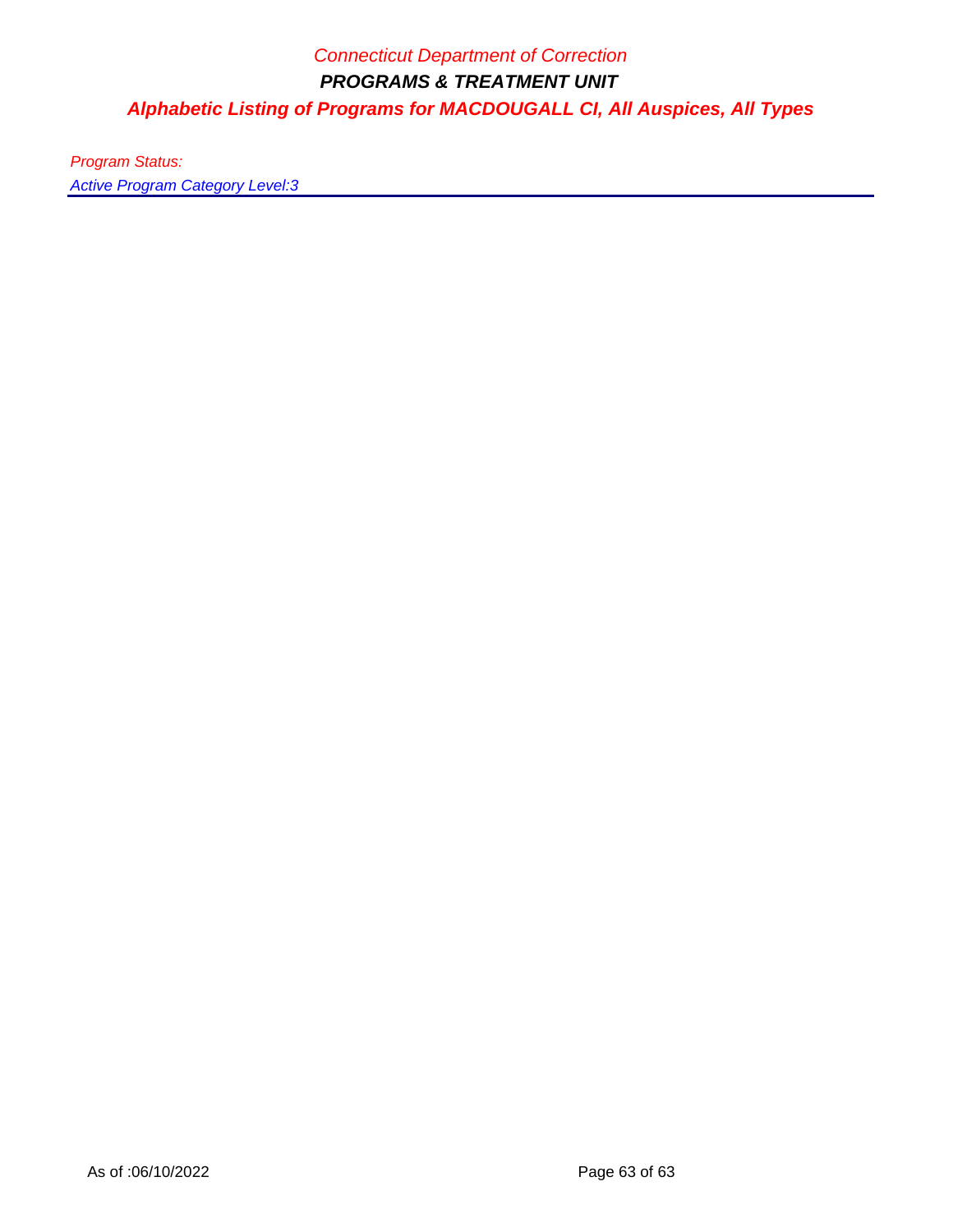Connecticut Department of Correction

**PROGRAMS & TREATMENT UNIT**

**Alphabetic Listing of Programs for MACDOUGALL CI, All Auspices, All Types**

*Program Status:*

*Active Program Category Level:3*

As of :06/10/2022